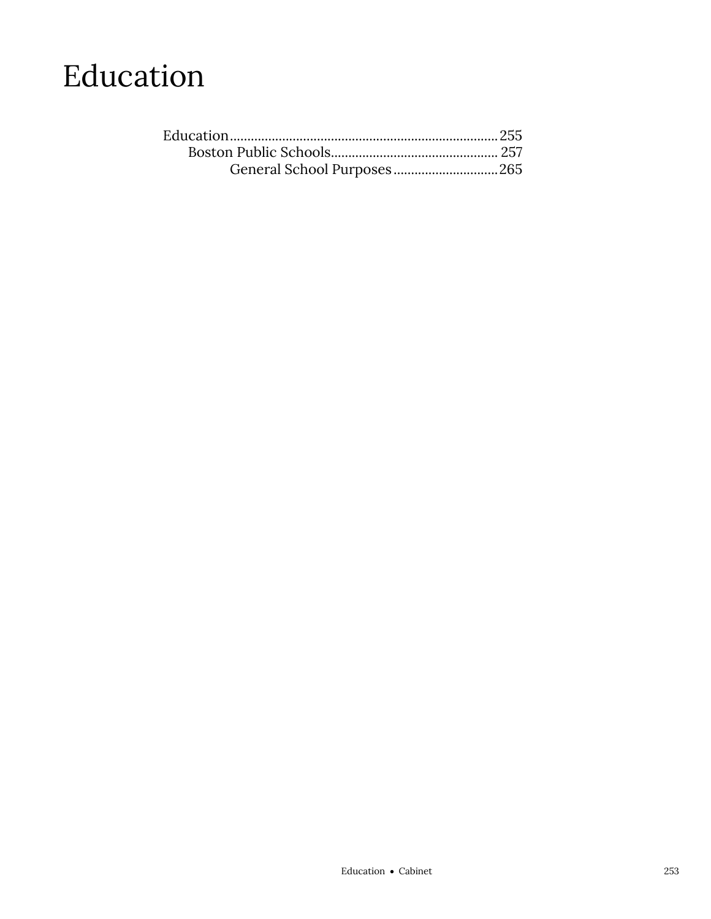# Education

- Education ........ 255
  - Boston Public Schools ........ 257
    - General School Purposes ........ 265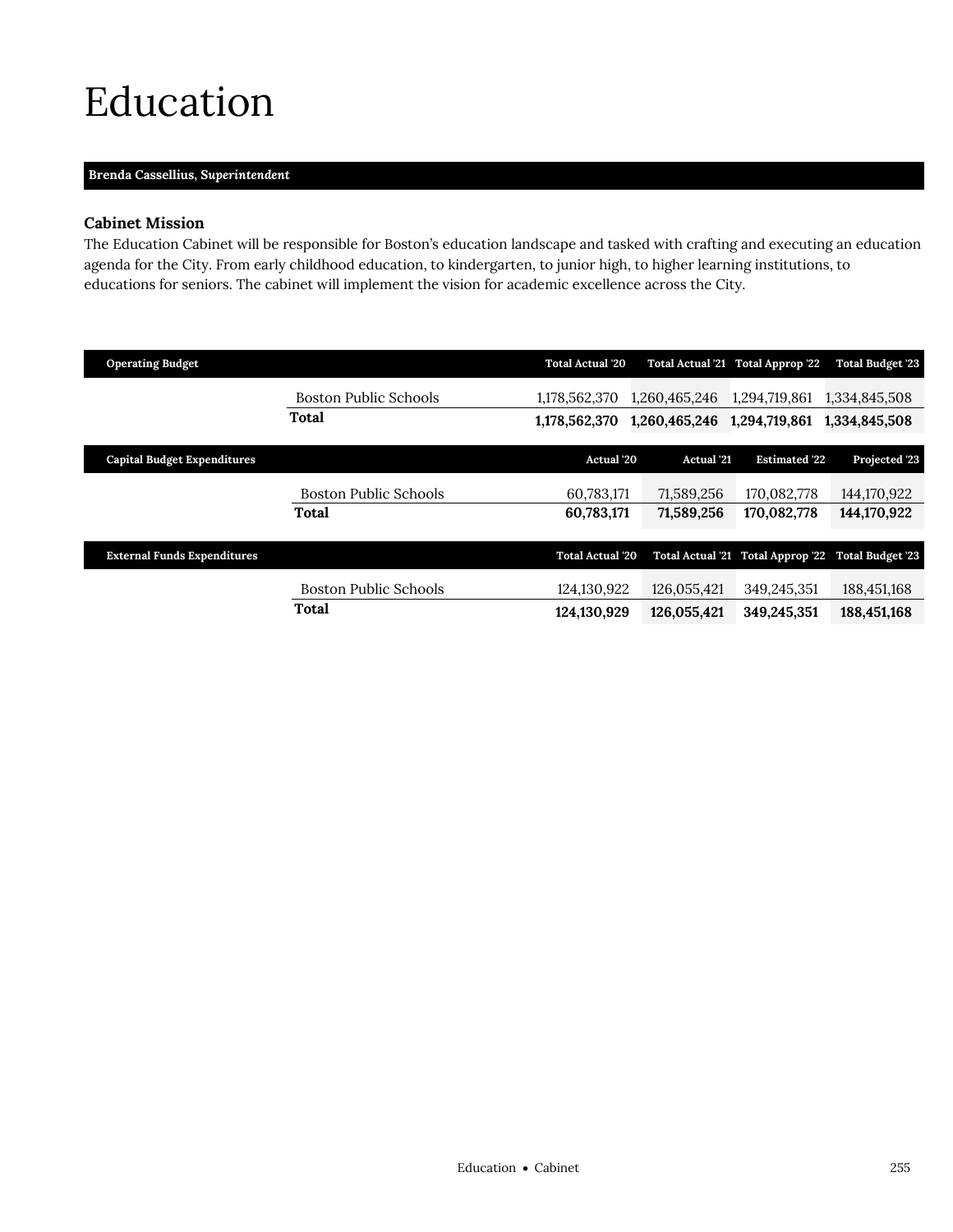# Education

**Brenda Cassellius, *Superintendent***

### Cabinet Mission

The Education Cabinet will be responsible for Boston's education landscape and tasked with crafting and executing an education agenda for the City. From early childhood education, to kindergarten, to junior high, to higher learning institutions, to educations for seniors. The cabinet will implement the vision for academic excellence across the City.

| Operating Budget | | Total Actual '20 | Total Actual '21 | Total Approp '22 | Total Budget '23 |
|---|---|---|---|---|---|
| | Boston Public Schools | 1,178,562,370 | 1,260,465,246 | 1,294,719,861 | 1,334,845,508 |
| | **Total** | **1,178,562,370** | **1,260,465,246** | **1,294,719,861** | **1,334,845,508** |

| Capital Budget Expenditures | | Actual '20 | Actual '21 | Estimated '22 | Projected '23 |
|---|---|---|---|---|---|
| | Boston Public Schools | 60,783,171 | 71,589,256 | 170,082,778 | 144,170,922 |
| | **Total** | **60,783,171** | **71,589,256** | **170,082,778** | **144,170,922** |

| External Funds Expenditures | | Total Actual '20 | Total Actual '21 | Total Approp '22 | Total Budget '23 |
|---|---|---|---|---|---|
| | Boston Public Schools | 124,130,922 | 126,055,421 | 349,245,351 | 188,451,168 |
| | **Total** | **124,130,929** | **126,055,421** | **349,245,351** | **188,451,168** |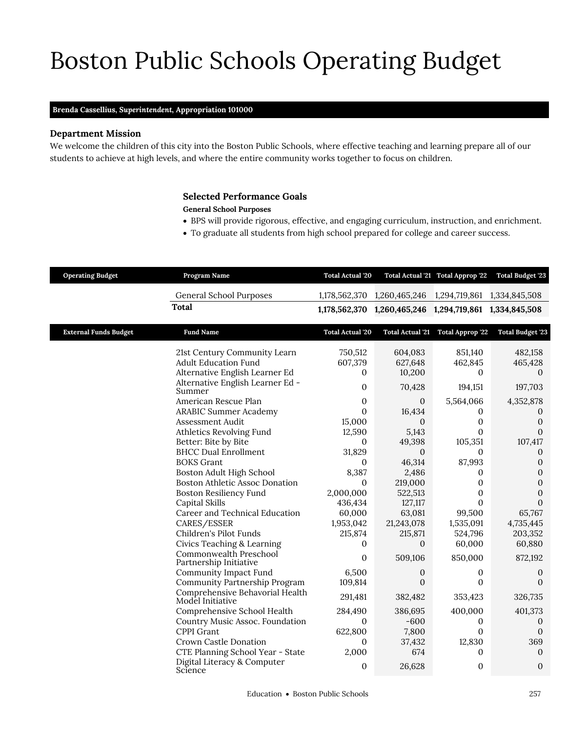# Boston Public Schools Operating Budget

**Brenda Cassellius, *Superintendent*, Appropriation 101000**

### Department Mission

We welcome the children of this city into the Boston Public Schools, where effective teaching and learning prepare all of our students to achieve at high levels, and where the entire community works together to focus on children.

### Selected Performance Goals

**General School Purposes**

- BPS will provide rigorous, effective, and engaging curriculum, instruction, and enrichment.
- To graduate all students from high school prepared for college and career success.

| Operating Budget | Program Name | Total Actual '20 | Total Actual '21 | Total Approp '22 | Total Budget '23 |
|---|---|---|---|---|---|
| | General School Purposes | 1,178,562,370 | 1,260,465,246 | 1,294,719,861 | 1,334,845,508 |
| | **Total** | **1,178,562,370** | **1,260,465,246** | **1,294,719,861** | **1,334,845,508** |

| External Funds Budget | Fund Name | Total Actual '20 | Total Actual '21 | Total Approp '22 | Total Budget '23 |
|---|---|---|---|---|---|
| | 21st Century Community Learn | 750,512 | 604,083 | 851,140 | 482,158 |
| | Adult Education Fund | 607,379 | 627,648 | 462,845 | 465,428 |
| | Alternative English Learner Ed | 0 | 10,200 | 0 | 0 |
| | Alternative English Learner Ed - Summer | 0 | 70,428 | 194,151 | 197,703 |
| | American Rescue Plan | 0 | 0 | 5,564,066 | 4,352,878 |
| | ARABIC Summer Academy | 0 | 16,434 | 0 | 0 |
| | Assessment Audit | 15,000 | 0 | 0 | 0 |
| | Athletics Revolving Fund | 12,590 | 5,143 | 0 | 0 |
| | Better: Bite by Bite | 0 | 49,398 | 105,351 | 107,417 |
| | BHCC Dual Enrollment | 31,829 | 0 | 0 | 0 |
| | BOKS Grant | 0 | 46,314 | 87,993 | 0 |
| | Boston Adult High School | 8,387 | 2,486 | 0 | 0 |
| | Boston Athletic Assoc Donation | 0 | 219,000 | 0 | 0 |
| | Boston Resiliency Fund | 2,000,000 | 522,513 | 0 | 0 |
| | Capital Skills | 436,434 | 127,117 | 0 | 0 |
| | Career and Technical Education | 60,000 | 63,081 | 99,500 | 65,767 |
| | CARES/ESSER | 1,953,042 | 21,243,078 | 1,535,091 | 4,735,445 |
| | Children's Pilot Funds | 215,874 | 215,871 | 524,796 | 203,352 |
| | Civics Teaching & Learning | 0 | 0 | 60,000 | 60,880 |
| | Commonwealth Preschool Partnership Initiative | 0 | 509,106 | 850,000 | 872,192 |
| | Community Impact Fund | 6,500 | 0 | 0 | 0 |
| | Community Partnership Program | 109,814 | 0 | 0 | 0 |
| | Comprehensive Behavorial Health Model Initiative | 291,481 | 382,482 | 353,423 | 326,735 |
| | Comprehensive School Health | 284,490 | 386,695 | 400,000 | 401,373 |
| | Country Music Assoc. Foundation | 0 | -600 | 0 | 0 |
| | CPPI Grant | 622,800 | 7,800 | 0 | 0 |
| | Crown Castle Donation | 0 | 37,432 | 12,830 | 369 |
| | CTE Planning School Year - State | 2,000 | 674 | 0 | 0 |
| | Digital Literacy & Computer Science | 0 | 26,628 | 0 | 0 |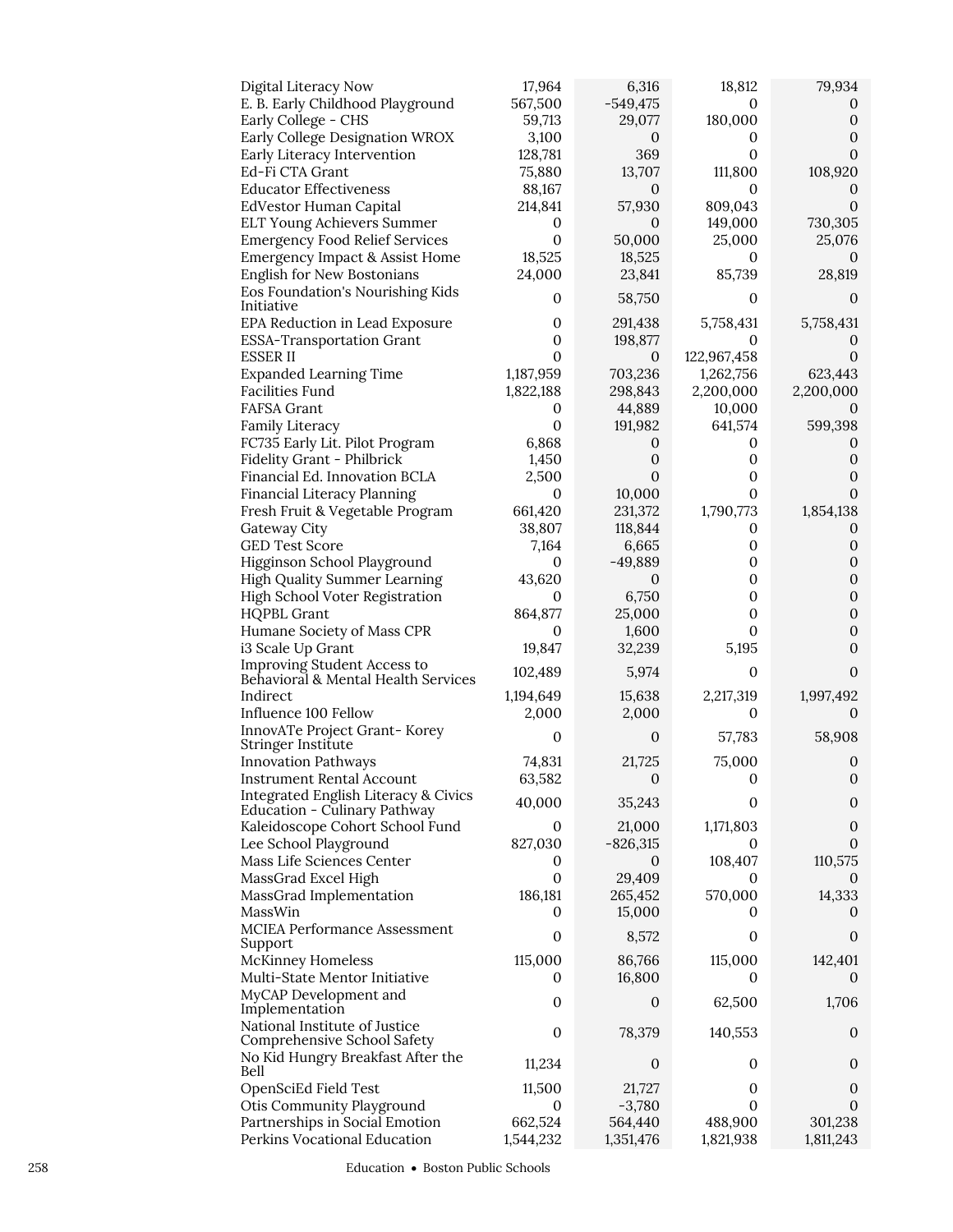| | | | | |
|---|---|---|---|---|
| Digital Literacy Now | 17,964 | 6,316 | 18,812 | 79,934 |
| E. B. Early Childhood Playground | 567,500 | -549,475 | 0 | 0 |
| Early College - CHS | 59,713 | 29,077 | 180,000 | 0 |
| Early College Designation WROX | 3,100 | 0 | 0 | 0 |
| Early Literacy Intervention | 128,781 | 369 | 0 | 0 |
| Ed-Fi CTA Grant | 75,880 | 13,707 | 111,800 | 108,920 |
| Educator Effectiveness | 88,167 | 0 | 0 | 0 |
| EdVestor Human Capital | 214,841 | 57,930 | 809,043 | 0 |
| ELT Young Achievers Summer | 0 | 0 | 149,000 | 730,305 |
| Emergency Food Relief Services | 0 | 50,000 | 25,000 | 25,076 |
| Emergency Impact & Assist Home | 18,525 | 18,525 | 0 | 0 |
| English for New Bostonians | 24,000 | 23,841 | 85,739 | 28,819 |
| Eos Foundation's Nourishing Kids Initiative | 0 | 58,750 | 0 | 0 |
| EPA Reduction in Lead Exposure | 0 | 291,438 | 5,758,431 | 5,758,431 |
| ESSA-Transportation Grant | 0 | 198,877 | 0 | 0 |
| ESSER II | 0 | 0 | 122,967,458 | 0 |
| Expanded Learning Time | 1,187,959 | 703,236 | 1,262,756 | 623,443 |
| Facilities Fund | 1,822,188 | 298,843 | 2,200,000 | 2,200,000 |
| FAFSA Grant | 0 | 44,889 | 10,000 | 0 |
| Family Literacy | 0 | 191,982 | 641,574 | 599,398 |
| FC735 Early Lit. Pilot Program | 6,868 | 0 | 0 | 0 |
| Fidelity Grant - Philbrick | 1,450 | 0 | 0 | 0 |
| Financial Ed. Innovation BCLA | 2,500 | 0 | 0 | 0 |
| Financial Literacy Planning | 0 | 10,000 | 0 | 0 |
| Fresh Fruit & Vegetable Program | 661,420 | 231,372 | 1,790,773 | 1,854,138 |
| Gateway City | 38,807 | 118,844 | 0 | 0 |
| GED Test Score | 7,164 | 6,665 | 0 | 0 |
| Higginson School Playground | 0 | -49,889 | 0 | 0 |
| High Quality Summer Learning | 43,620 | 0 | 0 | 0 |
| High School Voter Registration | 0 | 6,750 | 0 | 0 |
| HQPBL Grant | 864,877 | 25,000 | 0 | 0 |
| Humane Society of Mass CPR | 0 | 1,600 | 0 | 0 |
| i3 Scale Up Grant | 19,847 | 32,239 | 5,195 | 0 |
| Improving Student Access to Behavioral & Mental Health Services | 102,489 | 5,974 | 0 | 0 |
| Indirect | 1,194,649 | 15,638 | 2,217,319 | 1,997,492 |
| Influence 100 Fellow | 2,000 | 2,000 | 0 | 0 |
| InnovATe Project Grant- Korey Stringer Institute | 0 | 0 | 57,783 | 58,908 |
| Innovation Pathways | 74,831 | 21,725 | 75,000 | 0 |
| Instrument Rental Account | 63,582 | 0 | 0 | 0 |
| Integrated English Literacy & Civics Education - Culinary Pathway | 40,000 | 35,243 | 0 | 0 |
| Kaleidoscope Cohort School Fund | 0 | 21,000 | 1,171,803 | 0 |
| Lee School Playground | 827,030 | -826,315 | 0 | 0 |
| Mass Life Sciences Center | 0 | 0 | 108,407 | 110,575 |
| MassGrad Excel High | 0 | 29,409 | 0 | 0 |
| MassGrad Implementation | 186,181 | 265,452 | 570,000 | 14,333 |
| MassWin | 0 | 15,000 | 0 | 0 |
| MCIEA Performance Assessment Support | 0 | 8,572 | 0 | 0 |
| McKinney Homeless | 115,000 | 86,766 | 115,000 | 142,401 |
| Multi-State Mentor Initiative | 0 | 16,800 | 0 | 0 |
| MyCAP Development and Implementation | 0 | 0 | 62,500 | 1,706 |
| National Institute of Justice Comprehensive School Safety | 0 | 78,379 | 140,553 | 0 |
| No Kid Hungry Breakfast After the Bell | 11,234 | 0 | 0 | 0 |
| OpenSciEd Field Test | 11,500 | 21,727 | 0 | 0 |
| Otis Community Playground | 0 | -3,780 | 0 | 0 |
| Partnerships in Social Emotion | 662,524 | 564,440 | 488,900 | 301,238 |
| Perkins Vocational Education | 1,544,232 | 1,351,476 | 1,821,938 | 1,811,243 |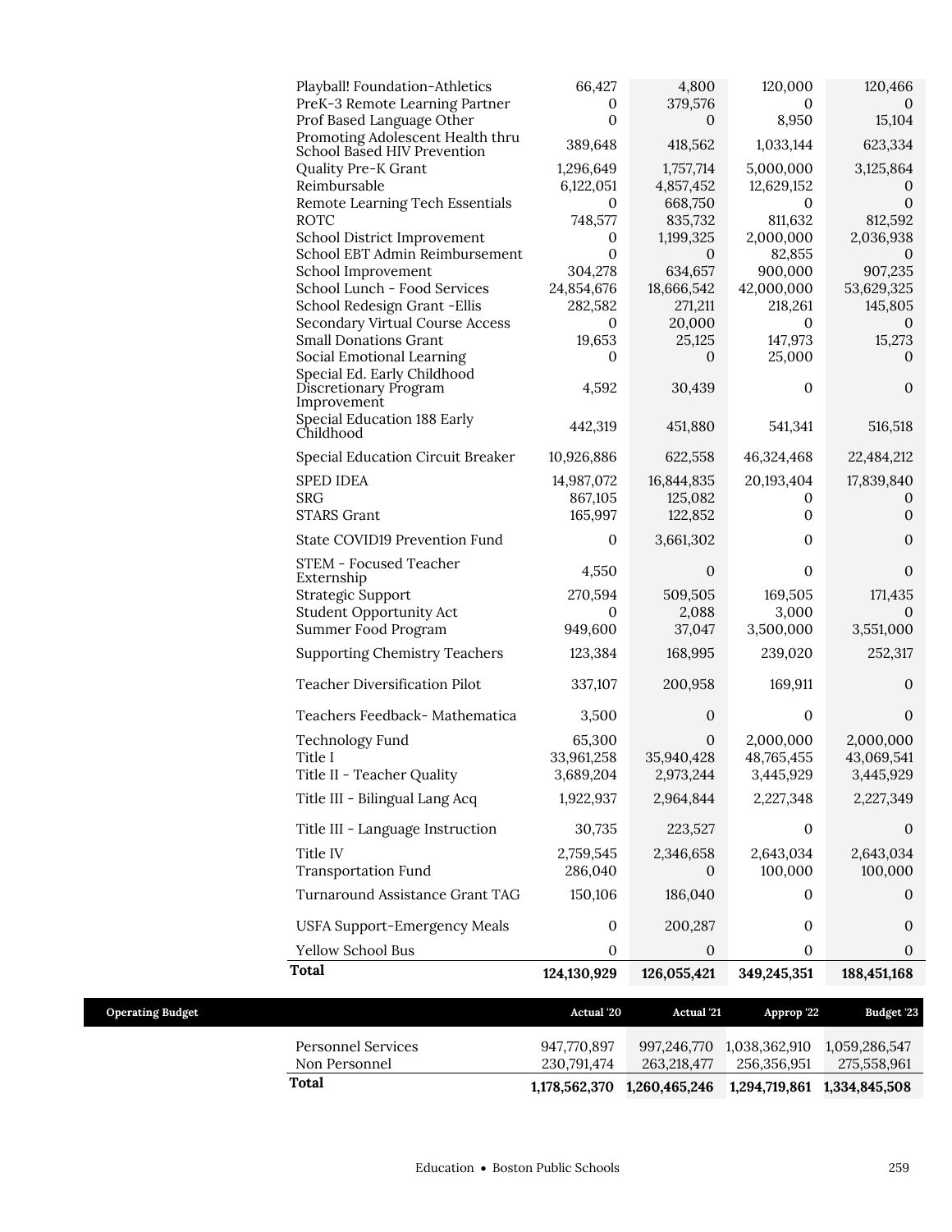| | | | | |
|---|---|---|---|---|
| Playball! Foundation-Athletics | 66,427 | 4,800 | 120,000 | 120,466 |
| PreK-3 Remote Learning Partner | 0 | 379,576 | 0 | 0 |
| Prof Based Language Other | 0 | 0 | 8,950 | 15,104 |
| Promoting Adolescent Health thru School Based HIV Prevention | 389,648 | 418,562 | 1,033,144 | 623,334 |
| Quality Pre-K Grant | 1,296,649 | 1,757,714 | 5,000,000 | 3,125,864 |
| Reimbursable | 6,122,051 | 4,857,452 | 12,629,152 | 0 |
| Remote Learning Tech Essentials | 0 | 668,750 | 0 | 0 |
| ROTC | 748,577 | 835,732 | 811,632 | 812,592 |
| School District Improvement | 0 | 1,199,325 | 2,000,000 | 2,036,938 |
| School EBT Admin Reimbursement | 0 | 0 | 82,855 | 0 |
| School Improvement | 304,278 | 634,657 | 900,000 | 907,235 |
| School Lunch - Food Services | 24,854,676 | 18,666,542 | 42,000,000 | 53,629,325 |
| School Redesign Grant -Ellis | 282,582 | 271,211 | 218,261 | 145,805 |
| Secondary Virtual Course Access | 0 | 20,000 | 0 | 0 |
| Small Donations Grant | 19,653 | 25,125 | 147,973 | 15,273 |
| Social Emotional Learning | 0 | 0 | 25,000 | 0 |
| Special Ed. Early Childhood Discretionary Program Improvement | 4,592 | 30,439 | 0 | 0 |
| Special Education 188 Early Childhood | 442,319 | 451,880 | 541,341 | 516,518 |
| Special Education Circuit Breaker | 10,926,886 | 622,558 | 46,324,468 | 22,484,212 |
| SPED IDEA | 14,987,072 | 16,844,835 | 20,193,404 | 17,839,840 |
| SRG | 867,105 | 125,082 | 0 | 0 |
| STARS Grant | 165,997 | 122,852 | 0 | 0 |
| State COVID19 Prevention Fund | 0 | 3,661,302 | 0 | 0 |
| STEM - Focused Teacher Externship | 4,550 | 0 | 0 | 0 |
| Strategic Support | 270,594 | 509,505 | 169,505 | 171,435 |
| Student Opportunity Act | 0 | 2,088 | 3,000 | 0 |
| Summer Food Program | 949,600 | 37,047 | 3,500,000 | 3,551,000 |
| Supporting Chemistry Teachers | 123,384 | 168,995 | 239,020 | 252,317 |
| Teacher Diversification Pilot | 337,107 | 200,958 | 169,911 | 0 |
| Teachers Feedback- Mathematica | 3,500 | 0 | 0 | 0 |
| Technology Fund | 65,300 | 0 | 2,000,000 | 2,000,000 |
| Title I | 33,961,258 | 35,940,428 | 48,765,455 | 43,069,541 |
| Title II - Teacher Quality | 3,689,204 | 2,973,244 | 3,445,929 | 3,445,929 |
| Title III - Bilingual Lang Acq | 1,922,937 | 2,964,844 | 2,227,348 | 2,227,349 |
| Title III - Language Instruction | 30,735 | 223,527 | 0 | 0 |
| Title IV | 2,759,545 | 2,346,658 | 2,643,034 | 2,643,034 |
| Transportation Fund | 286,040 | 0 | 100,000 | 100,000 |
| Turnaround Assistance Grant TAG | 150,106 | 186,040 | 0 | 0 |
| USFA Support-Emergency Meals | 0 | 200,287 | 0 | 0 |
| Yellow School Bus | 0 | 0 | 0 | 0 |
| **Total** | **124,130,929** | **126,055,421** | **349,245,351** | **188,451,168** |

| Operating Budget | Actual '20 | Actual '21 | Approp '22 | Budget '23 |
|---|---|---|---|---|
| Personnel Services | 947,770,897 | 997,246,770 | 1,038,362,910 | 1,059,286,547 |
| Non Personnel | 230,791,474 | 263,218,477 | 256,356,951 | 275,558,961 |
| **Total** | **1,178,562,370** | **1,260,465,246** | **1,294,719,861** | **1,334,845,508** |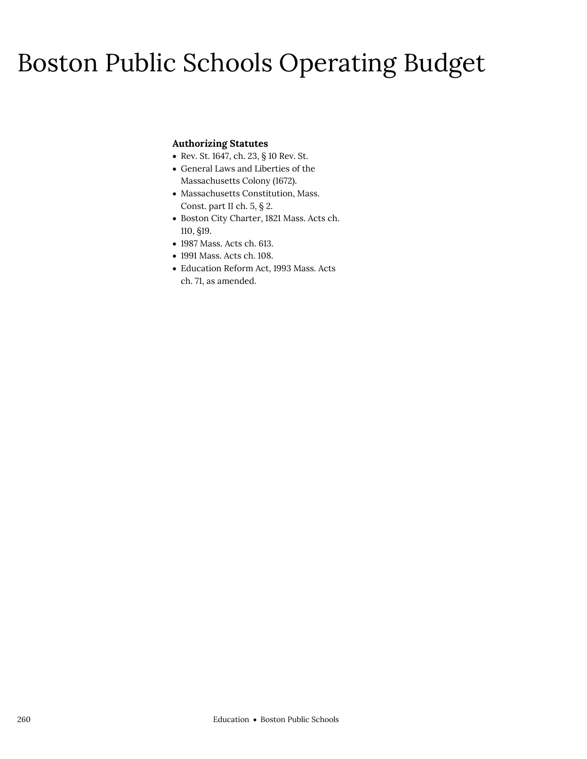# Boston Public Schools Operating Budget

**Authorizing Statutes**

- Rev. St. 1647, ch. 23, § 10 Rev. St.
- General Laws and Liberties of the Massachusetts Colony (1672).
- Massachusetts Constitution, Mass. Const. part II ch. 5, § 2.
- Boston City Charter, 1821 Mass. Acts ch. 110, §19.
- 1987 Mass. Acts ch. 613.
- 1991 Mass. Acts ch. 108.
- Education Reform Act, 1993 Mass. Acts ch. 71, as amended.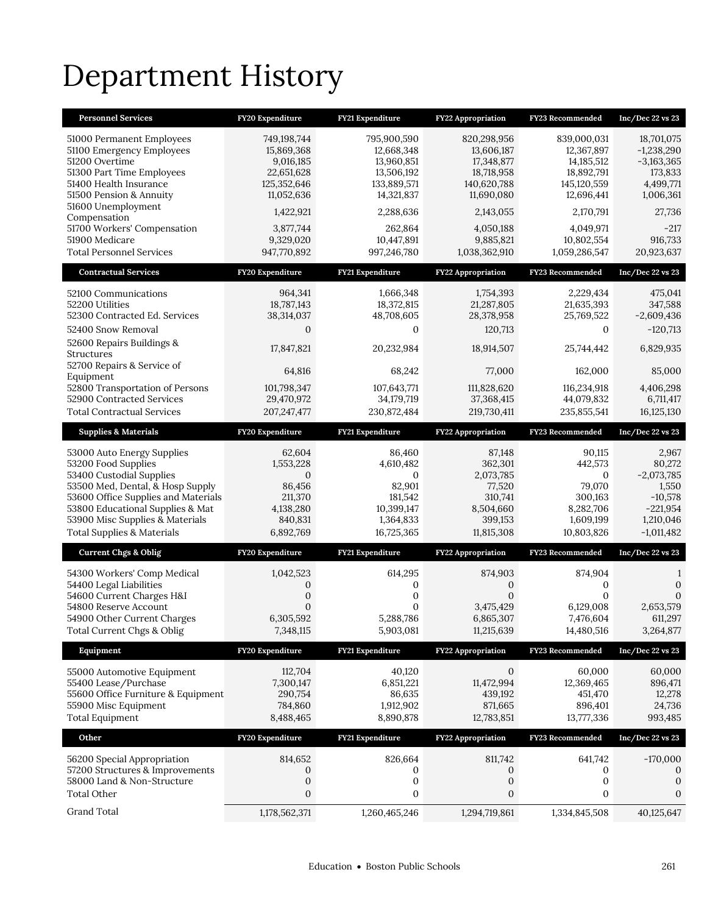# Department History

| Personnel Services | FY20 Expenditure | FY21 Expenditure | FY22 Appropriation | FY23 Recommended | Inc/Dec 22 vs 23 |
|---|---|---|---|---|---|
| 51000 Permanent Employees | 749,198,744 | 795,900,590 | 820,298,956 | 839,000,031 | 18,701,075 |
| 51100 Emergency Employees | 15,869,368 | 12,668,348 | 13,606,187 | 12,367,897 | -1,238,290 |
| 51200 Overtime | 9,016,185 | 13,960,851 | 17,348,877 | 14,185,512 | -3,163,365 |
| 51300 Part Time Employees | 22,651,628 | 13,506,192 | 18,718,958 | 18,892,791 | 173,833 |
| 51400 Health Insurance | 125,352,646 | 133,889,571 | 140,620,788 | 145,120,559 | 4,499,771 |
| 51500 Pension & Annuity | 11,052,636 | 14,321,837 | 11,690,080 | 12,696,441 | 1,006,361 |
| 51600 Unemployment Compensation | 1,422,921 | 2,288,636 | 2,143,055 | 2,170,791 | 27,736 |
| 51700 Workers' Compensation | 3,877,744 | 262,864 | 4,050,188 | 4,049,971 | -217 |
| 51900 Medicare | 9,329,020 | 10,447,891 | 9,885,821 | 10,802,554 | 916,733 |
| Total Personnel Services | 947,770,892 | 997,246,780 | 1,038,362,910 | 1,059,286,547 | 20,923,637 |

| Contractual Services | FY20 Expenditure | FY21 Expenditure | FY22 Appropriation | FY23 Recommended | Inc/Dec 22 vs 23 |
|---|---|---|---|---|---|
| 52100 Communications | 964,341 | 1,666,348 | 1,754,393 | 2,229,434 | 475,041 |
| 52200 Utilities | 18,787,143 | 18,372,815 | 21,287,805 | 21,635,393 | 347,588 |
| 52300 Contracted Ed. Services | 38,314,037 | 48,708,605 | 28,378,958 | 25,769,522 | -2,609,436 |
| 52400 Snow Removal | 0 | 0 | 120,713 | 0 | -120,713 |
| 52600 Repairs Buildings & Structures | 17,847,821 | 20,232,984 | 18,914,507 | 25,744,442 | 6,829,935 |
| 52700 Repairs & Service of Equipment | 64,816 | 68,242 | 77,000 | 162,000 | 85,000 |
| 52800 Transportation of Persons | 101,798,347 | 107,643,771 | 111,828,620 | 116,234,918 | 4,406,298 |
| 52900 Contracted Services | 29,470,972 | 34,179,719 | 37,368,415 | 44,079,832 | 6,711,417 |
| Total Contractual Services | 207,247,477 | 230,872,484 | 219,730,411 | 235,855,541 | 16,125,130 |

| Supplies & Materials | FY20 Expenditure | FY21 Expenditure | FY22 Appropriation | FY23 Recommended | Inc/Dec 22 vs 23 |
|---|---|---|---|---|---|
| 53000 Auto Energy Supplies | 62,604 | 86,460 | 87,148 | 90,115 | 2,967 |
| 53200 Food Supplies | 1,553,228 | 4,610,482 | 362,301 | 442,573 | 80,272 |
| 53400 Custodial Supplies | 0 | 0 | 2,073,785 | 0 | -2,073,785 |
| 53500 Med, Dental, & Hosp Supply | 86,456 | 82,901 | 77,520 | 79,070 | 1,550 |
| 53600 Office Supplies and Materials | 211,370 | 181,542 | 310,741 | 300,163 | -10,578 |
| 53800 Educational Supplies & Mat | 4,138,280 | 10,399,147 | 8,504,660 | 8,282,706 | -221,954 |
| 53900 Misc Supplies & Materials | 840,831 | 1,364,833 | 399,153 | 1,609,199 | 1,210,046 |
| Total Supplies & Materials | 6,892,769 | 16,725,365 | 11,815,308 | 10,803,826 | -1,011,482 |

| Current Chgs & Oblig | FY20 Expenditure | FY21 Expenditure | FY22 Appropriation | FY23 Recommended | Inc/Dec 22 vs 23 |
|---|---|---|---|---|---|
| 54300 Workers' Comp Medical | 1,042,523 | 614,295 | 874,903 | 874,904 | 1 |
| 54400 Legal Liabilities | 0 | 0 | 0 | 0 | 0 |
| 54600 Current Charges H&I | 0 | 0 | 0 | 0 | 0 |
| 54800 Reserve Account | 0 | 0 | 3,475,429 | 6,129,008 | 2,653,579 |
| 54900 Other Current Charges | 6,305,592 | 5,288,786 | 6,865,307 | 7,476,604 | 611,297 |
| Total Current Chgs & Oblig | 7,348,115 | 5,903,081 | 11,215,639 | 14,480,516 | 3,264,877 |

| Equipment | FY20 Expenditure | FY21 Expenditure | FY22 Appropriation | FY23 Recommended | Inc/Dec 22 vs 23 |
|---|---|---|---|---|---|
| 55000 Automotive Equipment | 112,704 | 40,120 | 0 | 60,000 | 60,000 |
| 55400 Lease/Purchase | 7,300,147 | 6,851,221 | 11,472,994 | 12,369,465 | 896,471 |
| 55600 Office Furniture & Equipment | 290,754 | 86,635 | 439,192 | 451,470 | 12,278 |
| 55900 Misc Equipment | 784,860 | 1,912,902 | 871,665 | 896,401 | 24,736 |
| Total Equipment | 8,488,465 | 8,890,878 | 12,783,851 | 13,777,336 | 993,485 |

| Other | FY20 Expenditure | FY21 Expenditure | FY22 Appropriation | FY23 Recommended | Inc/Dec 22 vs 23 |
|---|---|---|---|---|---|
| 56200 Special Appropriation | 814,652 | 826,664 | 811,742 | 641,742 | -170,000 |
| 57200 Structures & Improvements | 0 | 0 | 0 | 0 | 0 |
| 58000 Land & Non-Structure | 0 | 0 | 0 | 0 | 0 |
| Total Other | 0 | 0 | 0 | 0 | 0 |
| Grand Total | 1,178,562,371 | 1,260,465,246 | 1,294,719,861 | 1,334,845,508 | 40,125,647 |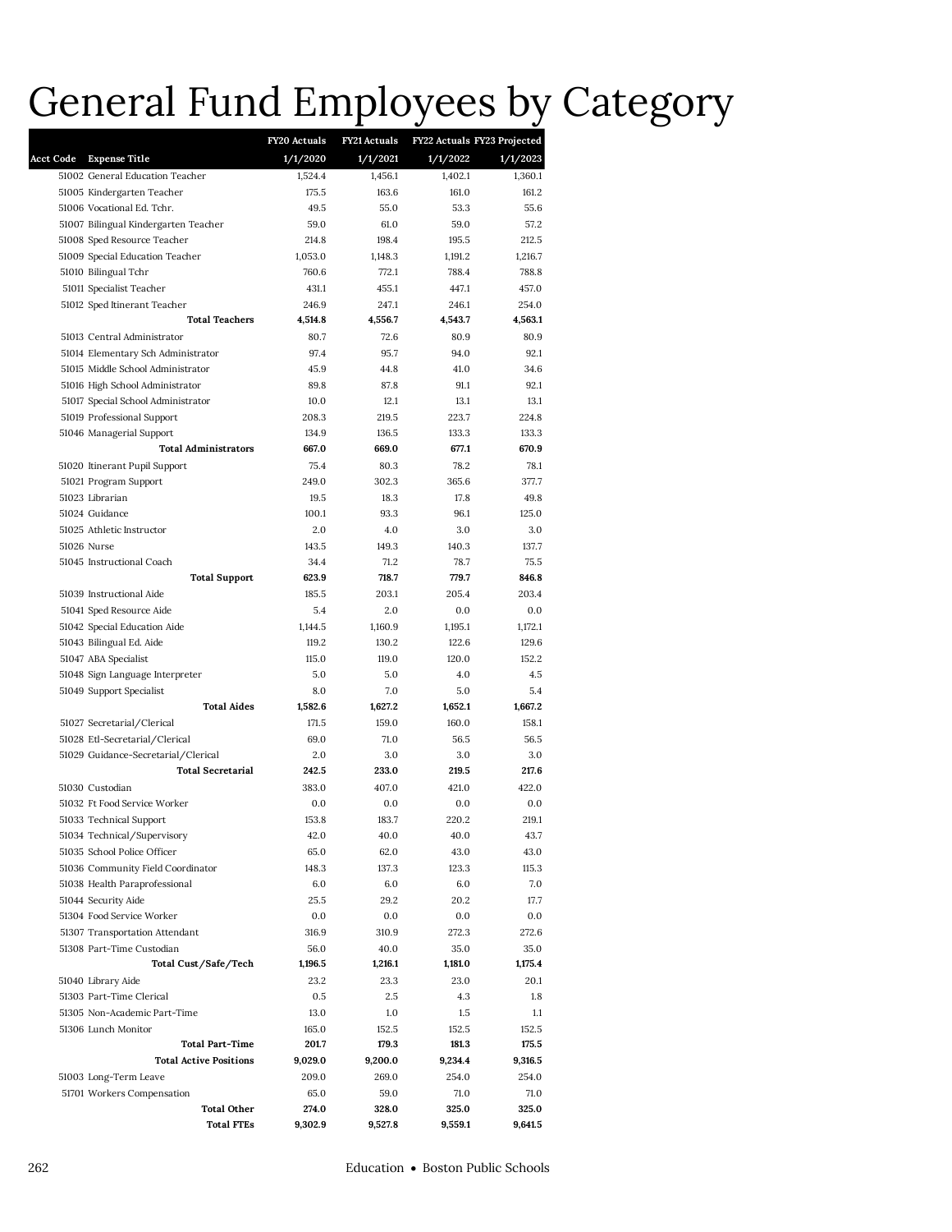# General Fund Employees by Category

| Acct Code | Expense Title | FY20 Actuals 1/1/2020 | FY21 Actuals 1/1/2021 | FY22 Actuals 1/1/2022 | FY23 Projected 1/1/2023 |
|---|---|---|---|---|---|
| 51002 | General Education Teacher | 1,524.4 | 1,456.1 | 1,402.1 | 1,360.1 |
| 51005 | Kindergarten Teacher | 175.5 | 163.6 | 161.0 | 161.2 |
| 51006 | Vocational Ed. Tchr. | 49.5 | 55.0 | 53.3 | 55.6 |
| 51007 | Bilingual Kindergarten Teacher | 59.0 | 61.0 | 59.0 | 57.2 |
| 51008 | Sped Resource Teacher | 214.8 | 198.4 | 195.5 | 212.5 |
| 51009 | Special Education Teacher | 1,053.0 | 1,148.3 | 1,191.2 | 1,216.7 |
| 51010 | Bilingual Tchr | 760.6 | 772.1 | 788.4 | 788.8 |
| 51011 | Specialist Teacher | 431.1 | 455.1 | 447.1 | 457.0 |
| 51012 | Sped Itinerant Teacher | 246.9 | 247.1 | 246.1 | 254.0 |
| | **Total Teachers** | **4,514.8** | **4,556.7** | **4,543.7** | **4,563.1** |
| 51013 | Central Administrator | 80.7 | 72.6 | 80.9 | 80.9 |
| 51014 | Elementary Sch Administrator | 97.4 | 95.7 | 94.0 | 92.1 |
| 51015 | Middle School Administrator | 45.9 | 44.8 | 41.0 | 34.6 |
| 51016 | High School Administrator | 89.8 | 87.8 | 91.1 | 92.1 |
| 51017 | Special School Administrator | 10.0 | 12.1 | 13.1 | 13.1 |
| 51019 | Professional Support | 208.3 | 219.5 | 223.7 | 224.8 |
| 51046 | Managerial Support | 134.9 | 136.5 | 133.3 | 133.3 |
| | **Total Administrators** | **667.0** | **669.0** | **677.1** | **670.9** |
| 51020 | Itinerant Pupil Support | 75.4 | 80.3 | 78.2 | 78.1 |
| 51021 | Program Support | 249.0 | 302.3 | 365.6 | 377.7 |
| 51023 | Librarian | 19.5 | 18.3 | 17.8 | 49.8 |
| 51024 | Guidance | 100.1 | 93.3 | 96.1 | 125.0 |
| 51025 | Athletic Instructor | 2.0 | 4.0 | 3.0 | 3.0 |
| 51026 | Nurse | 143.5 | 149.3 | 140.3 | 137.7 |
| 51045 | Instructional Coach | 34.4 | 71.2 | 78.7 | 75.5 |
| | **Total Support** | **623.9** | **718.7** | **779.7** | **846.8** |
| 51039 | Instructional Aide | 185.5 | 203.1 | 205.4 | 203.4 |
| 51041 | Sped Resource Aide | 5.4 | 2.0 | 0.0 | 0.0 |
| 51042 | Special Education Aide | 1,144.5 | 1,160.9 | 1,195.1 | 1,172.1 |
| 51043 | Bilingual Ed. Aide | 119.2 | 130.2 | 122.6 | 129.6 |
| 51047 | ABA Specialist | 115.0 | 119.0 | 120.0 | 152.2 |
| 51048 | Sign Language Interpreter | 5.0 | 5.0 | 4.0 | 4.5 |
| 51049 | Support Specialist | 8.0 | 7.0 | 5.0 | 5.4 |
| | **Total Aides** | **1,582.6** | **1,627.2** | **1,652.1** | **1,667.2** |
| 51027 | Secretarial/Clerical | 171.5 | 159.0 | 160.0 | 158.1 |
| 51028 | Etl-Secretarial/Clerical | 69.0 | 71.0 | 56.5 | 56.5 |
| 51029 | Guidance-Secretarial/Clerical | 2.0 | 3.0 | 3.0 | 3.0 |
| | **Total Secretarial** | **242.5** | **233.0** | **219.5** | **217.6** |
| 51030 | Custodian | 383.0 | 407.0 | 421.0 | 422.0 |
| 51032 | Ft Food Service Worker | 0.0 | 0.0 | 0.0 | 0.0 |
| 51033 | Technical Support | 153.8 | 183.7 | 220.2 | 219.1 |
| 51034 | Technical/Supervisory | 42.0 | 40.0 | 40.0 | 43.7 |
| 51035 | School Police Officer | 65.0 | 62.0 | 43.0 | 43.0 |
| 51036 | Community Field Coordinator | 148.3 | 137.3 | 123.3 | 115.3 |
| 51038 | Health Paraprofessional | 6.0 | 6.0 | 6.0 | 7.0 |
| 51044 | Security Aide | 25.5 | 29.2 | 20.2 | 17.7 |
| 51304 | Food Service Worker | 0.0 | 0.0 | 0.0 | 0.0 |
| 51307 | Transportation Attendant | 316.9 | 310.9 | 272.3 | 272.6 |
| 51308 | Part-Time Custodian | 56.0 | 40.0 | 35.0 | 35.0 |
| | **Total Cust/Safe/Tech** | **1,196.5** | **1,216.1** | **1,181.0** | **1,175.4** |
| 51040 | Library Aide | 23.2 | 23.3 | 23.0 | 20.1 |
| 51303 | Part-Time Clerical | 0.5 | 2.5 | 4.3 | 1.8 |
| 51305 | Non-Academic Part-Time | 13.0 | 1.0 | 1.5 | 1.1 |
| 51306 | Lunch Monitor | 165.0 | 152.5 | 152.5 | 152.5 |
| | **Total Part-Time** | **201.7** | **179.3** | **181.3** | **175.5** |
| | **Total Active Positions** | **9,029.0** | **9,200.0** | **9,234.4** | **9,316.5** |
| 51003 | Long-Term Leave | 209.0 | 269.0 | 254.0 | 254.0 |
| 51701 | Workers Compensation | 65.0 | 59.0 | 71.0 | 71.0 |
| | **Total Other** | **274.0** | **328.0** | **325.0** | **325.0** |
| | **Total FTEs** | **9,302.9** | **9,527.8** | **9,559.1** | **9,641.5** |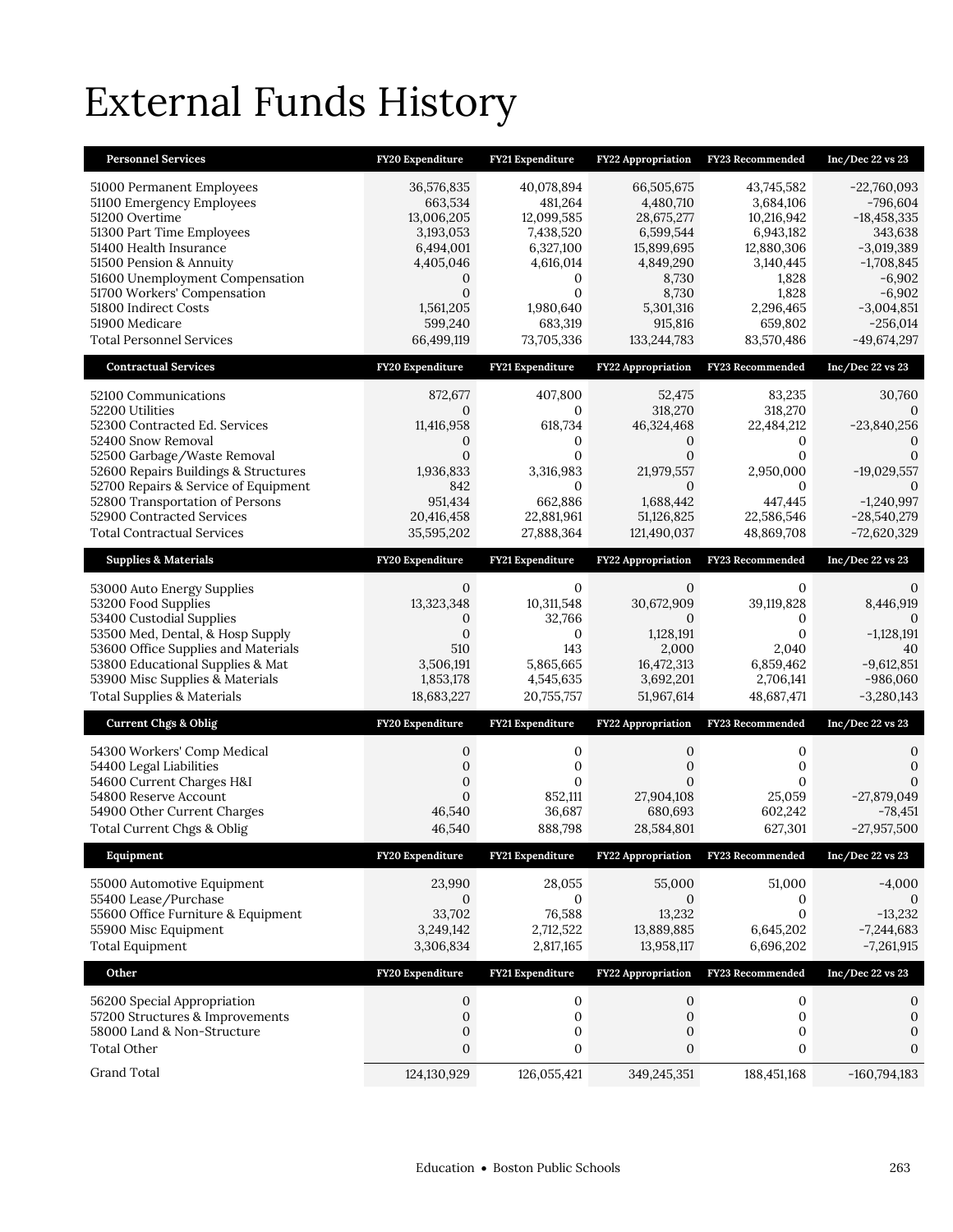# External Funds History

| Personnel Services | FY20 Expenditure | FY21 Expenditure | FY22 Appropriation | FY23 Recommended | Inc/Dec 22 vs 23 |
|---|---|---|---|---|---|
| 51000 Permanent Employees | 36,576,835 | 40,078,894 | 66,505,675 | 43,745,582 | -22,760,093 |
| 51100 Emergency Employees | 663,534 | 481,264 | 4,480,710 | 3,684,106 | -796,604 |
| 51200 Overtime | 13,006,205 | 12,099,585 | 28,675,277 | 10,216,942 | -18,458,335 |
| 51300 Part Time Employees | 3,193,053 | 7,438,520 | 6,599,544 | 6,943,182 | 343,638 |
| 51400 Health Insurance | 6,494,001 | 6,327,100 | 15,899,695 | 12,880,306 | -3,019,389 |
| 51500 Pension & Annuity | 4,405,046 | 4,616,014 | 4,849,290 | 3,140,445 | -1,708,845 |
| 51600 Unemployment Compensation | 0 | 0 | 8,730 | 1,828 | -6,902 |
| 51700 Workers' Compensation | 0 | 0 | 8,730 | 1,828 | -6,902 |
| 51800 Indirect Costs | 1,561,205 | 1,980,640 | 5,301,316 | 2,296,465 | -3,004,851 |
| 51900 Medicare | 599,240 | 683,319 | 915,816 | 659,802 | -256,014 |
| Total Personnel Services | 66,499,119 | 73,705,336 | 133,244,783 | 83,570,486 | -49,674,297 |

| Contractual Services | FY20 Expenditure | FY21 Expenditure | FY22 Appropriation | FY23 Recommended | Inc/Dec 22 vs 23 |
|---|---|---|---|---|---|
| 52100 Communications | 872,677 | 407,800 | 52,475 | 83,235 | 30,760 |
| 52200 Utilities | 0 | 0 | 318,270 | 318,270 | 0 |
| 52300 Contracted Ed. Services | 11,416,958 | 618,734 | 46,324,468 | 22,484,212 | -23,840,256 |
| 52400 Snow Removal | 0 | 0 | 0 | 0 | 0 |
| 52500 Garbage/Waste Removal | 0 | 0 | 0 | 0 | 0 |
| 52600 Repairs Buildings & Structures | 1,936,833 | 3,316,983 | 21,979,557 | 2,950,000 | -19,029,557 |
| 52700 Repairs & Service of Equipment | 842 | 0 | 0 | 0 | 0 |
| 52800 Transportation of Persons | 951,434 | 662,886 | 1,688,442 | 447,445 | -1,240,997 |
| 52900 Contracted Services | 20,416,458 | 22,881,961 | 51,126,825 | 22,586,546 | -28,540,279 |
| Total Contractual Services | 35,595,202 | 27,888,364 | 121,490,037 | 48,869,708 | -72,620,329 |

| Supplies & Materials | FY20 Expenditure | FY21 Expenditure | FY22 Appropriation | FY23 Recommended | Inc/Dec 22 vs 23 |
|---|---|---|---|---|---|
| 53000 Auto Energy Supplies | 0 | 0 | 0 | 0 | 0 |
| 53200 Food Supplies | 13,323,348 | 10,311,548 | 30,672,909 | 39,119,828 | 8,446,919 |
| 53400 Custodial Supplies | 0 | 32,766 | 0 | 0 | 0 |
| 53500 Med, Dental, & Hosp Supply | 0 | 0 | 1,128,191 | 0 | -1,128,191 |
| 53600 Office Supplies and Materials | 510 | 143 | 2,000 | 2,040 | 40 |
| 53800 Educational Supplies & Mat | 3,506,191 | 5,865,665 | 16,472,313 | 6,859,462 | -9,612,851 |
| 53900 Misc Supplies & Materials | 1,853,178 | 4,545,635 | 3,692,201 | 2,706,141 | -986,060 |
| Total Supplies & Materials | 18,683,227 | 20,755,757 | 51,967,614 | 48,687,471 | -3,280,143 |

| Current Chgs & Oblig | FY20 Expenditure | FY21 Expenditure | FY22 Appropriation | FY23 Recommended | Inc/Dec 22 vs 23 |
|---|---|---|---|---|---|
| 54300 Workers' Comp Medical | 0 | 0 | 0 | 0 | 0 |
| 54400 Legal Liabilities | 0 | 0 | 0 | 0 | 0 |
| 54600 Current Charges H&I | 0 | 0 | 0 | 0 | 0 |
| 54800 Reserve Account | 0 | 852,111 | 27,904,108 | 25,059 | -27,879,049 |
| 54900 Other Current Charges | 46,540 | 36,687 | 680,693 | 602,242 | -78,451 |
| Total Current Chgs & Oblig | 46,540 | 888,798 | 28,584,801 | 627,301 | -27,957,500 |

| Equipment | FY20 Expenditure | FY21 Expenditure | FY22 Appropriation | FY23 Recommended | Inc/Dec 22 vs 23 |
|---|---|---|---|---|---|
| 55000 Automotive Equipment | 23,990 | 28,055 | 55,000 | 51,000 | -4,000 |
| 55400 Lease/Purchase | 0 | 0 | 0 | 0 | 0 |
| 55600 Office Furniture & Equipment | 33,702 | 76,588 | 13,232 | 0 | -13,232 |
| 55900 Misc Equipment | 3,249,142 | 2,712,522 | 13,889,885 | 6,645,202 | -7,244,683 |
| Total Equipment | 3,306,834 | 2,817,165 | 13,958,117 | 6,696,202 | -7,261,915 |

| Other | FY20 Expenditure | FY21 Expenditure | FY22 Appropriation | FY23 Recommended | Inc/Dec 22 vs 23 |
|---|---|---|---|---|---|
| 56200 Special Appropriation | 0 | 0 | 0 | 0 | 0 |
| 57200 Structures & Improvements | 0 | 0 | 0 | 0 | 0 |
| 58000 Land & Non-Structure | 0 | 0 | 0 | 0 | 0 |
| Total Other | 0 | 0 | 0 | 0 | 0 |
| Grand Total | 124,130,929 | 126,055,421 | 349,245,351 | 188,451,168 | -160,794,183 |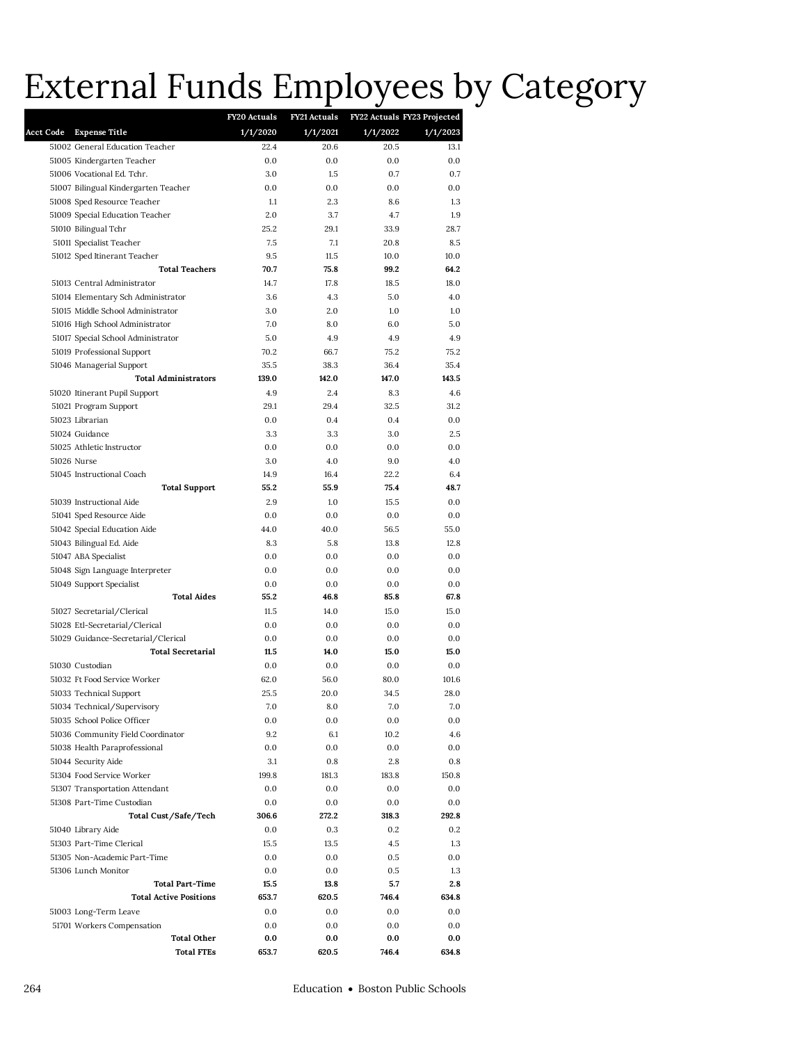# External Funds Employees by Category

| Acct Code | Expense Title | FY20 Actuals 1/1/2020 | FY21 Actuals 1/1/2021 | FY22 Actuals 1/1/2022 | FY23 Projected 1/1/2023 |
|---|---|---|---|---|---|
| 51002 | General Education Teacher | 22.4 | 20.6 | 20.5 | 13.1 |
| 51005 | Kindergarten Teacher | 0.0 | 0.0 | 0.0 | 0.0 |
| 51006 | Vocational Ed. Tchr. | 3.0 | 1.5 | 0.7 | 0.7 |
| 51007 | Bilingual Kindergarten Teacher | 0.0 | 0.0 | 0.0 | 0.0 |
| 51008 | Sped Resource Teacher | 1.1 | 2.3 | 8.6 | 1.3 |
| 51009 | Special Education Teacher | 2.0 | 3.7 | 4.7 | 1.9 |
| 51010 | Bilingual Tchr | 25.2 | 29.1 | 33.9 | 28.7 |
| 51011 | Specialist Teacher | 7.5 | 7.1 | 20.8 | 8.5 |
| 51012 | Sped Itinerant Teacher | 9.5 | 11.5 | 10.0 | 10.0 |
| | **Total Teachers** | **70.7** | **75.8** | **99.2** | **64.2** |
| 51013 | Central Administrator | 14.7 | 17.8 | 18.5 | 18.0 |
| 51014 | Elementary Sch Administrator | 3.6 | 4.3 | 5.0 | 4.0 |
| 51015 | Middle School Administrator | 3.0 | 2.0 | 1.0 | 1.0 |
| 51016 | High School Administrator | 7.0 | 8.0 | 6.0 | 5.0 |
| 51017 | Special School Administrator | 5.0 | 4.9 | 4.9 | 4.9 |
| 51019 | Professional Support | 70.2 | 66.7 | 75.2 | 75.2 |
| 51046 | Managerial Support | 35.5 | 38.3 | 36.4 | 35.4 |
| | **Total Administrators** | **139.0** | **142.0** | **147.0** | **143.5** |
| 51020 | Itinerant Pupil Support | 4.9 | 2.4 | 8.3 | 4.6 |
| 51021 | Program Support | 29.1 | 29.4 | 32.5 | 31.2 |
| 51023 | Librarian | 0.0 | 0.4 | 0.4 | 0.0 |
| 51024 | Guidance | 3.3 | 3.3 | 3.0 | 2.5 |
| 51025 | Athletic Instructor | 0.0 | 0.0 | 0.0 | 0.0 |
| 51026 | Nurse | 3.0 | 4.0 | 9.0 | 4.0 |
| 51045 | Instructional Coach | 14.9 | 16.4 | 22.2 | 6.4 |
| | **Total Support** | **55.2** | **55.9** | **75.4** | **48.7** |
| 51039 | Instructional Aide | 2.9 | 1.0 | 15.5 | 0.0 |
| 51041 | Sped Resource Aide | 0.0 | 0.0 | 0.0 | 0.0 |
| 51042 | Special Education Aide | 44.0 | 40.0 | 56.5 | 55.0 |
| 51043 | Bilingual Ed. Aide | 8.3 | 5.8 | 13.8 | 12.8 |
| 51047 | ABA Specialist | 0.0 | 0.0 | 0.0 | 0.0 |
| 51048 | Sign Language Interpreter | 0.0 | 0.0 | 0.0 | 0.0 |
| 51049 | Support Specialist | 0.0 | 0.0 | 0.0 | 0.0 |
| | **Total Aides** | **55.2** | **46.8** | **85.8** | **67.8** |
| 51027 | Secretarial/Clerical | 11.5 | 14.0 | 15.0 | 15.0 |
| 51028 | Etl-Secretarial/Clerical | 0.0 | 0.0 | 0.0 | 0.0 |
| 51029 | Guidance-Secretarial/Clerical | 0.0 | 0.0 | 0.0 | 0.0 |
| | **Total Secretarial** | **11.5** | **14.0** | **15.0** | **15.0** |
| 51030 | Custodian | 0.0 | 0.0 | 0.0 | 0.0 |
| 51032 | Ft Food Service Worker | 62.0 | 56.0 | 80.0 | 101.6 |
| 51033 | Technical Support | 25.5 | 20.0 | 34.5 | 28.0 |
| 51034 | Technical/Supervisory | 7.0 | 8.0 | 7.0 | 7.0 |
| 51035 | School Police Officer | 0.0 | 0.0 | 0.0 | 0.0 |
| 51036 | Community Field Coordinator | 9.2 | 6.1 | 10.2 | 4.6 |
| 51038 | Health Paraprofessional | 0.0 | 0.0 | 0.0 | 0.0 |
| 51044 | Security Aide | 3.1 | 0.8 | 2.8 | 0.8 |
| 51304 | Food Service Worker | 199.8 | 181.3 | 183.8 | 150.8 |
| 51307 | Transportation Attendant | 0.0 | 0.0 | 0.0 | 0.0 |
| 51308 | Part-Time Custodian | 0.0 | 0.0 | 0.0 | 0.0 |
| | **Total Cust/Safe/Tech** | **306.6** | **272.2** | **318.3** | **292.8** |
| 51040 | Library Aide | 0.0 | 0.3 | 0.2 | 0.2 |
| 51303 | Part-Time Clerical | 15.5 | 13.5 | 4.5 | 1.3 |
| 51305 | Non-Academic Part-Time | 0.0 | 0.0 | 0.5 | 0.0 |
| 51306 | Lunch Monitor | 0.0 | 0.0 | 0.5 | 1.3 |
| | **Total Part-Time** | **15.5** | **13.8** | **5.7** | **2.8** |
| | **Total Active Positions** | **653.7** | **620.5** | **746.4** | **634.8** |
| 51003 | Long-Term Leave | 0.0 | 0.0 | 0.0 | 0.0 |
| 51701 | Workers Compensation | 0.0 | 0.0 | 0.0 | 0.0 |
| | **Total Other** | **0.0** | **0.0** | **0.0** | **0.0** |
| | **Total FTEs** | **653.7** | **620.5** | **746.4** | **634.8** |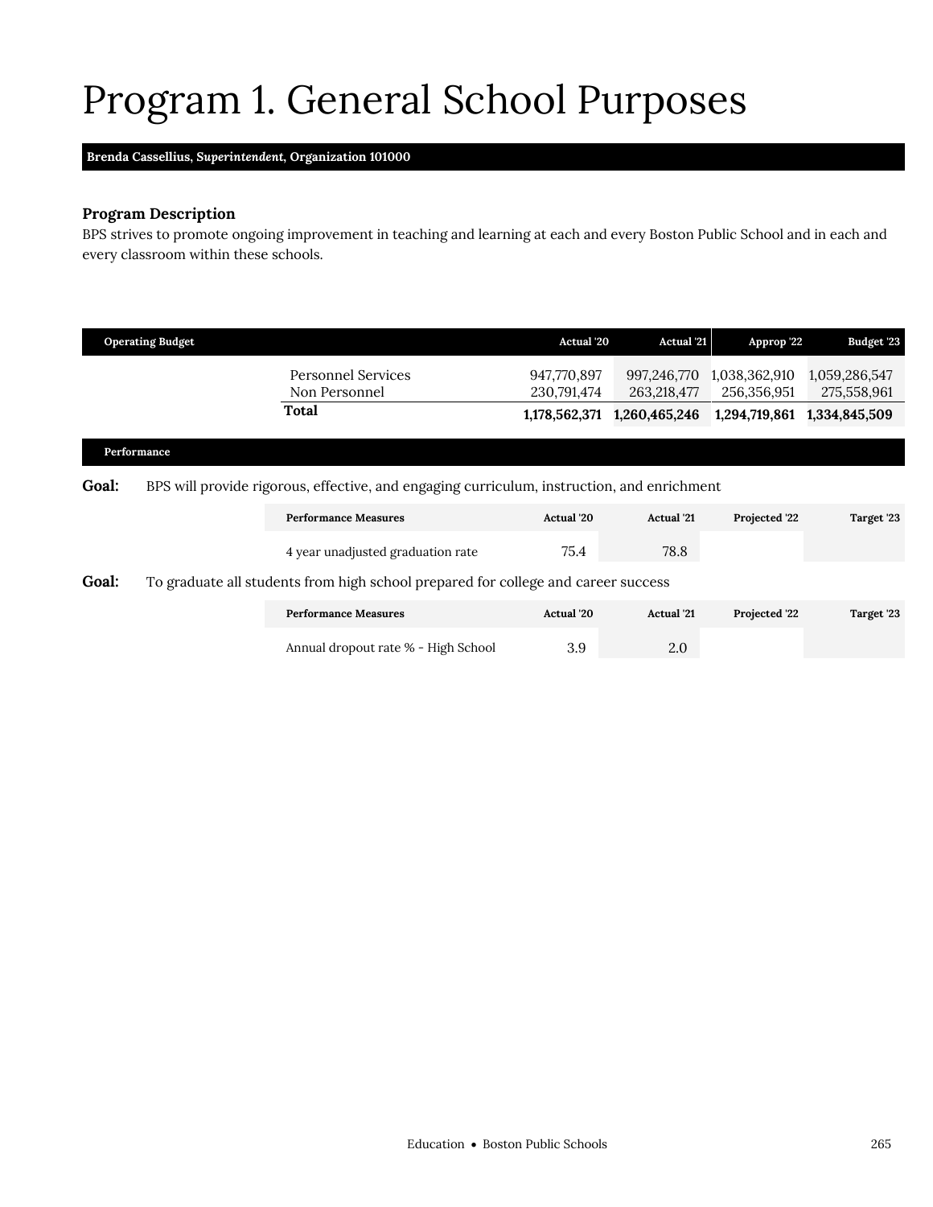# Program 1. General School Purposes

**Brenda Cassellius, *Superintendent*, Organization 101000**

### Program Description

BPS strives to promote ongoing improvement in teaching and learning at each and every Boston Public School and in each and every classroom within these schools.

| Operating Budget | Actual '20 | Actual '21 | Approp '22 | Budget '23 |
|---|---|---|---|---|
| Personnel Services | 947,770,897 | 997,246,770 | 1,038,362,910 | 1,059,286,547 |
| Non Personnel | 230,791,474 | 263,218,477 | 256,356,951 | 275,558,961 |
| **Total** | **1,178,562,371** | **1,260,465,246** | **1,294,719,861** | **1,334,845,509** |

### Performance

**Goal:** BPS will provide rigorous, effective, and engaging curriculum, instruction, and enrichment

| Performance Measures | Actual '20 | Actual '21 | Projected '22 | Target '23 |
|---|---|---|---|---|
| 4 year unadjusted graduation rate | 75.4 | 78.8 | | |

**Goal:** To graduate all students from high school prepared for college and career success

| Performance Measures | Actual '20 | Actual '21 | Projected '22 | Target '23 |
|---|---|---|---|---|
| Annual dropout rate % - High School | 3.9 | 2.0 | | |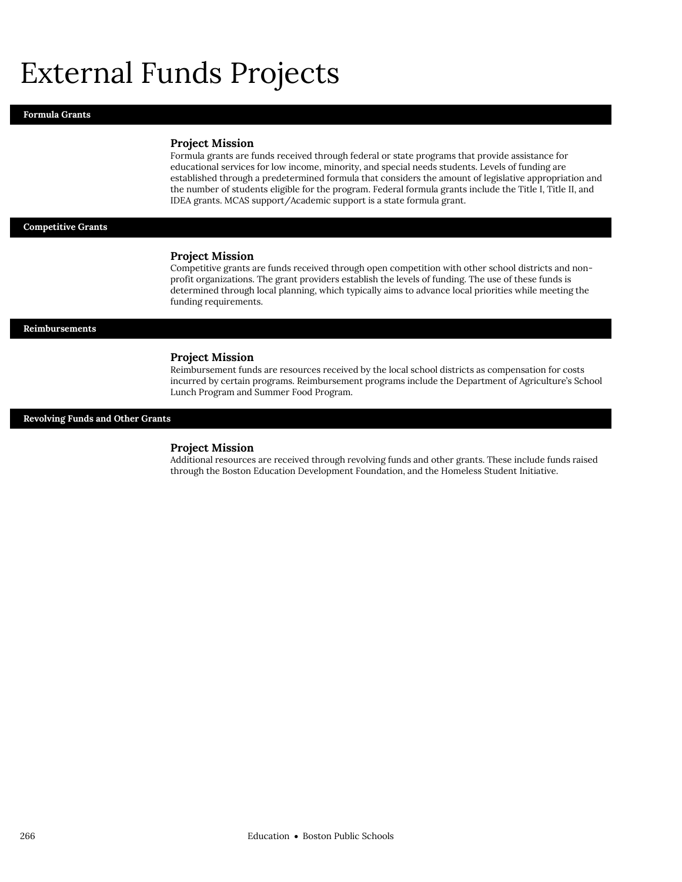# External Funds Projects

## Formula Grants

### Project Mission

Formula grants are funds received through federal or state programs that provide assistance for educational services for low income, minority, and special needs students. Levels of funding are established through a predetermined formula that considers the amount of legislative appropriation and the number of students eligible for the program. Federal formula grants include the Title I, Title II, and IDEA grants. MCAS support/Academic support is a state formula grant.

## Competitive Grants

### Project Mission

Competitive grants are funds received through open competition with other school districts and non-profit organizations. The grant providers establish the levels of funding. The use of these funds is determined through local planning, which typically aims to advance local priorities while meeting the funding requirements.

## Reimbursements

### Project Mission

Reimbursement funds are resources received by the local school districts as compensation for costs incurred by certain programs. Reimbursement programs include the Department of Agriculture's School Lunch Program and Summer Food Program.

## Revolving Funds and Other Grants

### Project Mission

Additional resources are received through revolving funds and other grants. These include funds raised through the Boston Education Development Foundation, and the Homeless Student Initiative.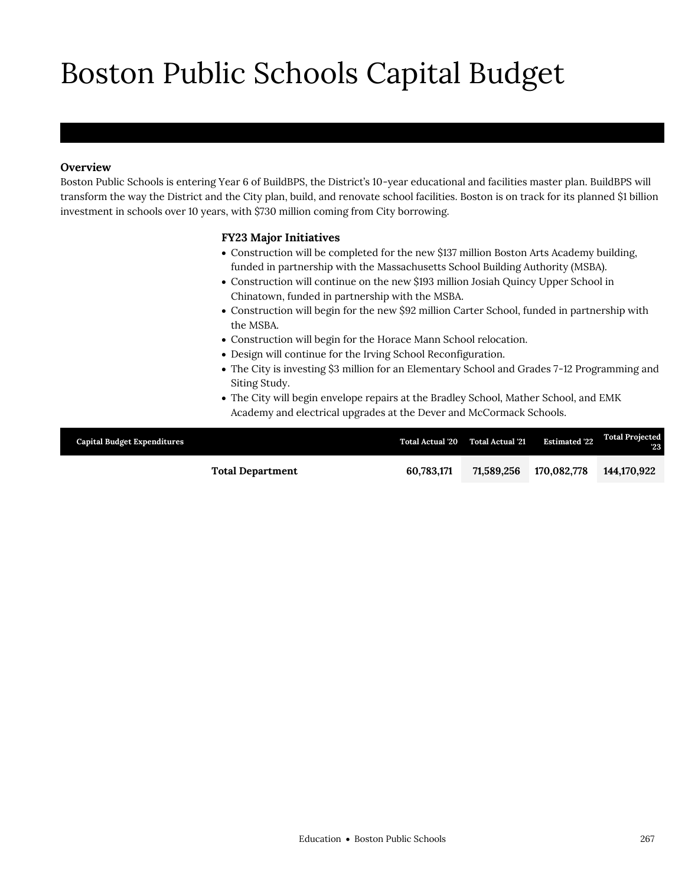# Boston Public Schools Capital Budget

**Overview**

Boston Public Schools is entering Year 6 of BuildBPS, the District's 10-year educational and facilities master plan. BuildBPS will transform the way the District and the City plan, build, and renovate school facilities. Boston is on track for its planned $1 billion investment in schools over 10 years, with $730 million coming from City borrowing.

**FY23 Major Initiatives**

- Construction will be completed for the new $137 million Boston Arts Academy building, funded in partnership with the Massachusetts School Building Authority (MSBA).
- Construction will continue on the new $193 million Josiah Quincy Upper School in Chinatown, funded in partnership with the MSBA.
- Construction will begin for the new $92 million Carter School, funded in partnership with the MSBA.
- Construction will begin for the Horace Mann School relocation.
- Design will continue for the Irving School Reconfiguration.
- The City is investing $3 million for an Elementary School and Grades 7-12 Programming and Siting Study.
- The City will begin envelope repairs at the Bradley School, Mather School, and EMK Academy and electrical upgrades at the Dever and McCormack Schools.

| Capital Budget Expenditures | Total Actual '20 | Total Actual '21 | Estimated '22 | Total Projected '23 |
|---|---|---|---|---|
| **Total Department** | **60,783,171** | **71,589,256** | **170,082,778** | **144,170,922** |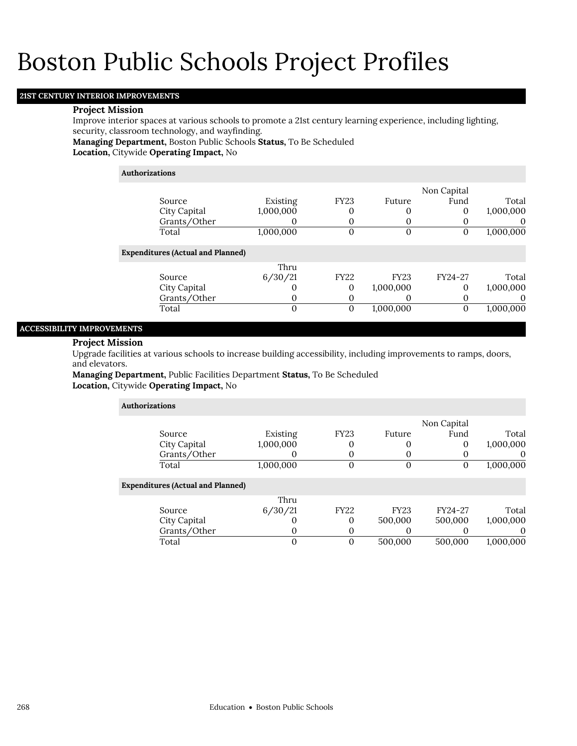# Boston Public Schools Project Profiles

## 21ST CENTURY INTERIOR IMPROVEMENTS

**Project Mission**

Improve interior spaces at various schools to promote a 21st century learning experience, including lighting, security, classroom technology, and wayfinding.

**Managing Department,** Boston Public Schools **Status,** To Be Scheduled
**Location,** Citywide **Operating Impact,** No

**Authorizations**

| Source | Existing | FY23 | Future | Non Capital Fund | Total |
|---|---|---|---|---|---|
| City Capital | 1,000,000 | 0 | 0 | 0 | 1,000,000 |
| Grants/Other | 0 | 0 | 0 | 0 | 0 |
| Total | 1,000,000 | 0 | 0 | 0 | 1,000,000 |

**Expenditures (Actual and Planned)**

| Source | Thru 6/30/21 | FY22 | FY23 | FY24-27 | Total |
|---|---|---|---|---|---|
| City Capital | 0 | 0 | 1,000,000 | 0 | 1,000,000 |
| Grants/Other | 0 | 0 | 0 | 0 | 0 |
| Total | 0 | 0 | 1,000,000 | 0 | 1,000,000 |

## ACCESSIBILITY IMPROVEMENTS

**Project Mission**

Upgrade facilities at various schools to increase building accessibility, including improvements to ramps, doors, and elevators.

**Managing Department,** Public Facilities Department **Status,** To Be Scheduled
**Location,** Citywide **Operating Impact,** No

**Authorizations**

| Source | Existing | FY23 | Future | Non Capital Fund | Total |
|---|---|---|---|---|---|
| City Capital | 1,000,000 | 0 | 0 | 0 | 1,000,000 |
| Grants/Other | 0 | 0 | 0 | 0 | 0 |
| Total | 1,000,000 | 0 | 0 | 0 | 1,000,000 |

**Expenditures (Actual and Planned)**

| Source | Thru 6/30/21 | FY22 | FY23 | FY24-27 | Total |
|---|---|---|---|---|---|
| City Capital | 0 | 0 | 500,000 | 500,000 | 1,000,000 |
| Grants/Other | 0 | 0 | 0 | 0 | 0 |
| Total | 0 | 0 | 500,000 | 500,000 | 1,000,000 |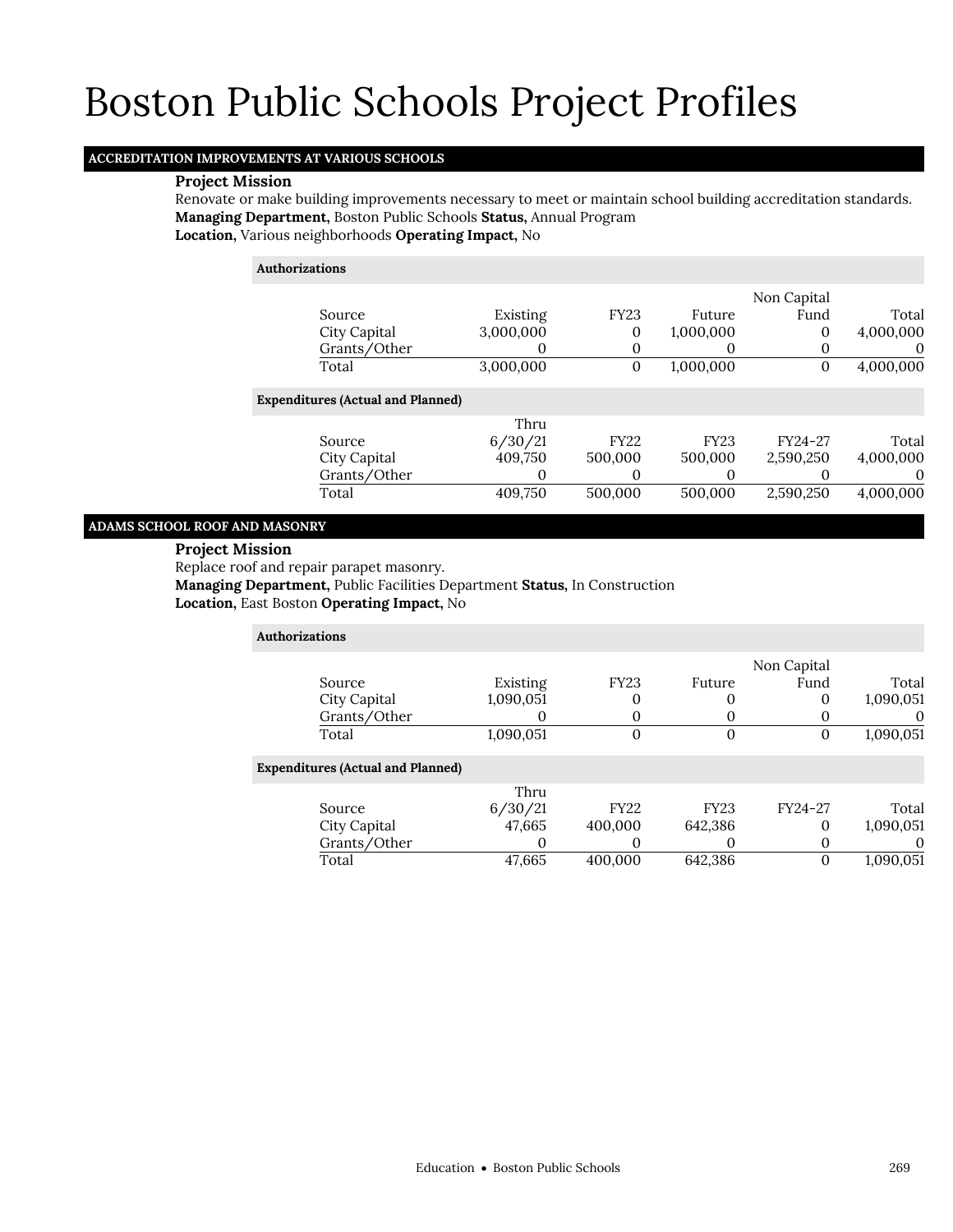# Boston Public Schools Project Profiles

## ACCREDITATION IMPROVEMENTS AT VARIOUS SCHOOLS

**Project Mission**

Renovate or make building improvements necessary to meet or maintain school building accreditation standards.

**Managing Department,** Boston Public Schools **Status,** Annual Program

**Location,** Various neighborhoods **Operating Impact,** No

**Authorizations**

| Source | Existing | FY23 | Future | Non Capital Fund | Total |
|---|---|---|---|---|---|
| City Capital | 3,000,000 | 0 | 1,000,000 | 0 | 4,000,000 |
| Grants/Other | 0 | 0 | 0 | 0 | 0 |
| Total | 3,000,000 | 0 | 1,000,000 | 0 | 4,000,000 |

**Expenditures (Actual and Planned)**

| Source | Thru 6/30/21 | FY22 | FY23 | FY24-27 | Total |
|---|---|---|---|---|---|
| City Capital | 409,750 | 500,000 | 500,000 | 2,590,250 | 4,000,000 |
| Grants/Other | 0 | 0 | 0 | 0 | 0 |
| Total | 409,750 | 500,000 | 500,000 | 2,590,250 | 4,000,000 |

## ADAMS SCHOOL ROOF AND MASONRY

**Project Mission**

Replace roof and repair parapet masonry.

**Managing Department,** Public Facilities Department **Status,** In Construction

**Location,** East Boston **Operating Impact,** No

**Authorizations**

| Source | Existing | FY23 | Future | Non Capital Fund | Total |
|---|---|---|---|---|---|
| City Capital | 1,090,051 | 0 | 0 | 0 | 1,090,051 |
| Grants/Other | 0 | 0 | 0 | 0 | 0 |
| Total | 1,090,051 | 0 | 0 | 0 | 1,090,051 |

**Expenditures (Actual and Planned)**

| Source | Thru 6/30/21 | FY22 | FY23 | FY24-27 | Total |
|---|---|---|---|---|---|
| City Capital | 47,665 | 400,000 | 642,386 | 0 | 1,090,051 |
| Grants/Other | 0 | 0 | 0 | 0 | 0 |
| Total | 47,665 | 400,000 | 642,386 | 0 | 1,090,051 |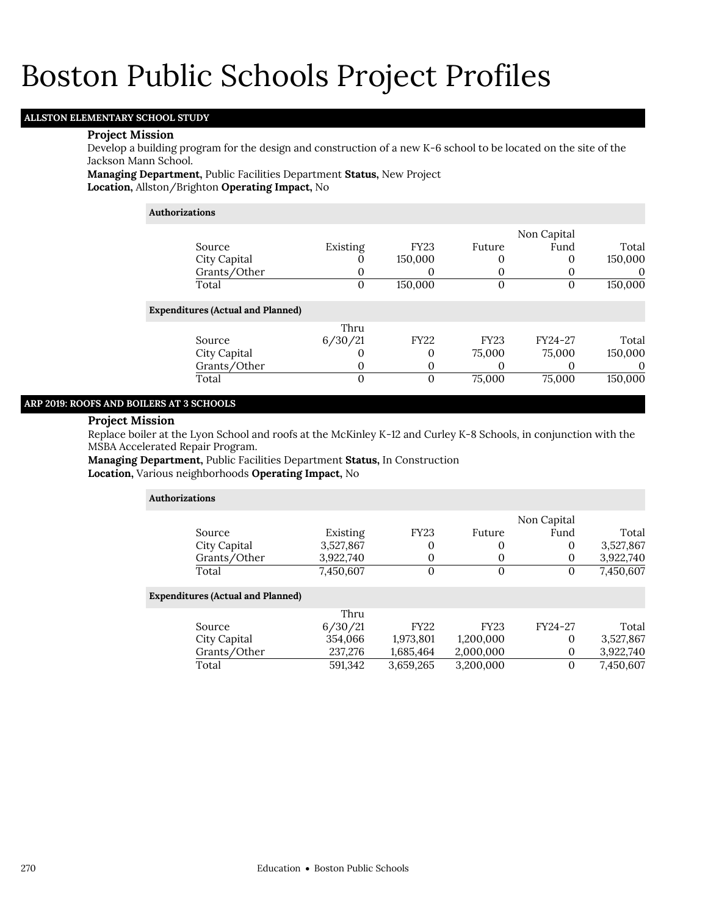# Boston Public Schools Project Profiles

## ALLSTON ELEMENTARY SCHOOL STUDY

### Project Mission

Develop a building program for the design and construction of a new K-6 school to be located on the site of the Jackson Mann School.

**Managing Department,** Public Facilities Department **Status,** New Project
**Location,** Allston/Brighton **Operating Impact,** No

**Authorizations**

| Source | Existing | FY23 | Future | Non Capital Fund | Total |
|---|---|---|---|---|---|
| City Capital | 0 | 150,000 | 0 | 0 | 150,000 |
| Grants/Other | 0 | 0 | 0 | 0 | 0 |
| Total | 0 | 150,000 | 0 | 0 | 150,000 |

**Expenditures (Actual and Planned)**

| Source | Thru 6/30/21 | FY22 | FY23 | FY24-27 | Total |
|---|---|---|---|---|---|
| City Capital | 0 | 0 | 75,000 | 75,000 | 150,000 |
| Grants/Other | 0 | 0 | 0 | 0 | 0 |
| Total | 0 | 0 | 75,000 | 75,000 | 150,000 |

## ARP 2019: ROOFS AND BOILERS AT 3 SCHOOLS

### Project Mission

Replace boiler at the Lyon School and roofs at the McKinley K-12 and Curley K-8 Schools, in conjunction with the MSBA Accelerated Repair Program.

**Managing Department,** Public Facilities Department **Status,** In Construction
**Location,** Various neighborhoods **Operating Impact,** No

**Authorizations**

| Source | Existing | FY23 | Future | Non Capital Fund | Total |
|---|---|---|---|---|---|
| City Capital | 3,527,867 | 0 | 0 | 0 | 3,527,867 |
| Grants/Other | 3,922,740 | 0 | 0 | 0 | 3,922,740 |
| Total | 7,450,607 | 0 | 0 | 0 | 7,450,607 |

**Expenditures (Actual and Planned)**

| Source | Thru 6/30/21 | FY22 | FY23 | FY24-27 | Total |
|---|---|---|---|---|---|
| City Capital | 354,066 | 1,973,801 | 1,200,000 | 0 | 3,527,867 |
| Grants/Other | 237,276 | 1,685,464 | 2,000,000 | 0 | 3,922,740 |
| Total | 591,342 | 3,659,265 | 3,200,000 | 0 | 7,450,607 |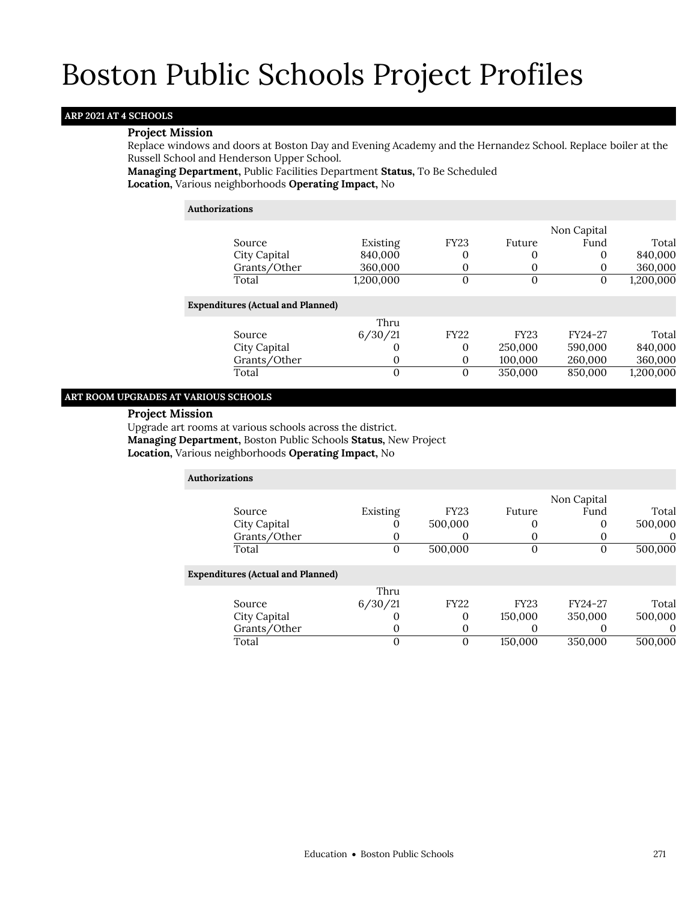# Boston Public Schools Project Profiles

## ARP 2021 AT 4 SCHOOLS

**Project Mission**

Replace windows and doors at Boston Day and Evening Academy and the Hernandez School. Replace boiler at the Russell School and Henderson Upper School.

**Managing Department,** Public Facilities Department **Status,** To Be Scheduled
**Location,** Various neighborhoods **Operating Impact,** No

**Authorizations**

| Source | Existing | FY23 | Future | Non Capital Fund | Total |
|---|---|---|---|---|---|
| City Capital | 840,000 | 0 | 0 | 0 | 840,000 |
| Grants/Other | 360,000 | 0 | 0 | 0 | 360,000 |
| Total | 1,200,000 | 0 | 0 | 0 | 1,200,000 |

**Expenditures (Actual and Planned)**

| Source | Thru 6/30/21 | FY22 | FY23 | FY24-27 | Total |
|---|---|---|---|---|---|
| City Capital | 0 | 0 | 250,000 | 590,000 | 840,000 |
| Grants/Other | 0 | 0 | 100,000 | 260,000 | 360,000 |
| Total | 0 | 0 | 350,000 | 850,000 | 1,200,000 |

## ART ROOM UPGRADES AT VARIOUS SCHOOLS

**Project Mission**

Upgrade art rooms at various schools across the district.

**Managing Department,** Boston Public Schools **Status,** New Project
**Location,** Various neighborhoods **Operating Impact,** No

**Authorizations**

| Source | Existing | FY23 | Future | Non Capital Fund | Total |
|---|---|---|---|---|---|
| City Capital | 0 | 500,000 | 0 | 0 | 500,000 |
| Grants/Other | 0 | 0 | 0 | 0 | 0 |
| Total | 0 | 500,000 | 0 | 0 | 500,000 |

**Expenditures (Actual and Planned)**

| Source | Thru 6/30/21 | FY22 | FY23 | FY24-27 | Total |
|---|---|---|---|---|---|
| City Capital | 0 | 0 | 150,000 | 350,000 | 500,000 |
| Grants/Other | 0 | 0 | 0 | 0 | 0 |
| Total | 0 | 0 | 150,000 | 350,000 | 500,000 |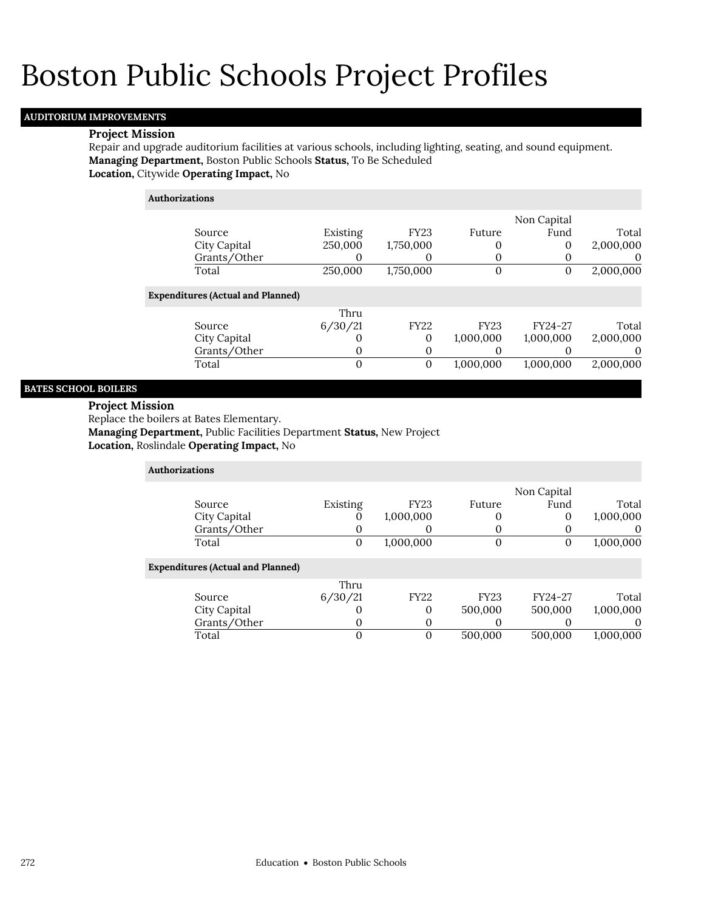# Boston Public Schools Project Profiles

## AUDITORIUM IMPROVEMENTS

**Project Mission**

Repair and upgrade auditorium facilities at various schools, including lighting, seating, and sound equipment.

**Managing Department,** Boston Public Schools **Status,** To Be Scheduled

**Location,** Citywide **Operating Impact,** No

**Authorizations**

| Source | Existing | FY23 | Future | Non Capital Fund | Total |
|---|---|---|---|---|---|
| City Capital | 250,000 | 1,750,000 | 0 | 0 | 2,000,000 |
| Grants/Other | 0 | 0 | 0 | 0 | 0 |
| Total | 250,000 | 1,750,000 | 0 | 0 | 2,000,000 |

**Expenditures (Actual and Planned)**

| Source | Thru 6/30/21 | FY22 | FY23 | FY24-27 | Total |
|---|---|---|---|---|---|
| City Capital | 0 | 0 | 1,000,000 | 1,000,000 | 2,000,000 |
| Grants/Other | 0 | 0 | 0 | 0 | 0 |
| Total | 0 | 0 | 1,000,000 | 1,000,000 | 2,000,000 |

## BATES SCHOOL BOILERS

**Project Mission**

Replace the boilers at Bates Elementary.

**Managing Department,** Public Facilities Department **Status,** New Project

**Location,** Roslindale **Operating Impact,** No

**Authorizations**

| Source | Existing | FY23 | Future | Non Capital Fund | Total |
|---|---|---|---|---|---|
| City Capital | 0 | 1,000,000 | 0 | 0 | 1,000,000 |
| Grants/Other | 0 | 0 | 0 | 0 | 0 |
| Total | 0 | 1,000,000 | 0 | 0 | 1,000,000 |

**Expenditures (Actual and Planned)**

| Source | Thru 6/30/21 | FY22 | FY23 | FY24-27 | Total |
|---|---|---|---|---|---|
| City Capital | 0 | 0 | 500,000 | 500,000 | 1,000,000 |
| Grants/Other | 0 | 0 | 0 | 0 | 0 |
| Total | 0 | 0 | 500,000 | 500,000 | 1,000,000 |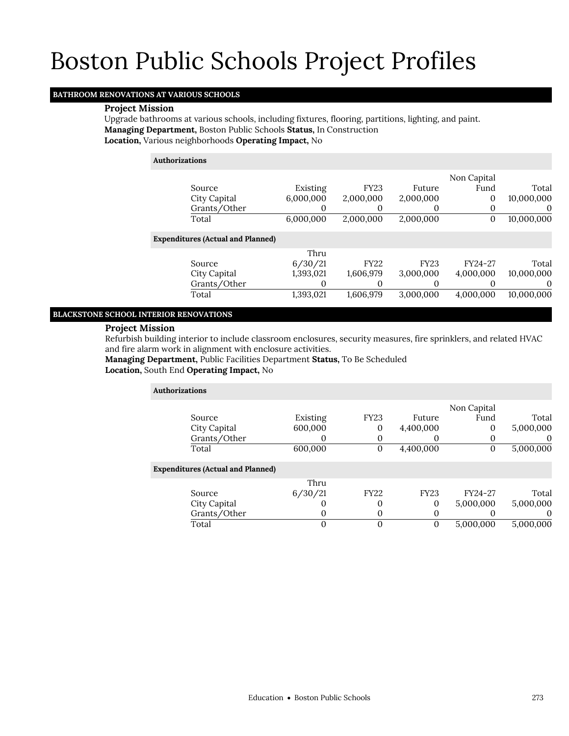# Boston Public Schools Project Profiles

## BATHROOM RENOVATIONS AT VARIOUS SCHOOLS

**Project Mission**

Upgrade bathrooms at various schools, including fixtures, flooring, partitions, lighting, and paint.

**Managing Department,** Boston Public Schools **Status,** In Construction

**Location,** Various neighborhoods **Operating Impact,** No

**Authorizations**

| Source | Existing | FY23 | Future | Non Capital Fund | Total |
|---|---|---|---|---|---|
| City Capital | 6,000,000 | 2,000,000 | 2,000,000 | 0 | 10,000,000 |
| Grants/Other | 0 | 0 | 0 | 0 | 0 |
| Total | 6,000,000 | 2,000,000 | 2,000,000 | 0 | 10,000,000 |

**Expenditures (Actual and Planned)**

| Source | Thru 6/30/21 | FY22 | FY23 | FY24-27 | Total |
|---|---|---|---|---|---|
| City Capital | 1,393,021 | 1,606,979 | 3,000,000 | 4,000,000 | 10,000,000 |
| Grants/Other | 0 | 0 | 0 | 0 | 0 |
| Total | 1,393,021 | 1,606,979 | 3,000,000 | 4,000,000 | 10,000,000 |

## BLACKSTONE SCHOOL INTERIOR RENOVATIONS

**Project Mission**

Refurbish building interior to include classroom enclosures, security measures, fire sprinklers, and related HVAC and fire alarm work in alignment with enclosure activities.

**Managing Department,** Public Facilities Department **Status,** To Be Scheduled

**Location,** South End **Operating Impact,** No

**Authorizations**

| Source | Existing | FY23 | Future | Non Capital Fund | Total |
|---|---|---|---|---|---|
| City Capital | 600,000 | 0 | 4,400,000 | 0 | 5,000,000 |
| Grants/Other | 0 | 0 | 0 | 0 | 0 |
| Total | 600,000 | 0 | 4,400,000 | 0 | 5,000,000 |

**Expenditures (Actual and Planned)**

| Source | Thru 6/30/21 | FY22 | FY23 | FY24-27 | Total |
|---|---|---|---|---|---|
| City Capital | 0 | 0 | 0 | 5,000,000 | 5,000,000 |
| Grants/Other | 0 | 0 | 0 | 0 | 0 |
| Total | 0 | 0 | 0 | 5,000,000 | 5,000,000 |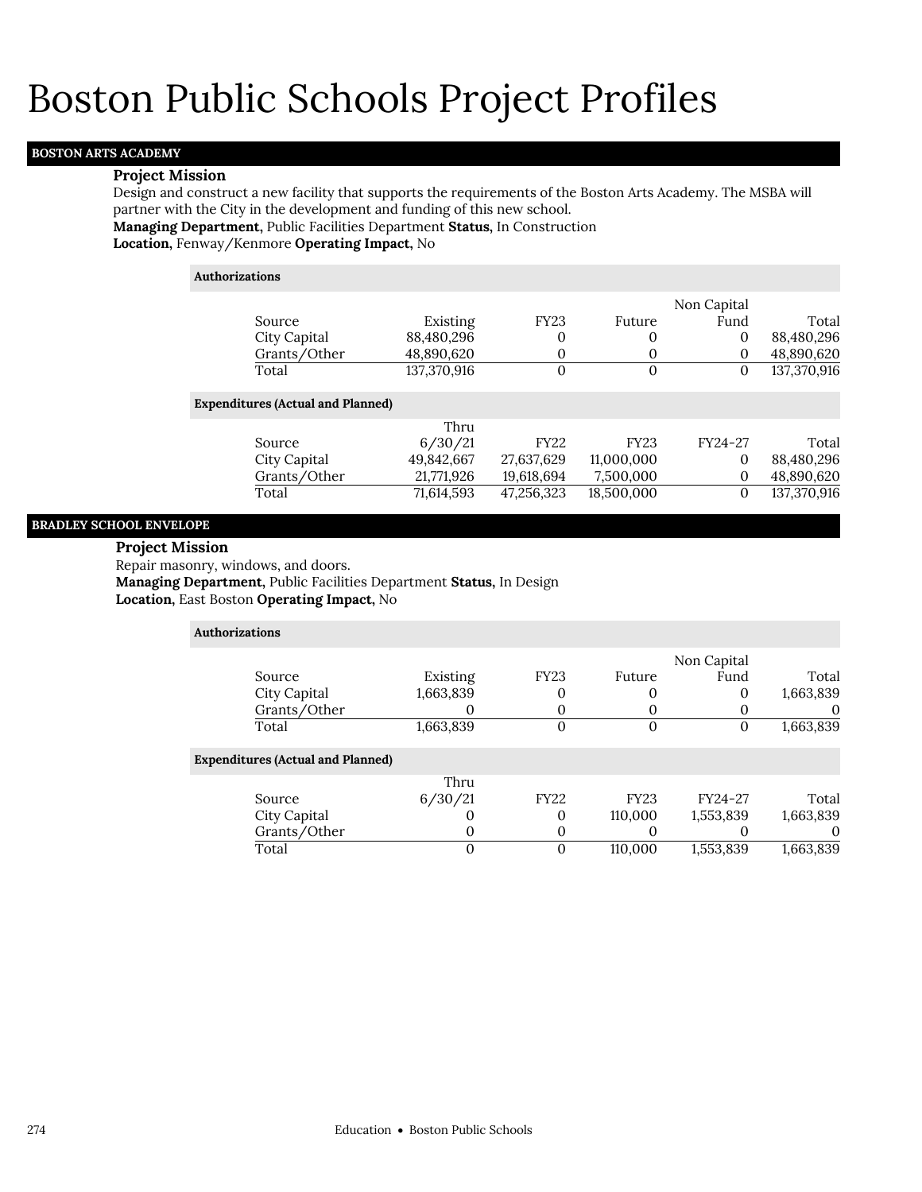# Boston Public Schools Project Profiles

## BOSTON ARTS ACADEMY

### Project Mission

Design and construct a new facility that supports the requirements of the Boston Arts Academy. The MSBA will partner with the City in the development and funding of this new school.

**Managing Department,** Public Facilities Department **Status,** In Construction
**Location,** Fenway/Kenmore **Operating Impact,** No

**Authorizations**

| Source | Existing | FY23 | Future | Non Capital Fund | Total |
|---|---|---|---|---|---|
| City Capital | 88,480,296 | 0 | 0 | 0 | 88,480,296 |
| Grants/Other | 48,890,620 | 0 | 0 | 0 | 48,890,620 |
| Total | 137,370,916 | 0 | 0 | 0 | 137,370,916 |

**Expenditures (Actual and Planned)**

| Source | Thru 6/30/21 | FY22 | FY23 | FY24-27 | Total |
|---|---|---|---|---|---|
| City Capital | 49,842,667 | 27,637,629 | 11,000,000 | 0 | 88,480,296 |
| Grants/Other | 21,771,926 | 19,618,694 | 7,500,000 | 0 | 48,890,620 |
| Total | 71,614,593 | 47,256,323 | 18,500,000 | 0 | 137,370,916 |

## BRADLEY SCHOOL ENVELOPE

### Project Mission

Repair masonry, windows, and doors.

**Managing Department,** Public Facilities Department **Status,** In Design
**Location,** East Boston **Operating Impact,** No

**Authorizations**

| Source | Existing | FY23 | Future | Non Capital Fund | Total |
|---|---|---|---|---|---|
| City Capital | 1,663,839 | 0 | 0 | 0 | 1,663,839 |
| Grants/Other | 0 | 0 | 0 | 0 | 0 |
| Total | 1,663,839 | 0 | 0 | 0 | 1,663,839 |

**Expenditures (Actual and Planned)**

| Source | Thru 6/30/21 | FY22 | FY23 | FY24-27 | Total |
|---|---|---|---|---|---|
| City Capital | 0 | 0 | 110,000 | 1,553,839 | 1,663,839 |
| Grants/Other | 0 | 0 | 0 | 0 | 0 |
| Total | 0 | 0 | 110,000 | 1,553,839 | 1,663,839 |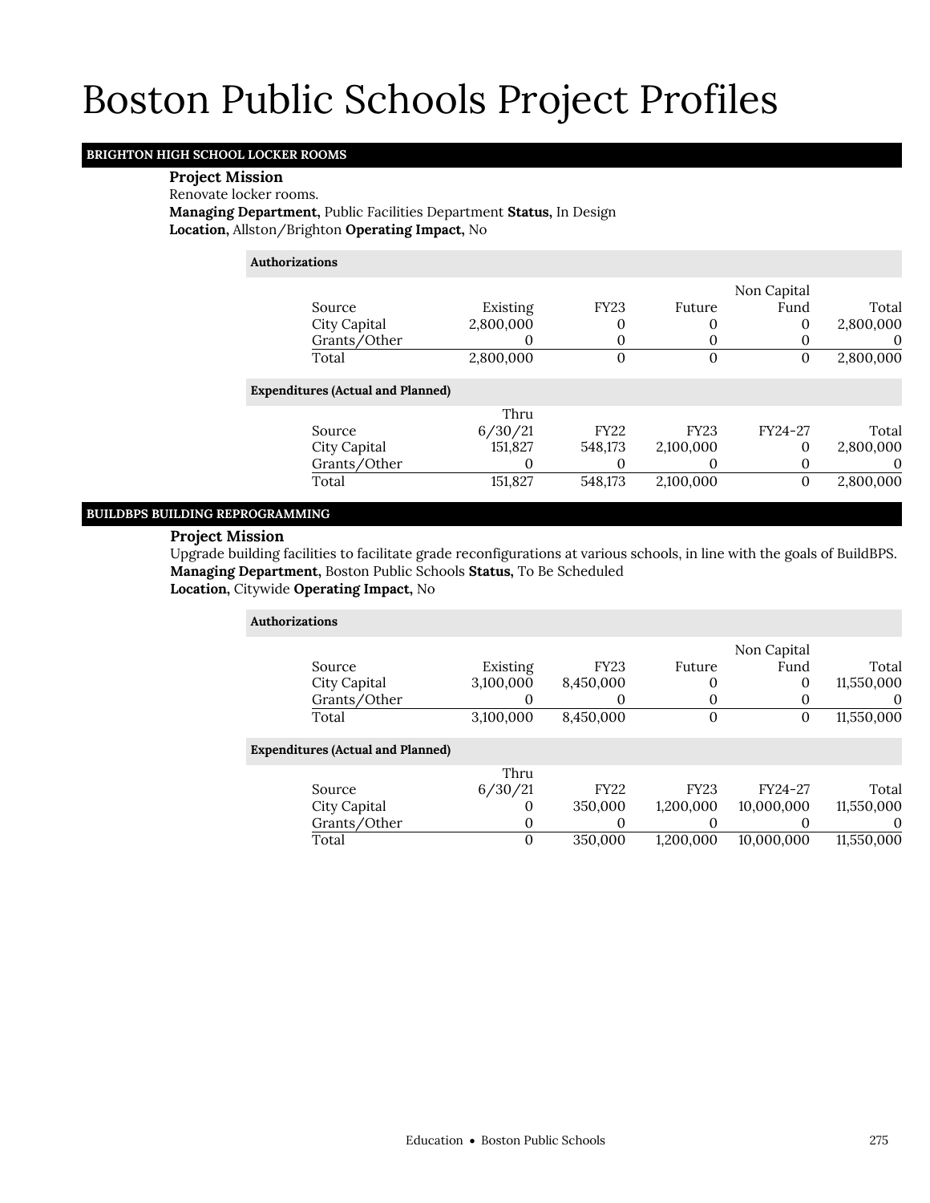# Boston Public Schools Project Profiles

## BRIGHTON HIGH SCHOOL LOCKER ROOMS

**Project Mission**

Renovate locker rooms.

**Managing Department,** Public Facilities Department **Status,** In Design

**Location,** Allston/Brighton **Operating Impact,** No

**Authorizations**

| Source | Existing | FY23 | Future | Non Capital Fund | Total |
|---|---|---|---|---|---|
| City Capital | 2,800,000 | 0 | 0 | 0 | 2,800,000 |
| Grants/Other | 0 | 0 | 0 | 0 | 0 |
| Total | 2,800,000 | 0 | 0 | 0 | 2,800,000 |

**Expenditures (Actual and Planned)**

| Source | Thru 6/30/21 | FY22 | FY23 | FY24-27 | Total |
|---|---|---|---|---|---|
| City Capital | 151,827 | 548,173 | 2,100,000 | 0 | 2,800,000 |
| Grants/Other | 0 | 0 | 0 | 0 | 0 |
| Total | 151,827 | 548,173 | 2,100,000 | 0 | 2,800,000 |

## BUILDBPS BUILDING REPROGRAMMING

**Project Mission**

Upgrade building facilities to facilitate grade reconfigurations at various schools, in line with the goals of BuildBPS.

**Managing Department,** Boston Public Schools **Status,** To Be Scheduled

**Location,** Citywide **Operating Impact,** No

**Authorizations**

| Source | Existing | FY23 | Future | Non Capital Fund | Total |
|---|---|---|---|---|---|
| City Capital | 3,100,000 | 8,450,000 | 0 | 0 | 11,550,000 |
| Grants/Other | 0 | 0 | 0 | 0 | 0 |
| Total | 3,100,000 | 8,450,000 | 0 | 0 | 11,550,000 |

**Expenditures (Actual and Planned)**

| Source | Thru 6/30/21 | FY22 | FY23 | FY24-27 | Total |
|---|---|---|---|---|---|
| City Capital | 0 | 350,000 | 1,200,000 | 10,000,000 | 11,550,000 |
| Grants/Other | 0 | 0 | 0 | 0 | 0 |
| Total | 0 | 350,000 | 1,200,000 | 10,000,000 | 11,550,000 |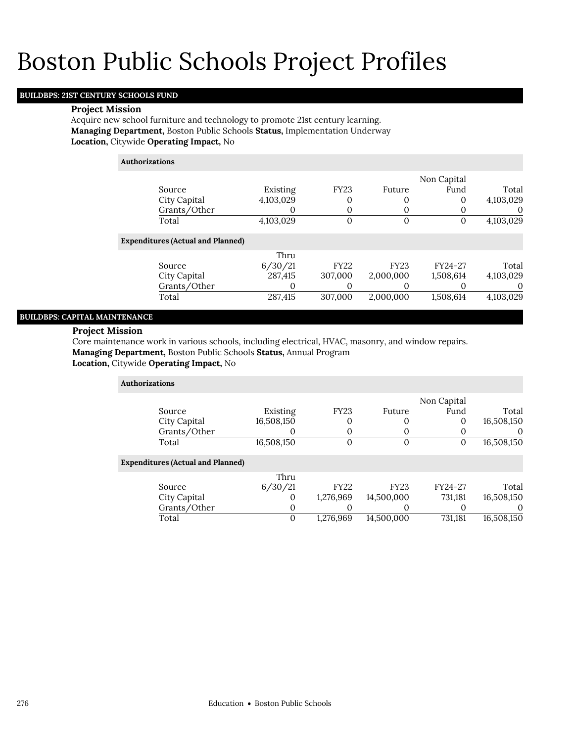# Boston Public Schools Project Profiles

## BUILDBPS: 21ST CENTURY SCHOOLS FUND

**Project Mission**

Acquire new school furniture and technology to promote 21st century learning.

**Managing Department,** Boston Public Schools **Status,** Implementation Underway

**Location,** Citywide **Operating Impact,** No

**Authorizations**

| Source | Existing | FY23 | Future | Non Capital Fund | Total |
|---|---|---|---|---|---|
| City Capital | 4,103,029 | 0 | 0 | 0 | 4,103,029 |
| Grants/Other | 0 | 0 | 0 | 0 | 0 |
| Total | 4,103,029 | 0 | 0 | 0 | 4,103,029 |

**Expenditures (Actual and Planned)**

| Source | Thru 6/30/21 | FY22 | FY23 | FY24-27 | Total |
|---|---|---|---|---|---|
| City Capital | 287,415 | 307,000 | 2,000,000 | 1,508,614 | 4,103,029 |
| Grants/Other | 0 | 0 | 0 | 0 | 0 |
| Total | 287,415 | 307,000 | 2,000,000 | 1,508,614 | 4,103,029 |

## BUILDBPS: CAPITAL MAINTENANCE

**Project Mission**

Core maintenance work in various schools, including electrical, HVAC, masonry, and window repairs.

**Managing Department,** Boston Public Schools **Status,** Annual Program

**Location,** Citywide **Operating Impact,** No

**Authorizations**

| Source | Existing | FY23 | Future | Non Capital Fund | Total |
|---|---|---|---|---|---|
| City Capital | 16,508,150 | 0 | 0 | 0 | 16,508,150 |
| Grants/Other | 0 | 0 | 0 | 0 | 0 |
| Total | 16,508,150 | 0 | 0 | 0 | 16,508,150 |

**Expenditures (Actual and Planned)**

| Source | Thru 6/30/21 | FY22 | FY23 | FY24-27 | Total |
|---|---|---|---|---|---|
| City Capital | 0 | 1,276,969 | 14,500,000 | 731,181 | 16,508,150 |
| Grants/Other | 0 | 0 | 0 | 0 | 0 |
| Total | 0 | 1,276,969 | 14,500,000 | 731,181 | 16,508,150 |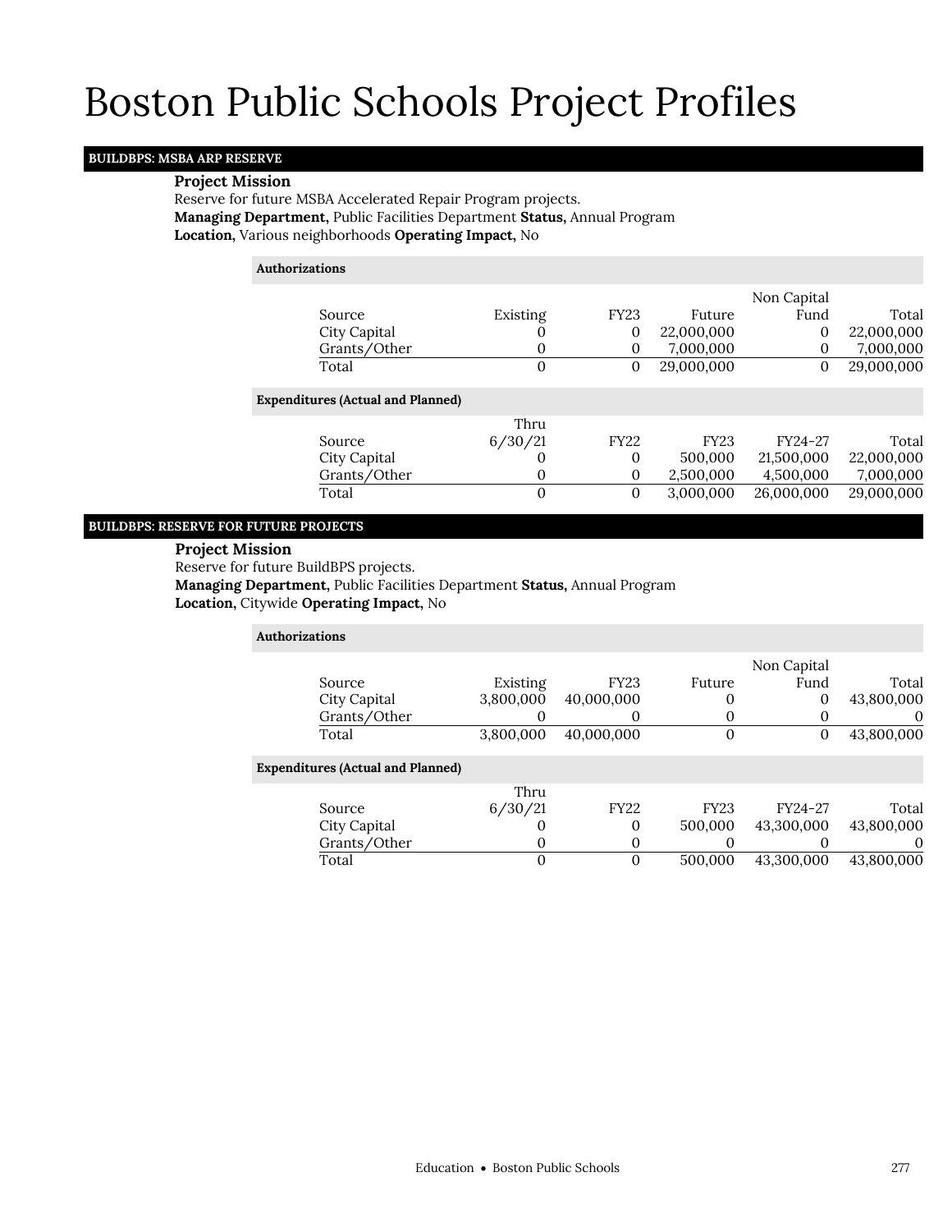# Boston Public Schools Project Profiles

## BUILDBPS: MSBA ARP RESERVE

**Project Mission**

Reserve for future MSBA Accelerated Repair Program projects.

**Managing Department,** Public Facilities Department **Status,** Annual Program

**Location,** Various neighborhoods **Operating Impact,** No

**Authorizations**

| Source | Existing | FY23 | Future | Non Capital Fund | Total |
|---|---|---|---|---|---|
| City Capital | 0 | 0 | 22,000,000 | 0 | 22,000,000 |
| Grants/Other | 0 | 0 | 7,000,000 | 0 | 7,000,000 |
| Total | 0 | 0 | 29,000,000 | 0 | 29,000,000 |

**Expenditures (Actual and Planned)**

| Source | Thru 6/30/21 | FY22 | FY23 | FY24-27 | Total |
|---|---|---|---|---|---|
| City Capital | 0 | 0 | 500,000 | 21,500,000 | 22,000,000 |
| Grants/Other | 0 | 0 | 2,500,000 | 4,500,000 | 7,000,000 |
| Total | 0 | 0 | 3,000,000 | 26,000,000 | 29,000,000 |

## BUILDBPS: RESERVE FOR FUTURE PROJECTS

**Project Mission**

Reserve for future BuildBPS projects.

**Managing Department,** Public Facilities Department **Status,** Annual Program

**Location,** Citywide **Operating Impact,** No

**Authorizations**

| Source | Existing | FY23 | Future | Non Capital Fund | Total |
|---|---|---|---|---|---|
| City Capital | 3,800,000 | 40,000,000 | 0 | 0 | 43,800,000 |
| Grants/Other | 0 | 0 | 0 | 0 | 0 |
| Total | 3,800,000 | 40,000,000 | 0 | 0 | 43,800,000 |

**Expenditures (Actual and Planned)**

| Source | Thru 6/30/21 | FY22 | FY23 | FY24-27 | Total |
|---|---|---|---|---|---|
| City Capital | 0 | 0 | 500,000 | 43,300,000 | 43,800,000 |
| Grants/Other | 0 | 0 | 0 | 0 | 0 |
| Total | 0 | 0 | 500,000 | 43,300,000 | 43,800,000 |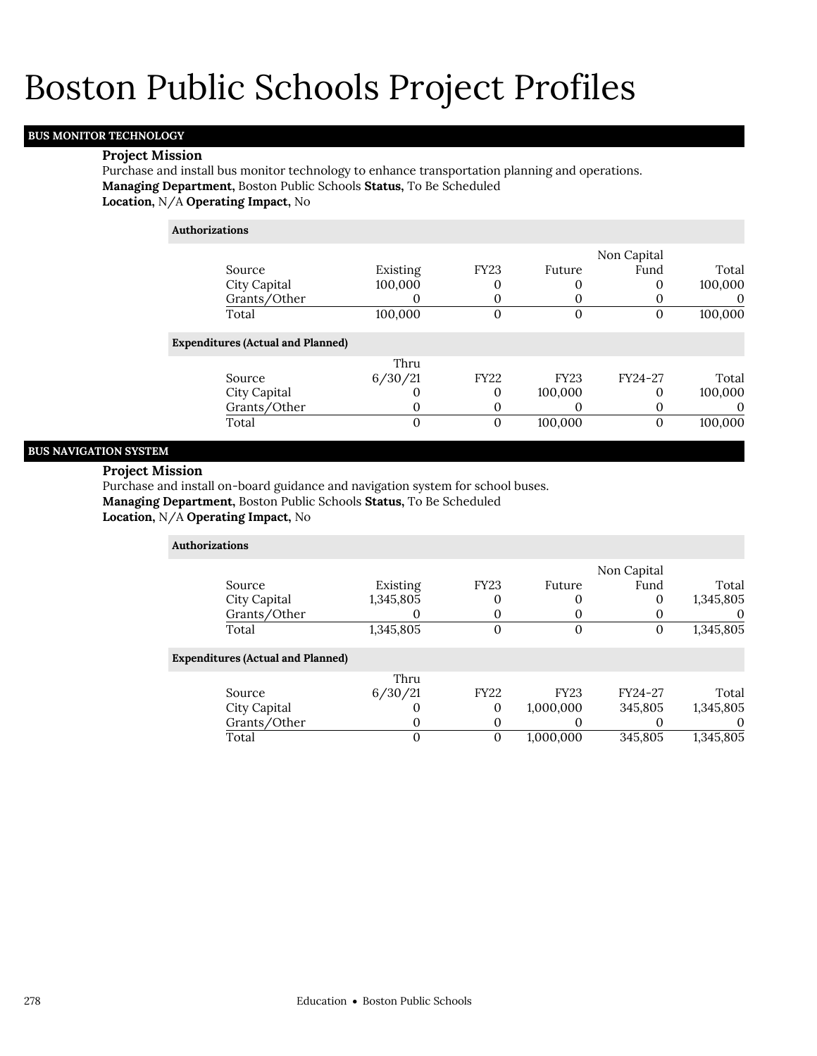# Boston Public Schools Project Profiles

## BUS MONITOR TECHNOLOGY

**Project Mission**

Purchase and install bus monitor technology to enhance transportation planning and operations.

**Managing Department,** Boston Public Schools **Status,** To Be Scheduled

**Location,** N/A **Operating Impact,** No

**Authorizations**

| Source | Existing | FY23 | Future | Non Capital Fund | Total |
|---|---|---|---|---|---|
| City Capital | 100,000 | 0 | 0 | 0 | 100,000 |
| Grants/Other | 0 | 0 | 0 | 0 | 0 |
| Total | 100,000 | 0 | 0 | 0 | 100,000 |

**Expenditures (Actual and Planned)**

| Source | Thru 6/30/21 | FY22 | FY23 | FY24-27 | Total |
|---|---|---|---|---|---|
| City Capital | 0 | 0 | 100,000 | 0 | 100,000 |
| Grants/Other | 0 | 0 | 0 | 0 | 0 |
| Total | 0 | 0 | 100,000 | 0 | 100,000 |

## BUS NAVIGATION SYSTEM

**Project Mission**

Purchase and install on-board guidance and navigation system for school buses.

**Managing Department,** Boston Public Schools **Status,** To Be Scheduled

**Location,** N/A **Operating Impact,** No

**Authorizations**

| Source | Existing | FY23 | Future | Non Capital Fund | Total |
|---|---|---|---|---|---|
| City Capital | 1,345,805 | 0 | 0 | 0 | 1,345,805 |
| Grants/Other | 0 | 0 | 0 | 0 | 0 |
| Total | 1,345,805 | 0 | 0 | 0 | 1,345,805 |

**Expenditures (Actual and Planned)**

| Source | Thru 6/30/21 | FY22 | FY23 | FY24-27 | Total |
|---|---|---|---|---|---|
| City Capital | 0 | 0 | 1,000,000 | 345,805 | 1,345,805 |
| Grants/Other | 0 | 0 | 0 | 0 | 0 |
| Total | 0 | 0 | 1,000,000 | 345,805 | 1,345,805 |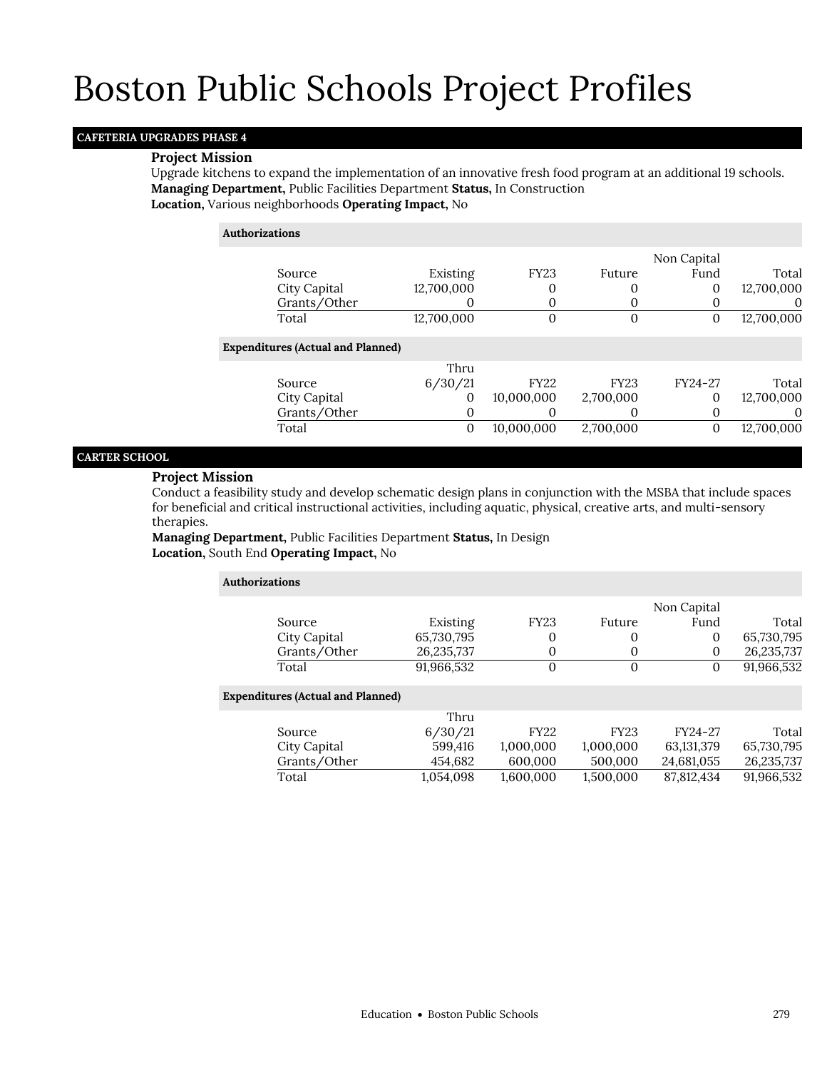# Boston Public Schools Project Profiles

## CAFETERIA UPGRADES PHASE 4

**Project Mission**

Upgrade kitchens to expand the implementation of an innovative fresh food program at an additional 19 schools.

**Managing Department,** Public Facilities Department **Status,** In Construction

**Location,** Various neighborhoods **Operating Impact,** No

**Authorizations**

| Source | Existing | FY23 | Future | Non Capital Fund | Total |
|---|---|---|---|---|---|
| City Capital | 12,700,000 | 0 | 0 | 0 | 12,700,000 |
| Grants/Other | 0 | 0 | 0 | 0 | 0 |
| Total | 12,700,000 | 0 | 0 | 0 | 12,700,000 |

**Expenditures (Actual and Planned)**

| Source | Thru 6/30/21 | FY22 | FY23 | FY24-27 | Total |
|---|---|---|---|---|---|
| City Capital | 0 | 10,000,000 | 2,700,000 | 0 | 12,700,000 |
| Grants/Other | 0 | 0 | 0 | 0 | 0 |
| Total | 0 | 10,000,000 | 2,700,000 | 0 | 12,700,000 |

## CARTER SCHOOL

**Project Mission**

Conduct a feasibility study and develop schematic design plans in conjunction with the MSBA that include spaces for beneficial and critical instructional activities, including aquatic, physical, creative arts, and multi-sensory therapies.

**Managing Department,** Public Facilities Department **Status,** In Design

**Location,** South End **Operating Impact,** No

**Authorizations**

| Source | Existing | FY23 | Future | Non Capital Fund | Total |
|---|---|---|---|---|---|
| City Capital | 65,730,795 | 0 | 0 | 0 | 65,730,795 |
| Grants/Other | 26,235,737 | 0 | 0 | 0 | 26,235,737 |
| Total | 91,966,532 | 0 | 0 | 0 | 91,966,532 |

**Expenditures (Actual and Planned)**

| Source | Thru 6/30/21 | FY22 | FY23 | FY24-27 | Total |
|---|---|---|---|---|---|
| City Capital | 599,416 | 1,000,000 | 1,000,000 | 63,131,379 | 65,730,795 |
| Grants/Other | 454,682 | 600,000 | 500,000 | 24,681,055 | 26,235,737 |
| Total | 1,054,098 | 1,600,000 | 1,500,000 | 87,812,434 | 91,966,532 |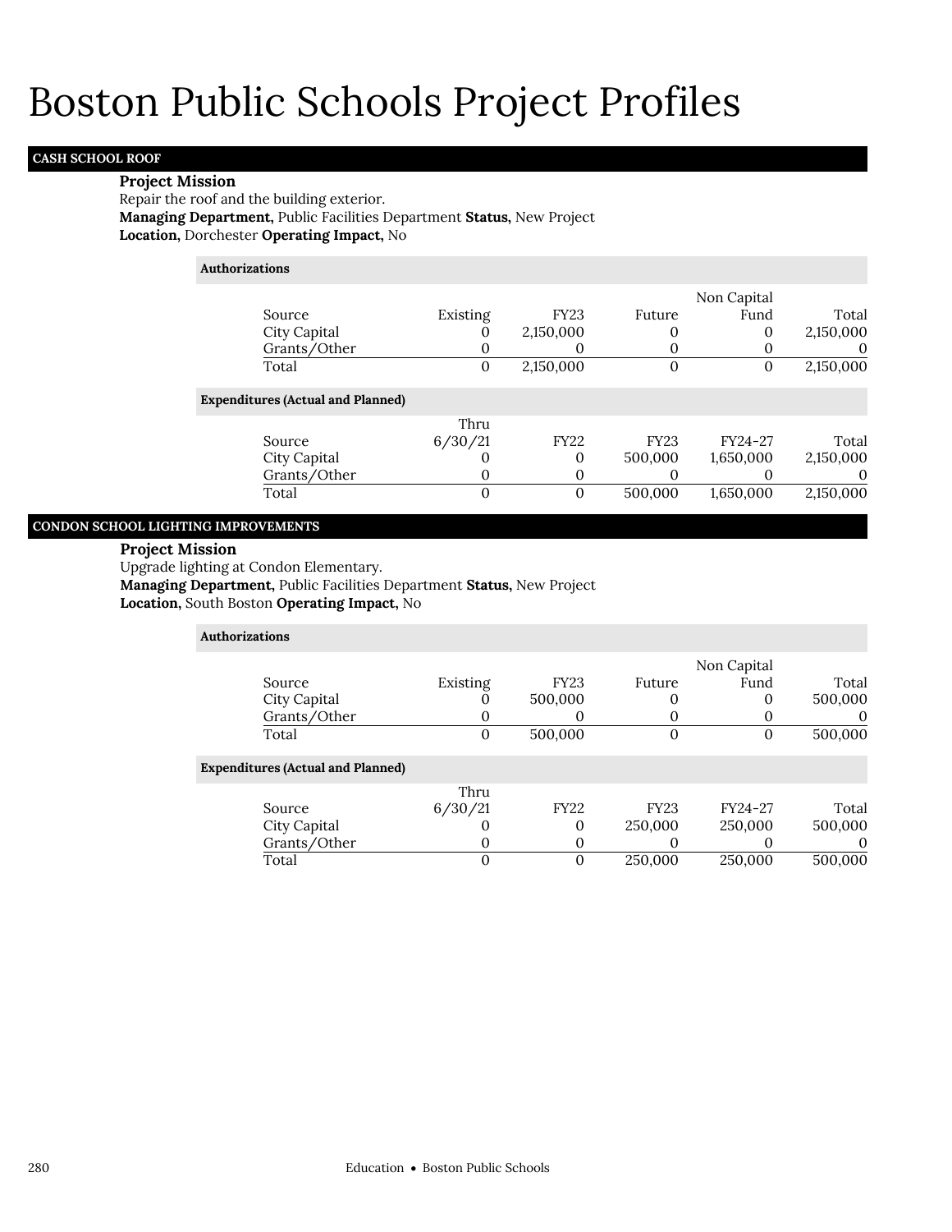# Boston Public Schools Project Profiles

## CASH SCHOOL ROOF

**Project Mission**

Repair the roof and the building exterior.

**Managing Department,** Public Facilities Department **Status,** New Project

**Location,** Dorchester **Operating Impact,** No

**Authorizations**

| Source | Existing | FY23 | Future | Non Capital Fund | Total |
|---|---|---|---|---|---|
| City Capital | 0 | 2,150,000 | 0 | 0 | 2,150,000 |
| Grants/Other | 0 | 0 | 0 | 0 | 0 |
| Total | 0 | 2,150,000 | 0 | 0 | 2,150,000 |

**Expenditures (Actual and Planned)**

| Source | Thru 6/30/21 | FY22 | FY23 | FY24-27 | Total |
|---|---|---|---|---|---|
| City Capital | 0 | 0 | 500,000 | 1,650,000 | 2,150,000 |
| Grants/Other | 0 | 0 | 0 | 0 | 0 |
| Total | 0 | 0 | 500,000 | 1,650,000 | 2,150,000 |

## CONDON SCHOOL LIGHTING IMPROVEMENTS

**Project Mission**

Upgrade lighting at Condon Elementary.

**Managing Department,** Public Facilities Department **Status,** New Project

**Location,** South Boston **Operating Impact,** No

**Authorizations**

| Source | Existing | FY23 | Future | Non Capital Fund | Total |
|---|---|---|---|---|---|
| City Capital | 0 | 500,000 | 0 | 0 | 500,000 |
| Grants/Other | 0 | 0 | 0 | 0 | 0 |
| Total | 0 | 500,000 | 0 | 0 | 500,000 |

**Expenditures (Actual and Planned)**

| Source | Thru 6/30/21 | FY22 | FY23 | FY24-27 | Total |
|---|---|---|---|---|---|
| City Capital | 0 | 0 | 250,000 | 250,000 | 500,000 |
| Grants/Other | 0 | 0 | 0 | 0 | 0 |
| Total | 0 | 0 | 250,000 | 250,000 | 500,000 |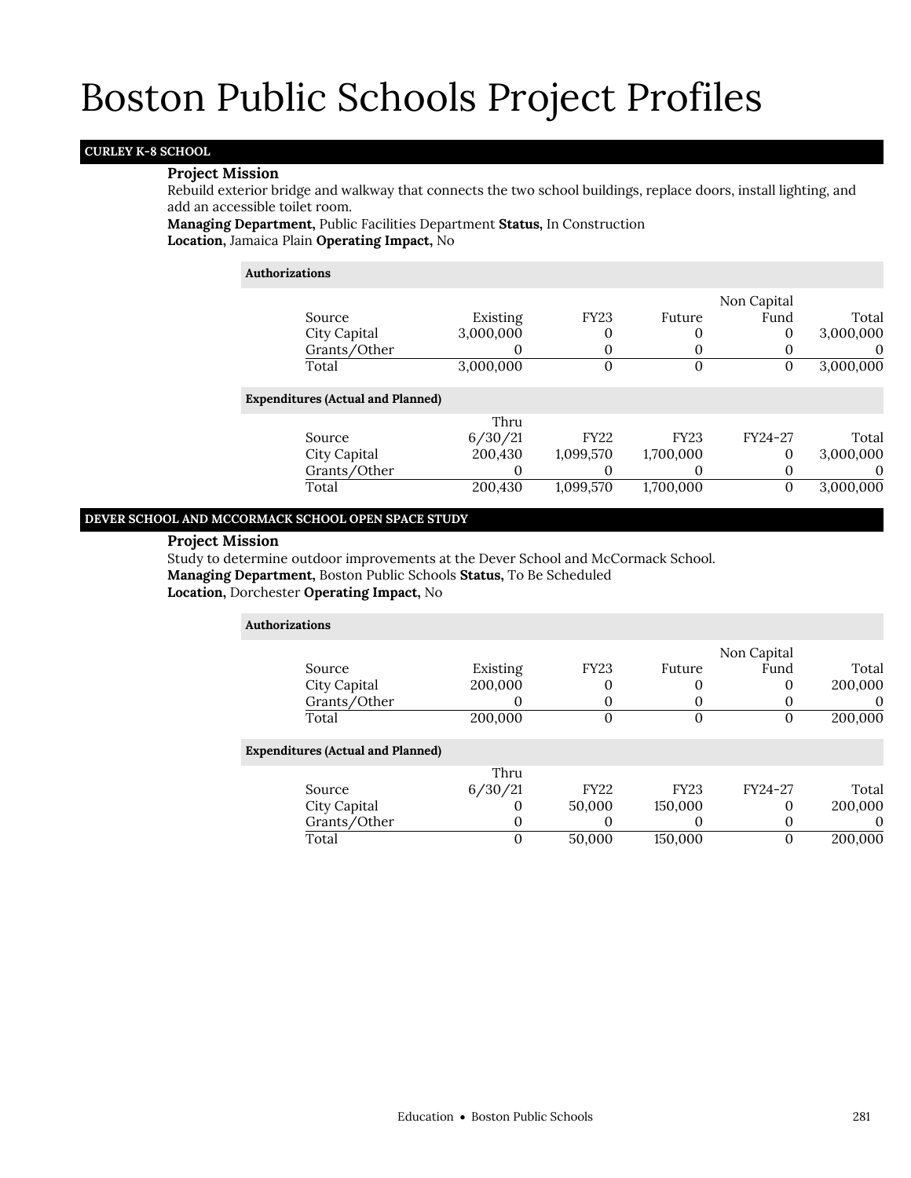# Boston Public Schools Project Profiles

## CURLEY K-8 SCHOOL

**Project Mission**

Rebuild exterior bridge and walkway that connects the two school buildings, replace doors, install lighting, and add an accessible toilet room.

**Managing Department,** Public Facilities Department **Status,** In Construction

**Location,** Jamaica Plain **Operating Impact,** No

**Authorizations**

| Source | Existing | FY23 | Future | Non Capital Fund | Total |
|---|---|---|---|---|---|
| City Capital | 3,000,000 | 0 | 0 | 0 | 3,000,000 |
| Grants/Other | 0 | 0 | 0 | 0 | 0 |
| Total | 3,000,000 | 0 | 0 | 0 | 3,000,000 |

**Expenditures (Actual and Planned)**

| Source | Thru 6/30/21 | FY22 | FY23 | FY24-27 | Total |
|---|---|---|---|---|---|
| City Capital | 200,430 | 1,099,570 | 1,700,000 | 0 | 3,000,000 |
| Grants/Other | 0 | 0 | 0 | 0 | 0 |
| Total | 200,430 | 1,099,570 | 1,700,000 | 0 | 3,000,000 |

## DEVER SCHOOL AND MCCORMACK SCHOOL OPEN SPACE STUDY

**Project Mission**

Study to determine outdoor improvements at the Dever School and McCormack School.

**Managing Department,** Boston Public Schools **Status,** To Be Scheduled

**Location,** Dorchester **Operating Impact,** No

**Authorizations**

| Source | Existing | FY23 | Future | Non Capital Fund | Total |
|---|---|---|---|---|---|
| City Capital | 200,000 | 0 | 0 | 0 | 200,000 |
| Grants/Other | 0 | 0 | 0 | 0 | 0 |
| Total | 200,000 | 0 | 0 | 0 | 200,000 |

**Expenditures (Actual and Planned)**

| Source | Thru 6/30/21 | FY22 | FY23 | FY24-27 | Total |
|---|---|---|---|---|---|
| City Capital | 0 | 50,000 | 150,000 | 0 | 200,000 |
| Grants/Other | 0 | 0 | 0 | 0 | 0 |
| Total | 0 | 50,000 | 150,000 | 0 | 200,000 |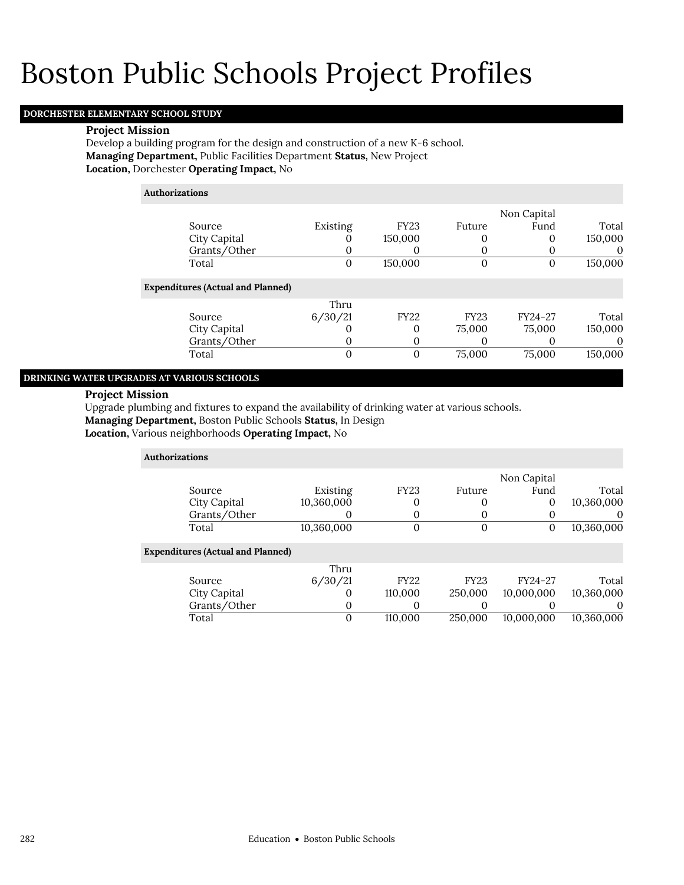# Boston Public Schools Project Profiles

## DORCHESTER ELEMENTARY SCHOOL STUDY

**Project Mission**

Develop a building program for the design and construction of a new K-6 school.

**Managing Department,** Public Facilities Department **Status,** New Project

**Location,** Dorchester **Operating Impact,** No

**Authorizations**

| Source | Existing | FY23 | Future | Non Capital Fund | Total |
|---|---|---|---|---|---|
| City Capital | 0 | 150,000 | 0 | 0 | 150,000 |
| Grants/Other | 0 | 0 | 0 | 0 | 0 |
| Total | 0 | 150,000 | 0 | 0 | 150,000 |

**Expenditures (Actual and Planned)**

| Source | Thru 6/30/21 | FY22 | FY23 | FY24-27 | Total |
|---|---|---|---|---|---|
| City Capital | 0 | 0 | 75,000 | 75,000 | 150,000 |
| Grants/Other | 0 | 0 | 0 | 0 | 0 |
| Total | 0 | 0 | 75,000 | 75,000 | 150,000 |

## DRINKING WATER UPGRADES AT VARIOUS SCHOOLS

**Project Mission**

Upgrade plumbing and fixtures to expand the availability of drinking water at various schools.

**Managing Department,** Boston Public Schools **Status,** In Design

**Location,** Various neighborhoods **Operating Impact,** No

**Authorizations**

| Source | Existing | FY23 | Future | Non Capital Fund | Total |
|---|---|---|---|---|---|
| City Capital | 10,360,000 | 0 | 0 | 0 | 10,360,000 |
| Grants/Other | 0 | 0 | 0 | 0 | 0 |
| Total | 10,360,000 | 0 | 0 | 0 | 10,360,000 |

**Expenditures (Actual and Planned)**

| Source | Thru 6/30/21 | FY22 | FY23 | FY24-27 | Total |
|---|---|---|---|---|---|
| City Capital | 0 | 110,000 | 250,000 | 10,000,000 | 10,360,000 |
| Grants/Other | 0 | 0 | 0 | 0 | 0 |
| Total | 0 | 110,000 | 250,000 | 10,000,000 | 10,360,000 |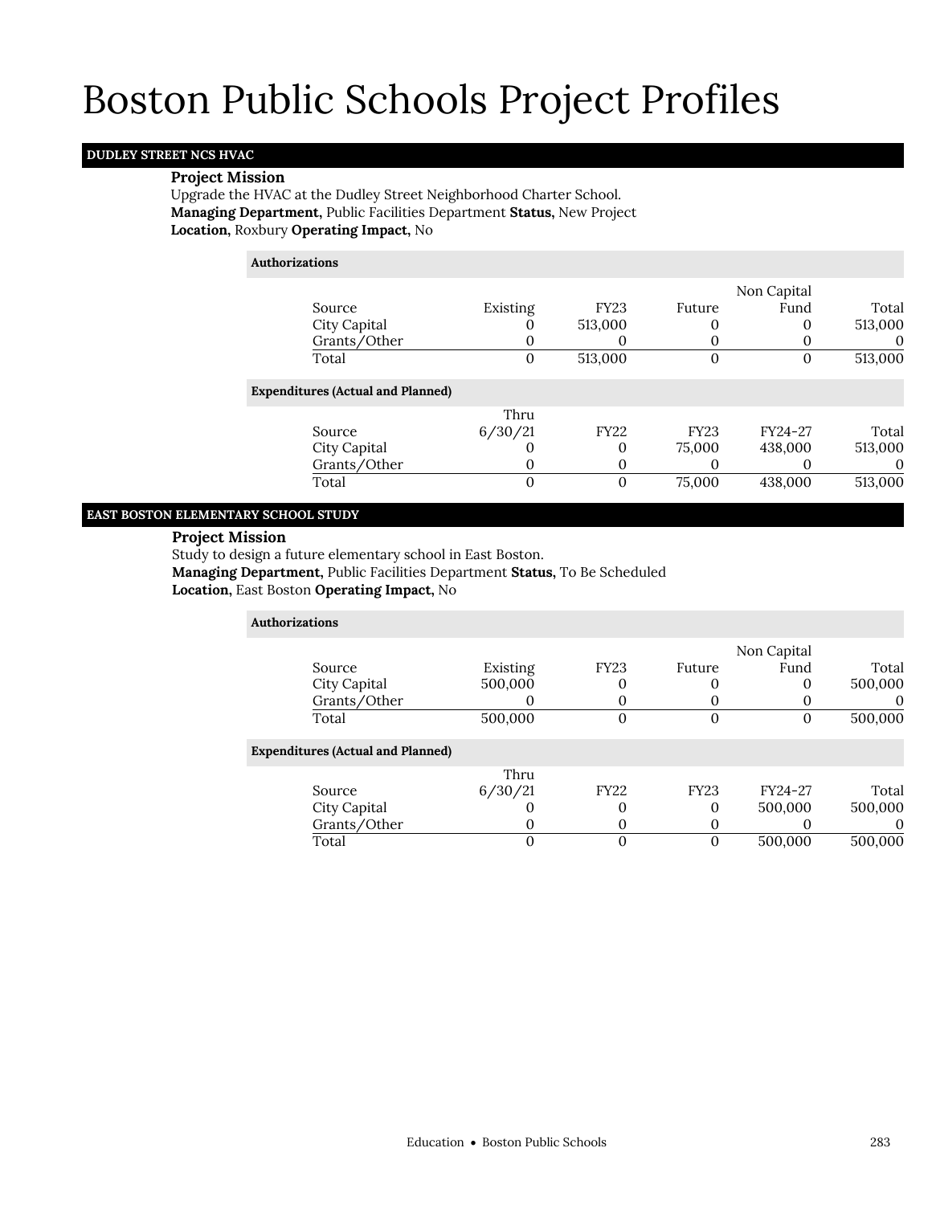# Boston Public Schools Project Profiles

## DUDLEY STREET NCS HVAC

**Project Mission**

Upgrade the HVAC at the Dudley Street Neighborhood Charter School.

**Managing Department,** Public Facilities Department **Status,** New Project

**Location,** Roxbury **Operating Impact,** No

**Authorizations**

| Source | Existing | FY23 | Future | Non Capital Fund | Total |
|---|---|---|---|---|---|
| City Capital | 0 | 513,000 | 0 | 0 | 513,000 |
| Grants/Other | 0 | 0 | 0 | 0 | 0 |
| Total | 0 | 513,000 | 0 | 0 | 513,000 |

**Expenditures (Actual and Planned)**

| Source | Thru 6/30/21 | FY22 | FY23 | FY24-27 | Total |
|---|---|---|---|---|---|
| City Capital | 0 | 0 | 75,000 | 438,000 | 513,000 |
| Grants/Other | 0 | 0 | 0 | 0 | 0 |
| Total | 0 | 0 | 75,000 | 438,000 | 513,000 |

## EAST BOSTON ELEMENTARY SCHOOL STUDY

**Project Mission**

Study to design a future elementary school in East Boston.

**Managing Department,** Public Facilities Department **Status,** To Be Scheduled

**Location,** East Boston **Operating Impact,** No

**Authorizations**

| Source | Existing | FY23 | Future | Non Capital Fund | Total |
|---|---|---|---|---|---|
| City Capital | 500,000 | 0 | 0 | 0 | 500,000 |
| Grants/Other | 0 | 0 | 0 | 0 | 0 |
| Total | 500,000 | 0 | 0 | 0 | 500,000 |

**Expenditures (Actual and Planned)**

| Source | Thru 6/30/21 | FY22 | FY23 | FY24-27 | Total |
|---|---|---|---|---|---|
| City Capital | 0 | 0 | 0 | 500,000 | 500,000 |
| Grants/Other | 0 | 0 | 0 | 0 | 0 |
| Total | 0 | 0 | 0 | 500,000 | 500,000 |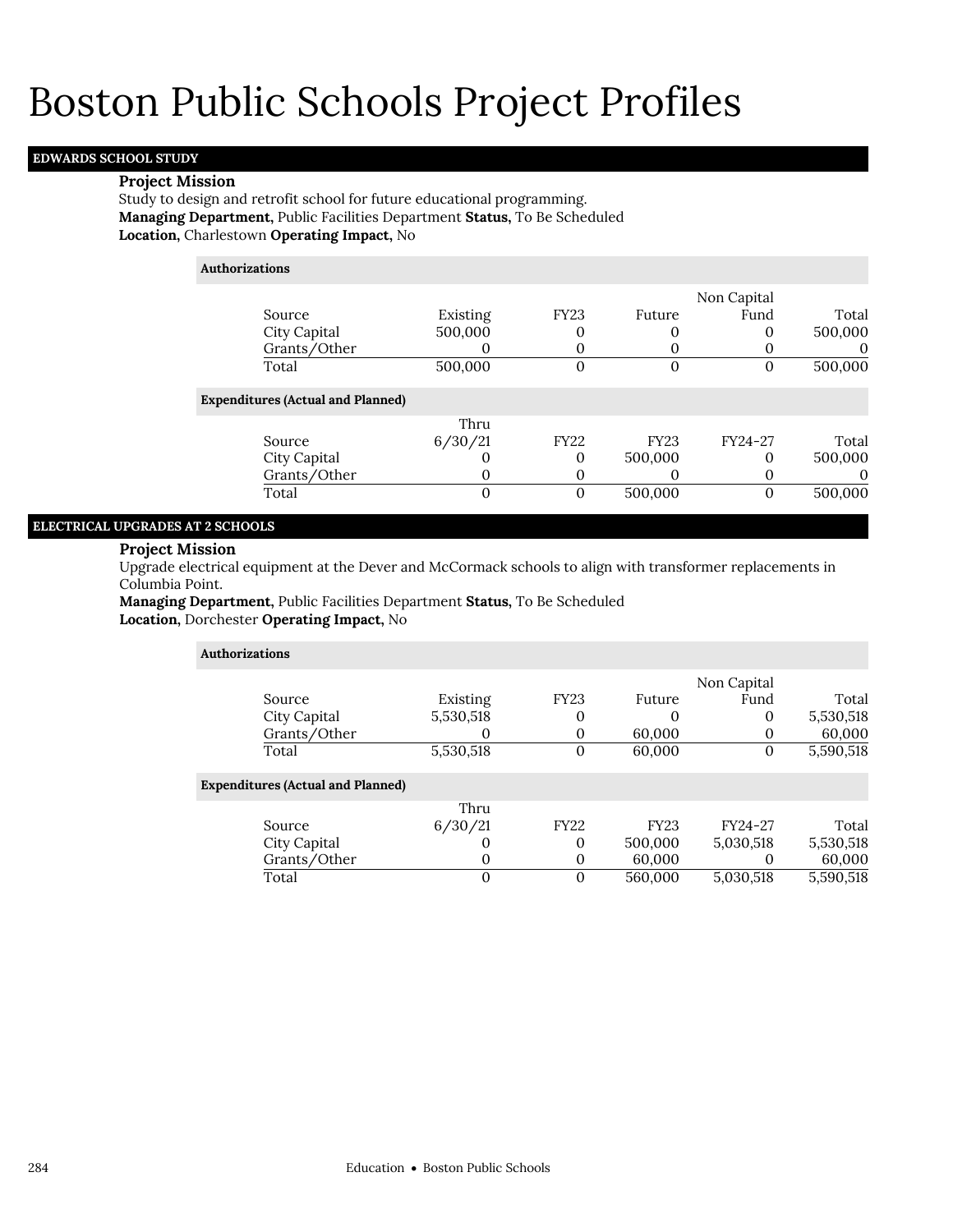# Boston Public Schools Project Profiles

## EDWARDS SCHOOL STUDY

### Project Mission

Study to design and retrofit school for future educational programming.

**Managing Department,** Public Facilities Department **Status,** To Be Scheduled
**Location,** Charlestown **Operating Impact,** No

**Authorizations**

| Source | Existing | FY23 | Future | Non Capital Fund | Total |
|---|---|---|---|---|---|
| City Capital | 500,000 | 0 | 0 | 0 | 500,000 |
| Grants/Other | 0 | 0 | 0 | 0 | 0 |
| Total | 500,000 | 0 | 0 | 0 | 500,000 |

**Expenditures (Actual and Planned)**

| Source | Thru 6/30/21 | FY22 | FY23 | FY24-27 | Total |
|---|---|---|---|---|---|
| City Capital | 0 | 0 | 500,000 | 0 | 500,000 |
| Grants/Other | 0 | 0 | 0 | 0 | 0 |
| Total | 0 | 0 | 500,000 | 0 | 500,000 |

## ELECTRICAL UPGRADES AT 2 SCHOOLS

### Project Mission

Upgrade electrical equipment at the Dever and McCormack schools to align with transformer replacements in Columbia Point.

**Managing Department,** Public Facilities Department **Status,** To Be Scheduled
**Location,** Dorchester **Operating Impact,** No

**Authorizations**

| Source | Existing | FY23 | Future | Non Capital Fund | Total |
|---|---|---|---|---|---|
| City Capital | 5,530,518 | 0 | 0 | 0 | 5,530,518 |
| Grants/Other | 0 | 0 | 60,000 | 0 | 60,000 |
| Total | 5,530,518 | 0 | 60,000 | 0 | 5,590,518 |

**Expenditures (Actual and Planned)**

| Source | Thru 6/30/21 | FY22 | FY23 | FY24-27 | Total |
|---|---|---|---|---|---|
| City Capital | 0 | 0 | 500,000 | 5,030,518 | 5,530,518 |
| Grants/Other | 0 | 0 | 60,000 | 0 | 60,000 |
| Total | 0 | 0 | 560,000 | 5,030,518 | 5,590,518 |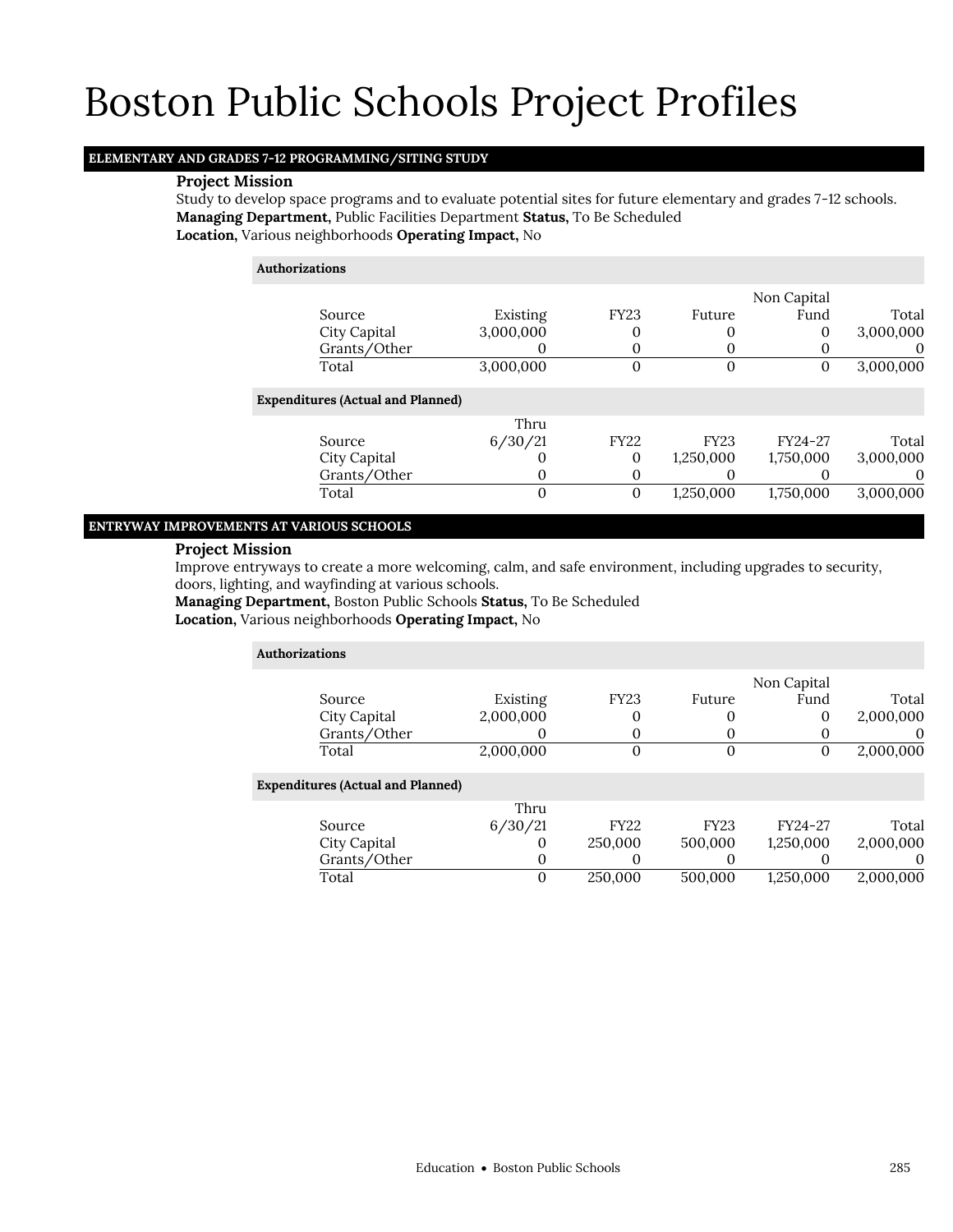# Boston Public Schools Project Profiles

## ELEMENTARY AND GRADES 7-12 PROGRAMMING/SITING STUDY

**Project Mission**

Study to develop space programs and to evaluate potential sites for future elementary and grades 7-12 schools.

**Managing Department,** Public Facilities Department **Status,** To Be Scheduled

**Location,** Various neighborhoods **Operating Impact,** No

**Authorizations**

| Source | Existing | FY23 | Future | Non Capital Fund | Total |
|---|---|---|---|---|---|
| City Capital | 3,000,000 | 0 | 0 | 0 | 3,000,000 |
| Grants/Other | 0 | 0 | 0 | 0 | 0 |
| Total | 3,000,000 | 0 | 0 | 0 | 3,000,000 |

**Expenditures (Actual and Planned)**

| Source | Thru 6/30/21 | FY22 | FY23 | FY24-27 | Total |
|---|---|---|---|---|---|
| City Capital | 0 | 0 | 1,250,000 | 1,750,000 | 3,000,000 |
| Grants/Other | 0 | 0 | 0 | 0 | 0 |
| Total | 0 | 0 | 1,250,000 | 1,750,000 | 3,000,000 |

## ENTRYWAY IMPROVEMENTS AT VARIOUS SCHOOLS

**Project Mission**

Improve entryways to create a more welcoming, calm, and safe environment, including upgrades to security, doors, lighting, and wayfinding at various schools.

**Managing Department,** Boston Public Schools **Status,** To Be Scheduled

**Location,** Various neighborhoods **Operating Impact,** No

**Authorizations**

| Source | Existing | FY23 | Future | Non Capital Fund | Total |
|---|---|---|---|---|---|
| City Capital | 2,000,000 | 0 | 0 | 0 | 2,000,000 |
| Grants/Other | 0 | 0 | 0 | 0 | 0 |
| Total | 2,000,000 | 0 | 0 | 0 | 2,000,000 |

**Expenditures (Actual and Planned)**

| Source | Thru 6/30/21 | FY22 | FY23 | FY24-27 | Total |
|---|---|---|---|---|---|
| City Capital | 0 | 250,000 | 500,000 | 1,250,000 | 2,000,000 |
| Grants/Other | 0 | 0 | 0 | 0 | 0 |
| Total | 0 | 250,000 | 500,000 | 1,250,000 | 2,000,000 |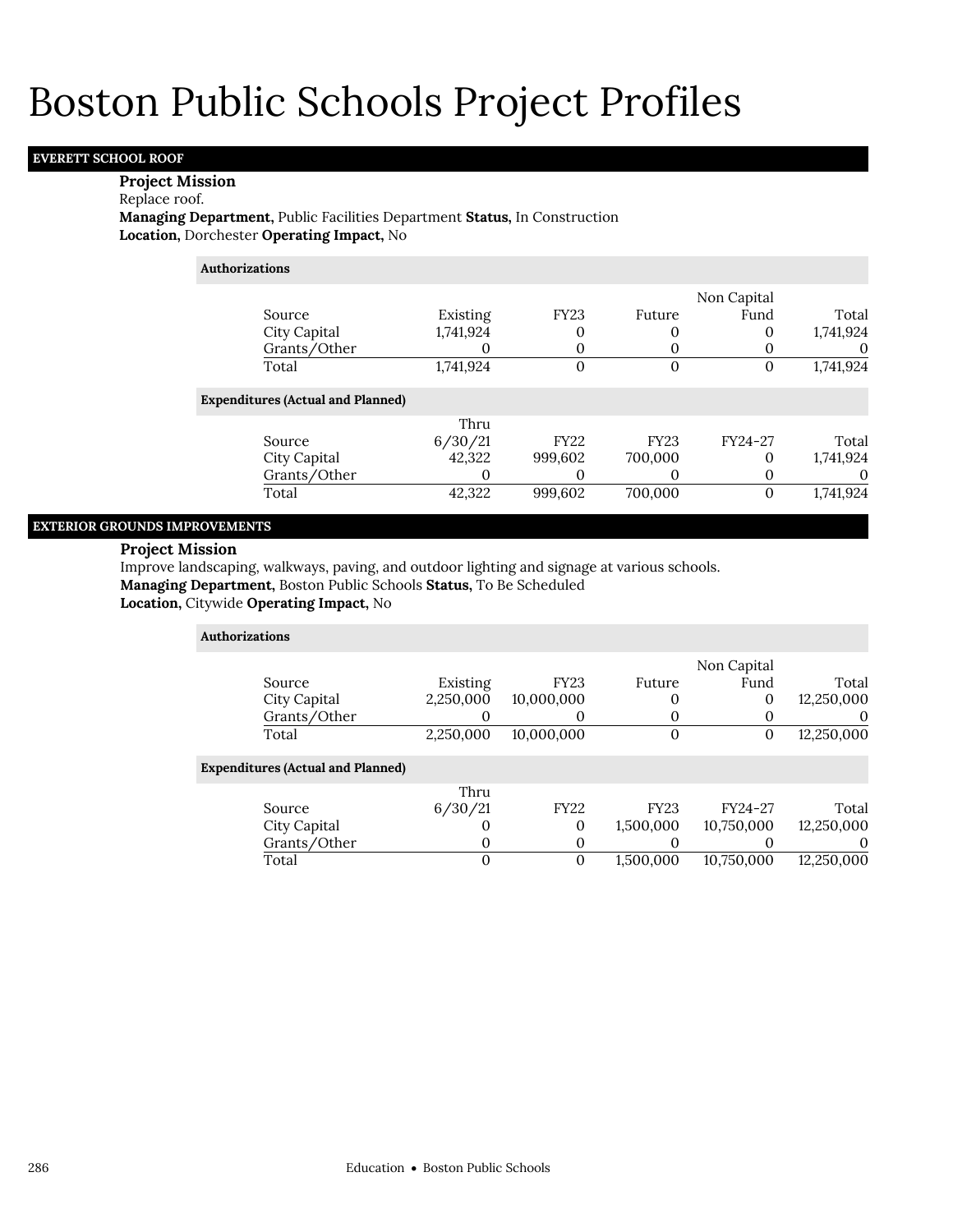# Boston Public Schools Project Profiles

## EVERETT SCHOOL ROOF

**Project Mission**
Replace roof.
**Managing Department,** Public Facilities Department **Status,** In Construction
**Location,** Dorchester **Operating Impact,** No

**Authorizations**

| Source | Existing | FY23 | Future | Non Capital Fund | Total |
|---|---|---|---|---|---|
| City Capital | 1,741,924 | 0 | 0 | 0 | 1,741,924 |
| Grants/Other | 0 | 0 | 0 | 0 | 0 |
| Total | 1,741,924 | 0 | 0 | 0 | 1,741,924 |

**Expenditures (Actual and Planned)**

| Source | Thru 6/30/21 | FY22 | FY23 | FY24-27 | Total |
|---|---|---|---|---|---|
| City Capital | 42,322 | 999,602 | 700,000 | 0 | 1,741,924 |
| Grants/Other | 0 | 0 | 0 | 0 | 0 |
| Total | 42,322 | 999,602 | 700,000 | 0 | 1,741,924 |

## EXTERIOR GROUNDS IMPROVEMENTS

**Project Mission**
Improve landscaping, walkways, paving, and outdoor lighting and signage at various schools.
**Managing Department,** Boston Public Schools **Status,** To Be Scheduled
**Location,** Citywide **Operating Impact,** No

**Authorizations**

| Source | Existing | FY23 | Future | Non Capital Fund | Total |
|---|---|---|---|---|---|
| City Capital | 2,250,000 | 10,000,000 | 0 | 0 | 12,250,000 |
| Grants/Other | 0 | 0 | 0 | 0 | 0 |
| Total | 2,250,000 | 10,000,000 | 0 | 0 | 12,250,000 |

**Expenditures (Actual and Planned)**

| Source | Thru 6/30/21 | FY22 | FY23 | FY24-27 | Total |
|---|---|---|---|---|---|
| City Capital | 0 | 0 | 1,500,000 | 10,750,000 | 12,250,000 |
| Grants/Other | 0 | 0 | 0 | 0 | 0 |
| Total | 0 | 0 | 1,500,000 | 10,750,000 | 12,250,000 |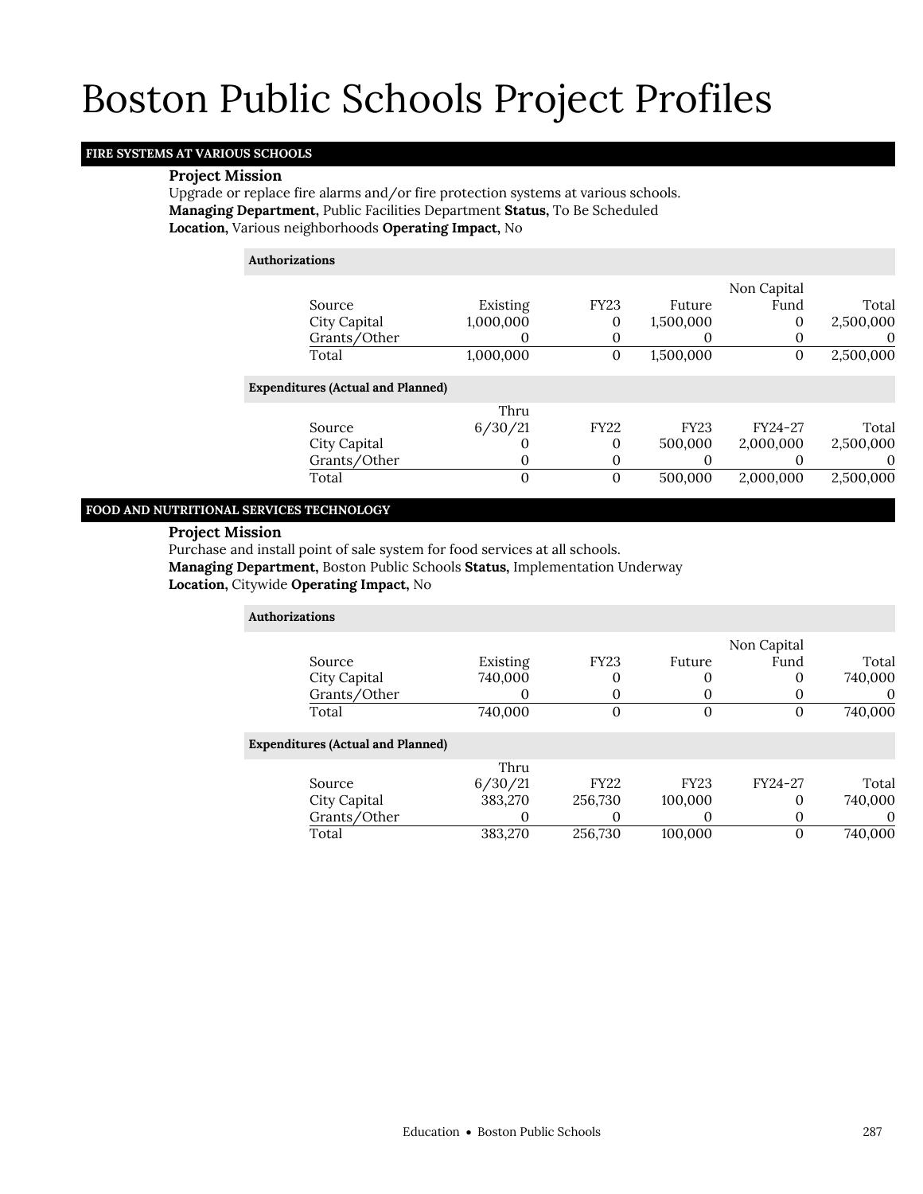# Boston Public Schools Project Profiles

## FIRE SYSTEMS AT VARIOUS SCHOOLS

**Project Mission**

Upgrade or replace fire alarms and/or fire protection systems at various schools.

**Managing Department,** Public Facilities Department **Status,** To Be Scheduled

**Location,** Various neighborhoods **Operating Impact,** No

**Authorizations**

| Source | Existing | FY23 | Future | Non Capital Fund | Total |
|---|---|---|---|---|---|
| City Capital | 1,000,000 | 0 | 1,500,000 | 0 | 2,500,000 |
| Grants/Other | 0 | 0 | 0 | 0 | 0 |
| Total | 1,000,000 | 0 | 1,500,000 | 0 | 2,500,000 |

**Expenditures (Actual and Planned)**

| Source | Thru 6/30/21 | FY22 | FY23 | FY24-27 | Total |
|---|---|---|---|---|---|
| City Capital | 0 | 0 | 500,000 | 2,000,000 | 2,500,000 |
| Grants/Other | 0 | 0 | 0 | 0 | 0 |
| Total | 0 | 0 | 500,000 | 2,000,000 | 2,500,000 |

## FOOD AND NUTRITIONAL SERVICES TECHNOLOGY

**Project Mission**

Purchase and install point of sale system for food services at all schools.

**Managing Department,** Boston Public Schools **Status,** Implementation Underway

**Location,** Citywide **Operating Impact,** No

**Authorizations**

| Source | Existing | FY23 | Future | Non Capital Fund | Total |
|---|---|---|---|---|---|
| City Capital | 740,000 | 0 | 0 | 0 | 740,000 |
| Grants/Other | 0 | 0 | 0 | 0 | 0 |
| Total | 740,000 | 0 | 0 | 0 | 740,000 |

**Expenditures (Actual and Planned)**

| Source | Thru 6/30/21 | FY22 | FY23 | FY24-27 | Total |
|---|---|---|---|---|---|
| City Capital | 383,270 | 256,730 | 100,000 | 0 | 740,000 |
| Grants/Other | 0 | 0 | 0 | 0 | 0 |
| Total | 383,270 | 256,730 | 100,000 | 0 | 740,000 |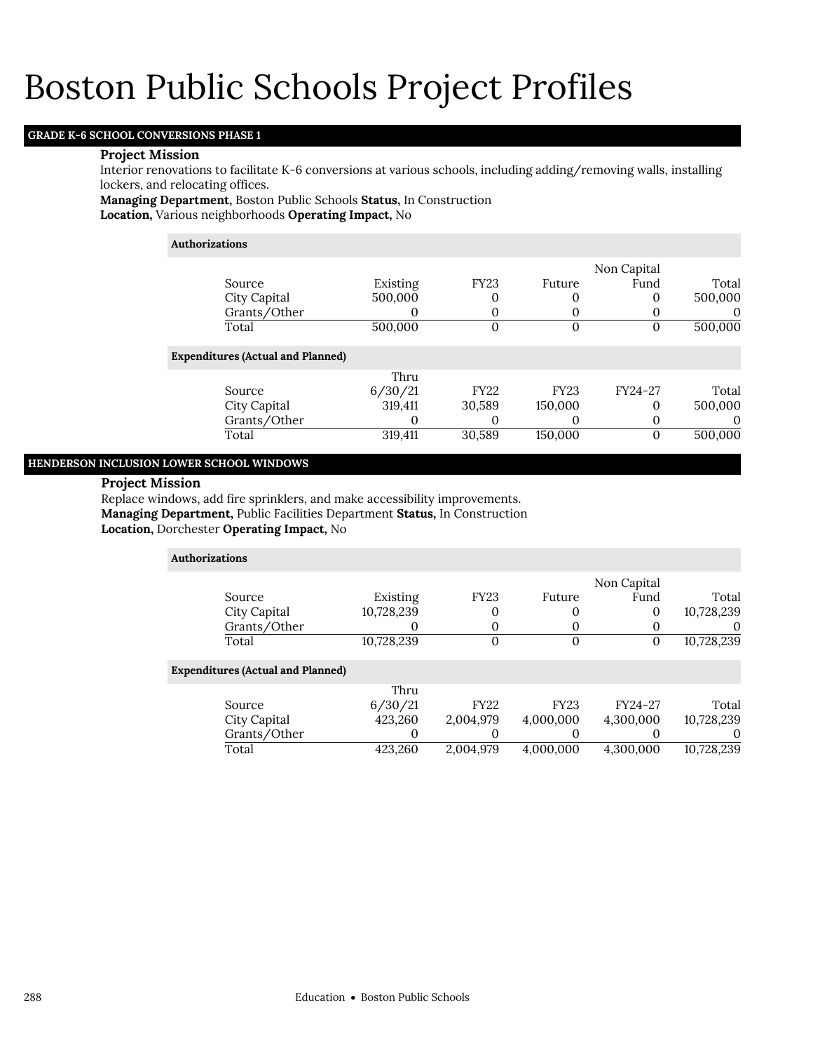# Boston Public Schools Project Profiles

## GRADE K-6 SCHOOL CONVERSIONS PHASE 1

### Project Mission

Interior renovations to facilitate K-6 conversions at various schools, including adding/removing walls, installing lockers, and relocating offices.

**Managing Department,** Boston Public Schools **Status,** In Construction
**Location,** Various neighborhoods **Operating Impact,** No

**Authorizations**

| Source | Existing | FY23 | Future | Non Capital Fund | Total |
|---|---|---|---|---|---|
| City Capital | 500,000 | 0 | 0 | 0 | 500,000 |
| Grants/Other | 0 | 0 | 0 | 0 | 0 |
| Total | 500,000 | 0 | 0 | 0 | 500,000 |

**Expenditures (Actual and Planned)**

| Source | Thru 6/30/21 | FY22 | FY23 | FY24-27 | Total |
|---|---|---|---|---|---|
| City Capital | 319,411 | 30,589 | 150,000 | 0 | 500,000 |
| Grants/Other | 0 | 0 | 0 | 0 | 0 |
| Total | 319,411 | 30,589 | 150,000 | 0 | 500,000 |

## HENDERSON INCLUSION LOWER SCHOOL WINDOWS

### Project Mission

Replace windows, add fire sprinklers, and make accessibility improvements.

**Managing Department,** Public Facilities Department **Status,** In Construction
**Location,** Dorchester **Operating Impact,** No

**Authorizations**

| Source | Existing | FY23 | Future | Non Capital Fund | Total |
|---|---|---|---|---|---|
| City Capital | 10,728,239 | 0 | 0 | 0 | 10,728,239 |
| Grants/Other | 0 | 0 | 0 | 0 | 0 |
| Total | 10,728,239 | 0 | 0 | 0 | 10,728,239 |

**Expenditures (Actual and Planned)**

| Source | Thru 6/30/21 | FY22 | FY23 | FY24-27 | Total |
|---|---|---|---|---|---|
| City Capital | 423,260 | 2,004,979 | 4,000,000 | 4,300,000 | 10,728,239 |
| Grants/Other | 0 | 0 | 0 | 0 | 0 |
| Total | 423,260 | 2,004,979 | 4,000,000 | 4,300,000 | 10,728,239 |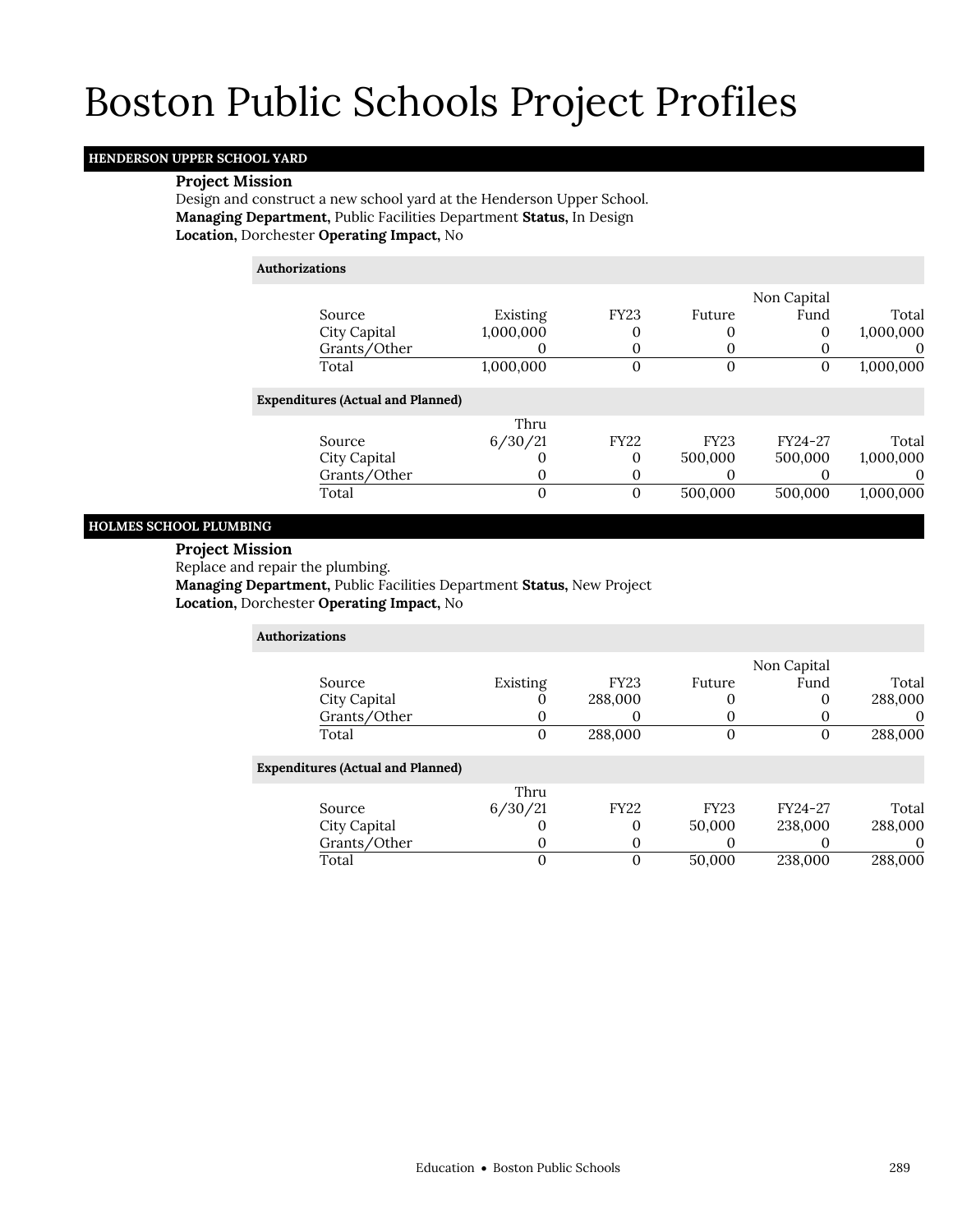# Boston Public Schools Project Profiles

## HENDERSON UPPER SCHOOL YARD

**Project Mission**

Design and construct a new school yard at the Henderson Upper School.

**Managing Department,** Public Facilities Department **Status,** In Design

**Location,** Dorchester **Operating Impact,** No

**Authorizations**

| Source | Existing | FY23 | Future | Non Capital Fund | Total |
|---|---|---|---|---|---|
| City Capital | 1,000,000 | 0 | 0 | 0 | 1,000,000 |
| Grants/Other | 0 | 0 | 0 | 0 | 0 |
| Total | 1,000,000 | 0 | 0 | 0 | 1,000,000 |

**Expenditures (Actual and Planned)**

| Source | Thru 6/30/21 | FY22 | FY23 | FY24-27 | Total |
|---|---|---|---|---|---|
| City Capital | 0 | 0 | 500,000 | 500,000 | 1,000,000 |
| Grants/Other | 0 | 0 | 0 | 0 | 0 |
| Total | 0 | 0 | 500,000 | 500,000 | 1,000,000 |

## HOLMES SCHOOL PLUMBING

**Project Mission**

Replace and repair the plumbing.

**Managing Department,** Public Facilities Department **Status,** New Project

**Location,** Dorchester **Operating Impact,** No

**Authorizations**

| Source | Existing | FY23 | Future | Non Capital Fund | Total |
|---|---|---|---|---|---|
| City Capital | 0 | 288,000 | 0 | 0 | 288,000 |
| Grants/Other | 0 | 0 | 0 | 0 | 0 |
| Total | 0 | 288,000 | 0 | 0 | 288,000 |

**Expenditures (Actual and Planned)**

| Source | Thru 6/30/21 | FY22 | FY23 | FY24-27 | Total |
|---|---|---|---|---|---|
| City Capital | 0 | 0 | 50,000 | 238,000 | 288,000 |
| Grants/Other | 0 | 0 | 0 | 0 | 0 |
| Total | 0 | 0 | 50,000 | 238,000 | 288,000 |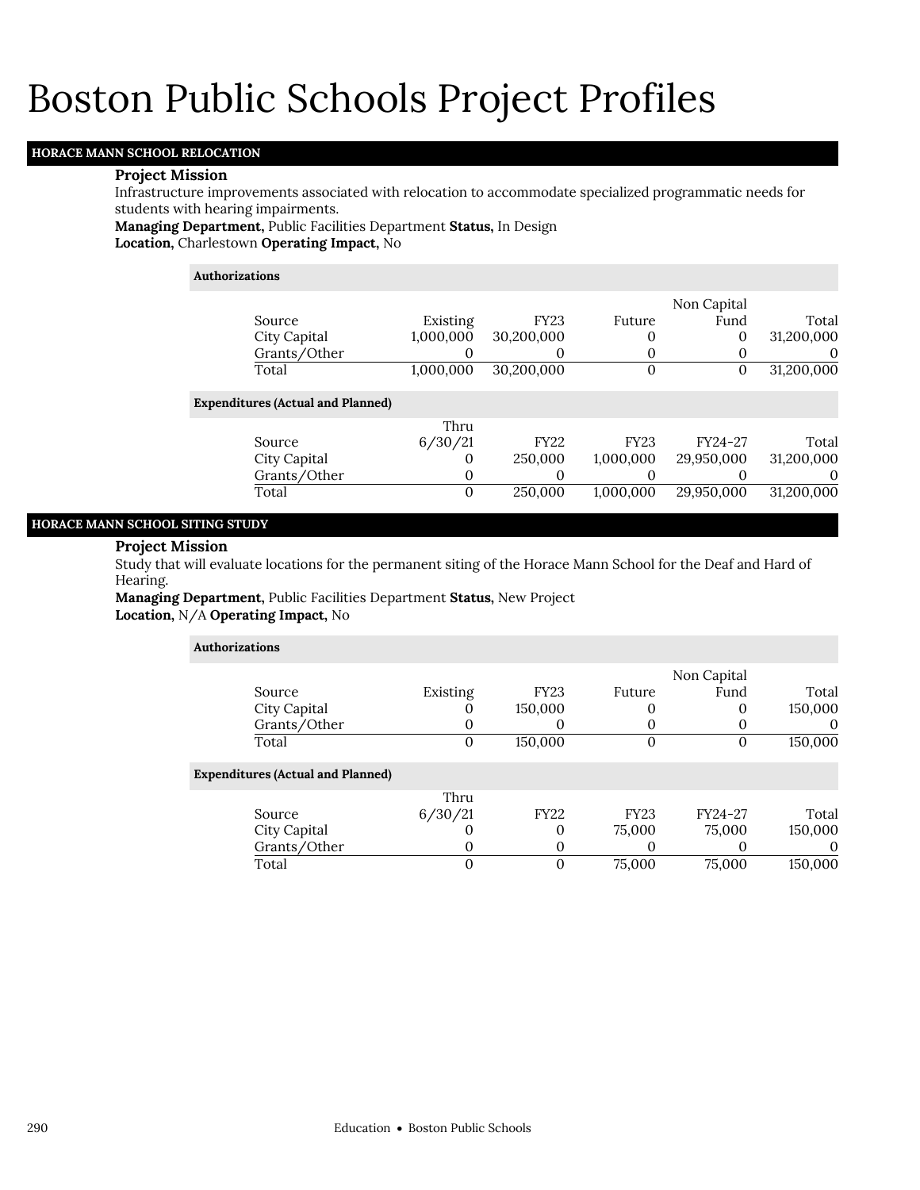# Boston Public Schools Project Profiles

## HORACE MANN SCHOOL RELOCATION

**Project Mission**

Infrastructure improvements associated with relocation to accommodate specialized programmatic needs for students with hearing impairments.

**Managing Department,** Public Facilities Department **Status,** In Design

**Location,** Charlestown **Operating Impact,** No

**Authorizations**

| Source | Existing | FY23 | Future | Non Capital Fund | Total |
|---|---|---|---|---|---|
| City Capital | 1,000,000 | 30,200,000 | 0 | 0 | 31,200,000 |
| Grants/Other | 0 | 0 | 0 | 0 | 0 |
| Total | 1,000,000 | 30,200,000 | 0 | 0 | 31,200,000 |

**Expenditures (Actual and Planned)**

| Source | Thru 6/30/21 | FY22 | FY23 | FY24-27 | Total |
|---|---|---|---|---|---|
| City Capital | 0 | 250,000 | 1,000,000 | 29,950,000 | 31,200,000 |
| Grants/Other | 0 | 0 | 0 | 0 | 0 |
| Total | 0 | 250,000 | 1,000,000 | 29,950,000 | 31,200,000 |

## HORACE MANN SCHOOL SITING STUDY

**Project Mission**

Study that will evaluate locations for the permanent siting of the Horace Mann School for the Deaf and Hard of Hearing.

**Managing Department,** Public Facilities Department **Status,** New Project

**Location,** N/A **Operating Impact,** No

**Authorizations**

| Source | Existing | FY23 | Future | Non Capital Fund | Total |
|---|---|---|---|---|---|
| City Capital | 0 | 150,000 | 0 | 0 | 150,000 |
| Grants/Other | 0 | 0 | 0 | 0 | 0 |
| Total | 0 | 150,000 | 0 | 0 | 150,000 |

**Expenditures (Actual and Planned)**

| Source | Thru 6/30/21 | FY22 | FY23 | FY24-27 | Total |
|---|---|---|---|---|---|
| City Capital | 0 | 0 | 75,000 | 75,000 | 150,000 |
| Grants/Other | 0 | 0 | 0 | 0 | 0 |
| Total | 0 | 0 | 75,000 | 75,000 | 150,000 |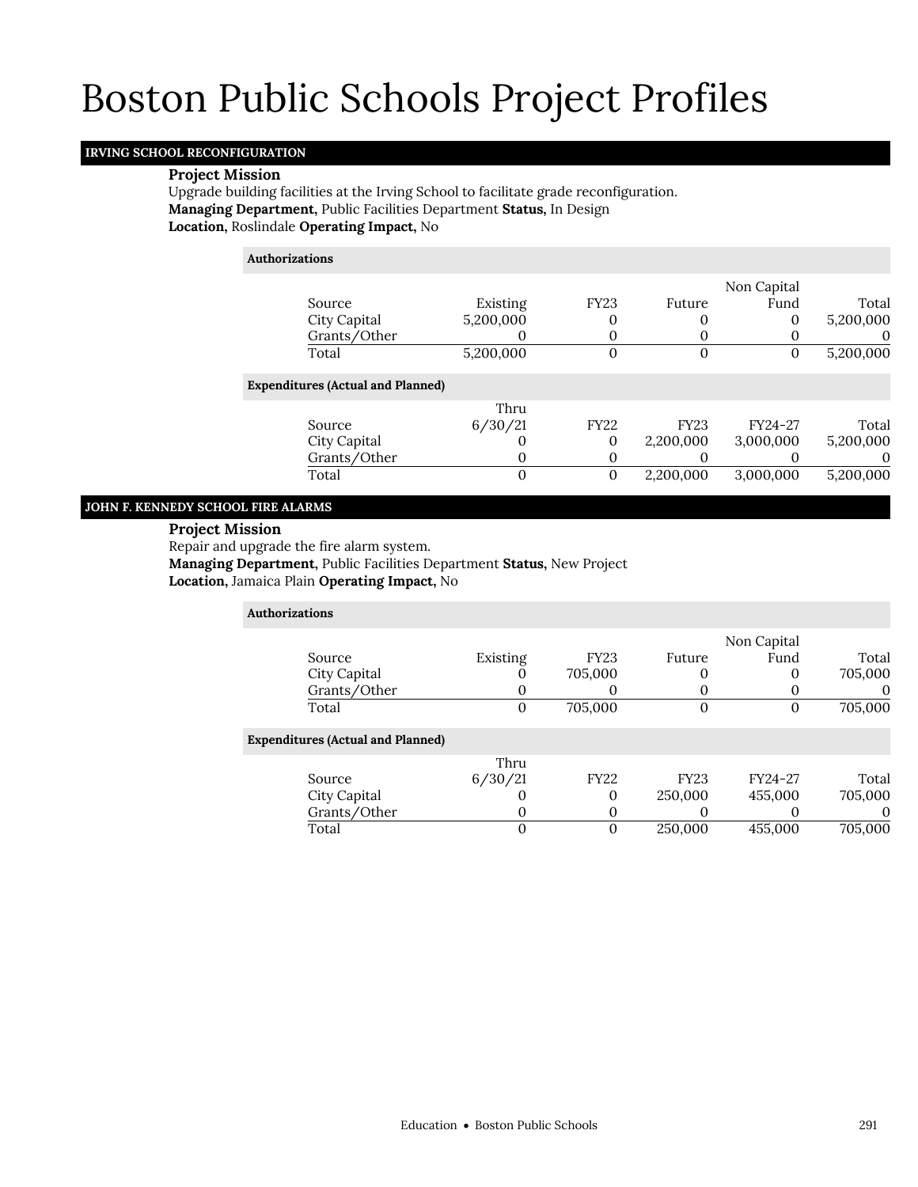# Boston Public Schools Project Profiles

## IRVING SCHOOL RECONFIGURATION

**Project Mission**

Upgrade building facilities at the Irving School to facilitate grade reconfiguration.

**Managing Department,** Public Facilities Department **Status,** In Design

**Location,** Roslindale **Operating Impact,** No

**Authorizations**

| Source | Existing | FY23 | Future | Non Capital Fund | Total |
|---|---|---|---|---|---|
| City Capital | 5,200,000 | 0 | 0 | 0 | 5,200,000 |
| Grants/Other | 0 | 0 | 0 | 0 | 0 |
| Total | 5,200,000 | 0 | 0 | 0 | 5,200,000 |

**Expenditures (Actual and Planned)**

| Source | Thru 6/30/21 | FY22 | FY23 | FY24-27 | Total |
|---|---|---|---|---|---|
| City Capital | 0 | 0 | 2,200,000 | 3,000,000 | 5,200,000 |
| Grants/Other | 0 | 0 | 0 | 0 | 0 |
| Total | 0 | 0 | 2,200,000 | 3,000,000 | 5,200,000 |

## JOHN F. KENNEDY SCHOOL FIRE ALARMS

**Project Mission**

Repair and upgrade the fire alarm system.

**Managing Department,** Public Facilities Department **Status,** New Project

**Location,** Jamaica Plain **Operating Impact,** No

**Authorizations**

| Source | Existing | FY23 | Future | Non Capital Fund | Total |
|---|---|---|---|---|---|
| City Capital | 0 | 705,000 | 0 | 0 | 705,000 |
| Grants/Other | 0 | 0 | 0 | 0 | 0 |
| Total | 0 | 705,000 | 0 | 0 | 705,000 |

**Expenditures (Actual and Planned)**

| Source | Thru 6/30/21 | FY22 | FY23 | FY24-27 | Total |
|---|---|---|---|---|---|
| City Capital | 0 | 0 | 250,000 | 455,000 | 705,000 |
| Grants/Other | 0 | 0 | 0 | 0 | 0 |
| Total | 0 | 0 | 250,000 | 455,000 | 705,000 |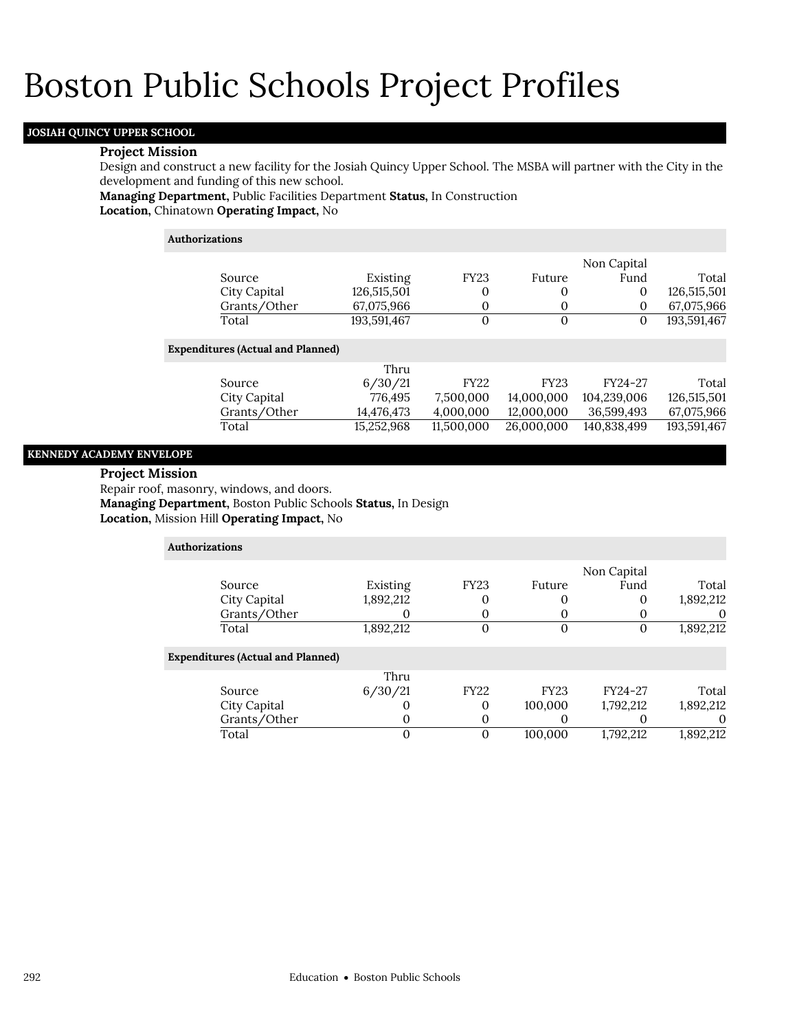# Boston Public Schools Project Profiles

## JOSIAH QUINCY UPPER SCHOOL

**Project Mission**

Design and construct a new facility for the Josiah Quincy Upper School. The MSBA will partner with the City in the development and funding of this new school.

**Managing Department,** Public Facilities Department **Status,** In Construction

**Location,** Chinatown **Operating Impact,** No

**Authorizations**

| Source | Existing | FY23 | Future | Non Capital Fund | Total |
|---|---|---|---|---|---|
| City Capital | 126,515,501 | 0 | 0 | 0 | 126,515,501 |
| Grants/Other | 67,075,966 | 0 | 0 | 0 | 67,075,966 |
| Total | 193,591,467 | 0 | 0 | 0 | 193,591,467 |

**Expenditures (Actual and Planned)**

| Source | Thru 6/30/21 | FY22 | FY23 | FY24-27 | Total |
|---|---|---|---|---|---|
| City Capital | 776,495 | 7,500,000 | 14,000,000 | 104,239,006 | 126,515,501 |
| Grants/Other | 14,476,473 | 4,000,000 | 12,000,000 | 36,599,493 | 67,075,966 |
| Total | 15,252,968 | 11,500,000 | 26,000,000 | 140,838,499 | 193,591,467 |

## KENNEDY ACADEMY ENVELOPE

**Project Mission**

Repair roof, masonry, windows, and doors.

**Managing Department,** Boston Public Schools **Status,** In Design

**Location,** Mission Hill **Operating Impact,** No

**Authorizations**

| Source | Existing | FY23 | Future | Non Capital Fund | Total |
|---|---|---|---|---|---|
| City Capital | 1,892,212 | 0 | 0 | 0 | 1,892,212 |
| Grants/Other | 0 | 0 | 0 | 0 | 0 |
| Total | 1,892,212 | 0 | 0 | 0 | 1,892,212 |

**Expenditures (Actual and Planned)**

| Source | Thru 6/30/21 | FY22 | FY23 | FY24-27 | Total |
|---|---|---|---|---|---|
| City Capital | 0 | 0 | 100,000 | 1,792,212 | 1,892,212 |
| Grants/Other | 0 | 0 | 0 | 0 | 0 |
| Total | 0 | 0 | 100,000 | 1,792,212 | 1,892,212 |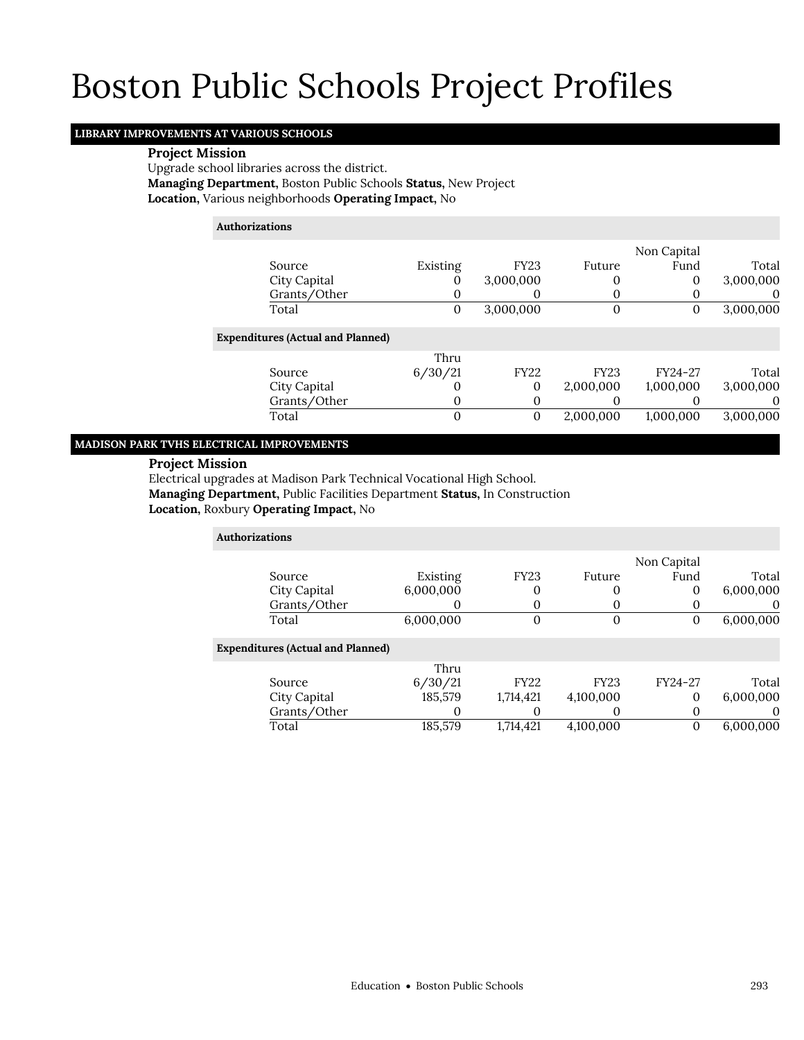# Boston Public Schools Project Profiles

## LIBRARY IMPROVEMENTS AT VARIOUS SCHOOLS

### Project Mission

Upgrade school libraries across the district.

**Managing Department,** Boston Public Schools **Status,** New Project

**Location,** Various neighborhoods **Operating Impact,** No

**Authorizations**

| Source | Existing | FY23 | Future | Non Capital Fund | Total |
|---|---|---|---|---|---|
| City Capital | 0 | 3,000,000 | 0 | 0 | 3,000,000 |
| Grants/Other | 0 | 0 | 0 | 0 | 0 |
| Total | 0 | 3,000,000 | 0 | 0 | 3,000,000 |

**Expenditures (Actual and Planned)**

| Source | Thru 6/30/21 | FY22 | FY23 | FY24-27 | Total |
|---|---|---|---|---|---|
| City Capital | 0 | 0 | 2,000,000 | 1,000,000 | 3,000,000 |
| Grants/Other | 0 | 0 | 0 | 0 | 0 |
| Total | 0 | 0 | 2,000,000 | 1,000,000 | 3,000,000 |

## MADISON PARK TVHS ELECTRICAL IMPROVEMENTS

### Project Mission

Electrical upgrades at Madison Park Technical Vocational High School.

**Managing Department,** Public Facilities Department **Status,** In Construction

**Location,** Roxbury **Operating Impact,** No

**Authorizations**

| Source | Existing | FY23 | Future | Non Capital Fund | Total |
|---|---|---|---|---|---|
| City Capital | 6,000,000 | 0 | 0 | 0 | 6,000,000 |
| Grants/Other | 0 | 0 | 0 | 0 | 0 |
| Total | 6,000,000 | 0 | 0 | 0 | 6,000,000 |

**Expenditures (Actual and Planned)**

| Source | Thru 6/30/21 | FY22 | FY23 | FY24-27 | Total |
|---|---|---|---|---|---|
| City Capital | 185,579 | 1,714,421 | 4,100,000 | 0 | 6,000,000 |
| Grants/Other | 0 | 0 | 0 | 0 | 0 |
| Total | 185,579 | 1,714,421 | 4,100,000 | 0 | 6,000,000 |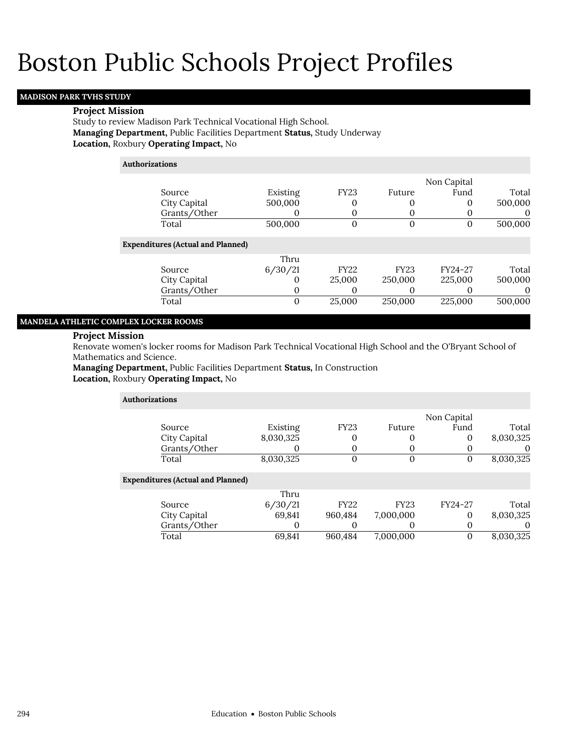# Boston Public Schools Project Profiles

## MADISON PARK TVHS STUDY

**Project Mission**

Study to review Madison Park Technical Vocational High School.

**Managing Department,** Public Facilities Department **Status,** Study Underway

**Location,** Roxbury **Operating Impact,** No

**Authorizations**

| Source | Existing | FY23 | Future | Non Capital Fund | Total |
|---|---|---|---|---|---|
| City Capital | 500,000 | 0 | 0 | 0 | 500,000 |
| Grants/Other | 0 | 0 | 0 | 0 | 0 |
| Total | 500,000 | 0 | 0 | 0 | 500,000 |

**Expenditures (Actual and Planned)**

| Source | Thru 6/30/21 | FY22 | FY23 | FY24-27 | Total |
|---|---|---|---|---|---|
| City Capital | 0 | 25,000 | 250,000 | 225,000 | 500,000 |
| Grants/Other | 0 | 0 | 0 | 0 | 0 |
| Total | 0 | 25,000 | 250,000 | 225,000 | 500,000 |

## MANDELA ATHLETIC COMPLEX LOCKER ROOMS

**Project Mission**

Renovate women's locker rooms for Madison Park Technical Vocational High School and the O'Bryant School of Mathematics and Science.

**Managing Department,** Public Facilities Department **Status,** In Construction

**Location,** Roxbury **Operating Impact,** No

**Authorizations**

| Source | Existing | FY23 | Future | Non Capital Fund | Total |
|---|---|---|---|---|---|
| City Capital | 8,030,325 | 0 | 0 | 0 | 8,030,325 |
| Grants/Other | 0 | 0 | 0 | 0 | 0 |
| Total | 8,030,325 | 0 | 0 | 0 | 8,030,325 |

**Expenditures (Actual and Planned)**

| Source | Thru 6/30/21 | FY22 | FY23 | FY24-27 | Total |
|---|---|---|---|---|---|
| City Capital | 69,841 | 960,484 | 7,000,000 | 0 | 8,030,325 |
| Grants/Other | 0 | 0 | 0 | 0 | 0 |
| Total | 69,841 | 960,484 | 7,000,000 | 0 | 8,030,325 |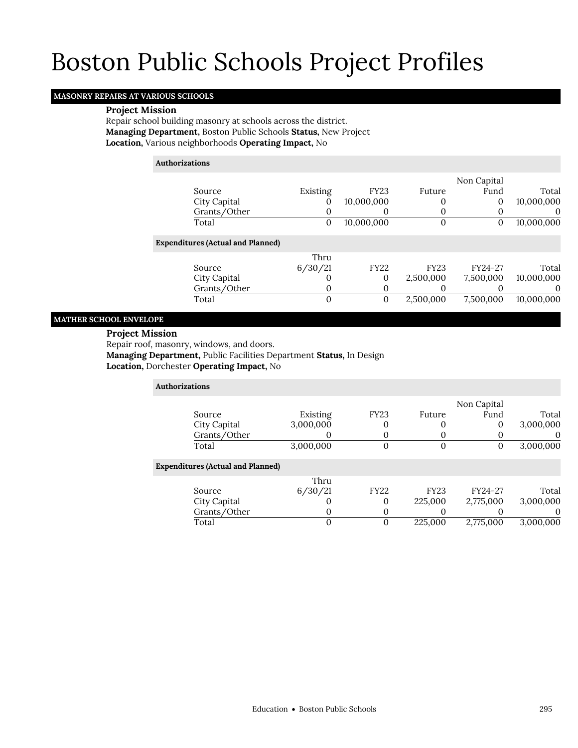# Boston Public Schools Project Profiles

## MASONRY REPAIRS AT VARIOUS SCHOOLS

**Project Mission**

Repair school building masonry at schools across the district.

**Managing Department,** Boston Public Schools **Status,** New Project

**Location,** Various neighborhoods **Operating Impact,** No

**Authorizations**

| Source | Existing | FY23 | Future | Non Capital Fund | Total |
|---|---|---|---|---|---|
| City Capital | 0 | 10,000,000 | 0 | 0 | 10,000,000 |
| Grants/Other | 0 | 0 | 0 | 0 | 0 |
| Total | 0 | 10,000,000 | 0 | 0 | 10,000,000 |

**Expenditures (Actual and Planned)**

| Source | Thru 6/30/21 | FY22 | FY23 | FY24-27 | Total |
|---|---|---|---|---|---|
| City Capital | 0 | 0 | 2,500,000 | 7,500,000 | 10,000,000 |
| Grants/Other | 0 | 0 | 0 | 0 | 0 |
| Total | 0 | 0 | 2,500,000 | 7,500,000 | 10,000,000 |

## MATHER SCHOOL ENVELOPE

**Project Mission**

Repair roof, masonry, windows, and doors.

**Managing Department,** Public Facilities Department **Status,** In Design

**Location,** Dorchester **Operating Impact,** No

**Authorizations**

| Source | Existing | FY23 | Future | Non Capital Fund | Total |
|---|---|---|---|---|---|
| City Capital | 3,000,000 | 0 | 0 | 0 | 3,000,000 |
| Grants/Other | 0 | 0 | 0 | 0 | 0 |
| Total | 3,000,000 | 0 | 0 | 0 | 3,000,000 |

**Expenditures (Actual and Planned)**

| Source | Thru 6/30/21 | FY22 | FY23 | FY24-27 | Total |
|---|---|---|---|---|---|
| City Capital | 0 | 0 | 225,000 | 2,775,000 | 3,000,000 |
| Grants/Other | 0 | 0 | 0 | 0 | 0 |
| Total | 0 | 0 | 225,000 | 2,775,000 | 3,000,000 |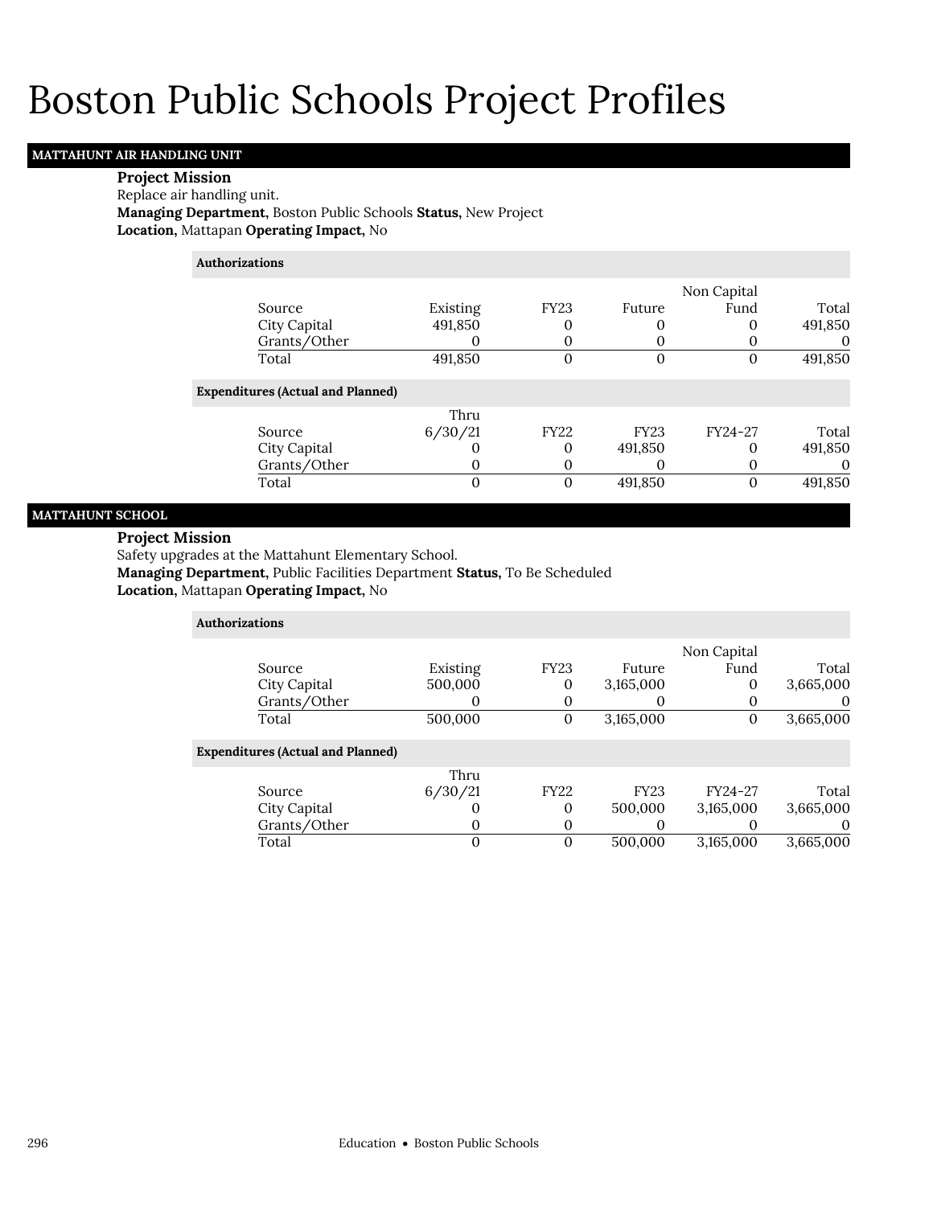# Boston Public Schools Project Profiles

## MATTAHUNT AIR HANDLING UNIT

**Project Mission**

Replace air handling unit.

**Managing Department,** Boston Public Schools **Status,** New Project

**Location,** Mattapan **Operating Impact,** No

**Authorizations**

| Source | Existing | FY23 | Future | Non Capital Fund | Total |
|---|---|---|---|---|---|
| City Capital | 491,850 | 0 | 0 | 0 | 491,850 |
| Grants/Other | 0 | 0 | 0 | 0 | 0 |
| Total | 491,850 | 0 | 0 | 0 | 491,850 |

**Expenditures (Actual and Planned)**

| Source | Thru 6/30/21 | FY22 | FY23 | FY24-27 | Total |
|---|---|---|---|---|---|
| City Capital | 0 | 0 | 491,850 | 0 | 491,850 |
| Grants/Other | 0 | 0 | 0 | 0 | 0 |
| Total | 0 | 0 | 491,850 | 0 | 491,850 |

## MATTAHUNT SCHOOL

**Project Mission**

Safety upgrades at the Mattahunt Elementary School.

**Managing Department,** Public Facilities Department **Status,** To Be Scheduled

**Location,** Mattapan **Operating Impact,** No

**Authorizations**

| Source | Existing | FY23 | Future | Non Capital Fund | Total |
|---|---|---|---|---|---|
| City Capital | 500,000 | 0 | 3,165,000 | 0 | 3,665,000 |
| Grants/Other | 0 | 0 | 0 | 0 | 0 |
| Total | 500,000 | 0 | 3,165,000 | 0 | 3,665,000 |

**Expenditures (Actual and Planned)**

| Source | Thru 6/30/21 | FY22 | FY23 | FY24-27 | Total |
|---|---|---|---|---|---|
| City Capital | 0 | 0 | 500,000 | 3,165,000 | 3,665,000 |
| Grants/Other | 0 | 0 | 0 | 0 | 0 |
| Total | 0 | 0 | 500,000 | 3,165,000 | 3,665,000 |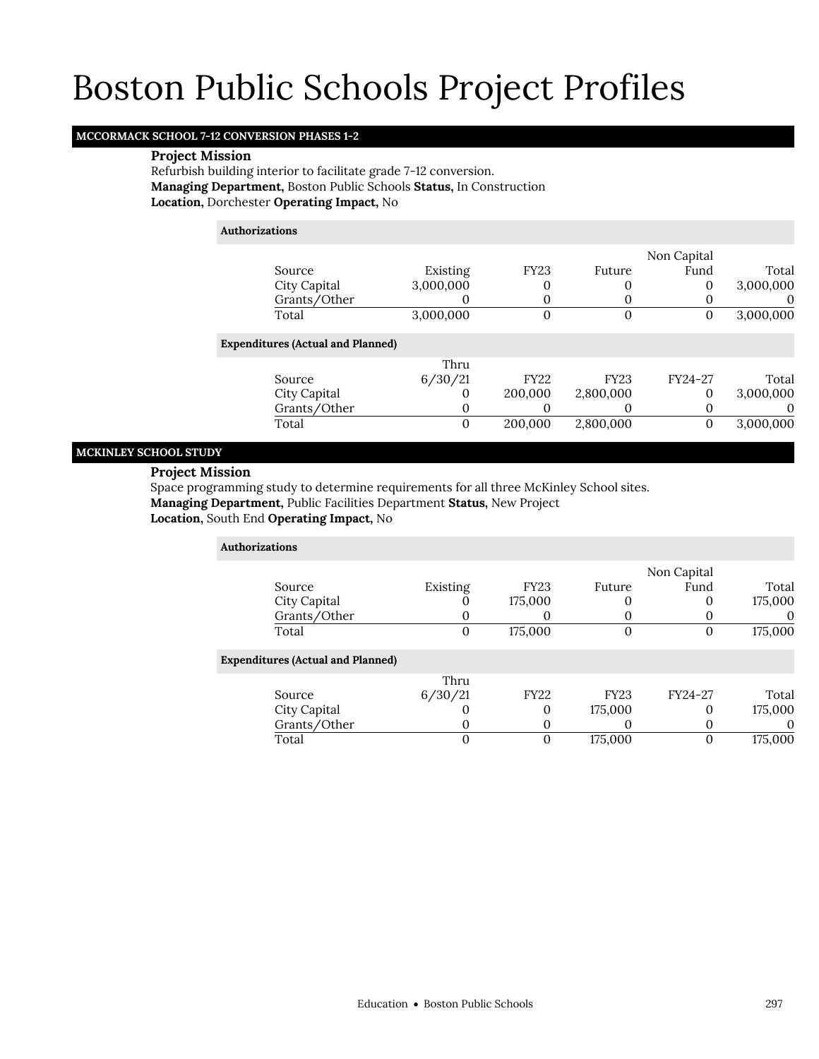# Boston Public Schools Project Profiles

## MCCORMACK SCHOOL 7-12 CONVERSION PHASES 1-2

**Project Mission**

Refurbish building interior to facilitate grade 7-12 conversion.

**Managing Department**, Boston Public Schools **Status**, In Construction

**Location**, Dorchester **Operating Impact**, No

**Authorizations**

| Source | Existing | FY23 | Future | Non Capital Fund | Total |
|---|---|---|---|---|---|
| City Capital | 3,000,000 | 0 | 0 | 0 | 3,000,000 |
| Grants/Other | 0 | 0 | 0 | 0 | 0 |
| Total | 3,000,000 | 0 | 0 | 0 | 3,000,000 |

**Expenditures (Actual and Planned)**

| Source | Thru 6/30/21 | FY22 | FY23 | FY24-27 | Total |
|---|---|---|---|---|---|
| City Capital | 0 | 200,000 | 2,800,000 | 0 | 3,000,000 |
| Grants/Other | 0 | 0 | 0 | 0 | 0 |
| Total | 0 | 200,000 | 2,800,000 | 0 | 3,000,000 |

## MCKINLEY SCHOOL STUDY

**Project Mission**

Space programming study to determine requirements for all three McKinley School sites.

**Managing Department**, Public Facilities Department **Status**, New Project

**Location**, South End **Operating Impact**, No

**Authorizations**

| Source | Existing | FY23 | Future | Non Capital Fund | Total |
|---|---|---|---|---|---|
| City Capital | 0 | 175,000 | 0 | 0 | 175,000 |
| Grants/Other | 0 | 0 | 0 | 0 | 0 |
| Total | 0 | 175,000 | 0 | 0 | 175,000 |

**Expenditures (Actual and Planned)**

| Source | Thru 6/30/21 | FY22 | FY23 | FY24-27 | Total |
|---|---|---|---|---|---|
| City Capital | 0 | 0 | 175,000 | 0 | 175,000 |
| Grants/Other | 0 | 0 | 0 | 0 | 0 |
| Total | 0 | 0 | 175,000 | 0 | 175,000 |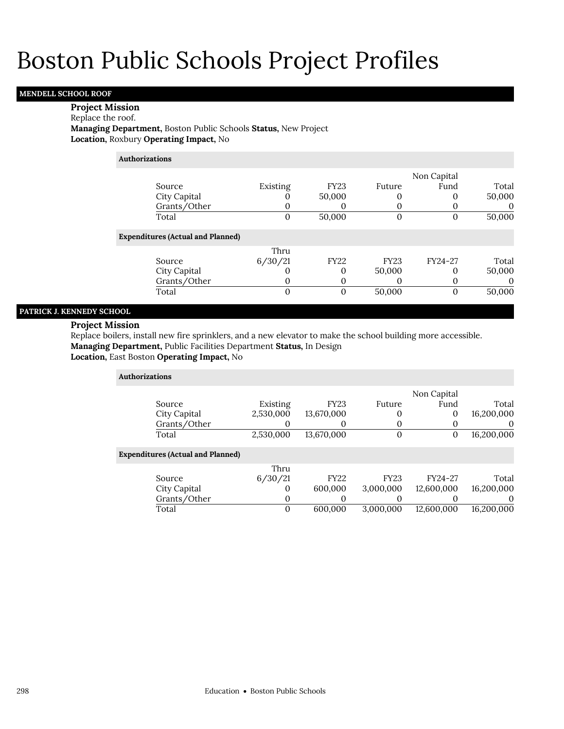# Boston Public Schools Project Profiles

## MENDELL SCHOOL ROOF

**Project Mission**
Replace the roof.
**Managing Department,** Boston Public Schools **Status,** New Project
**Location,** Roxbury **Operating Impact,** No

**Authorizations**

| Source | Existing | FY23 | Future | Non Capital Fund | Total |
|---|---|---|---|---|---|
| City Capital | 0 | 50,000 | 0 | 0 | 50,000 |
| Grants/Other | 0 | 0 | 0 | 0 | 0 |
| Total | 0 | 50,000 | 0 | 0 | 50,000 |

**Expenditures (Actual and Planned)**

| Source | Thru 6/30/21 | FY22 | FY23 | FY24-27 | Total |
|---|---|---|---|---|---|
| City Capital | 0 | 0 | 50,000 | 0 | 50,000 |
| Grants/Other | 0 | 0 | 0 | 0 | 0 |
| Total | 0 | 0 | 50,000 | 0 | 50,000 |

## PATRICK J. KENNEDY SCHOOL

**Project Mission**
Replace boilers, install new fire sprinklers, and a new elevator to make the school building more accessible.
**Managing Department,** Public Facilities Department **Status,** In Design
**Location,** East Boston **Operating Impact,** No

**Authorizations**

| Source | Existing | FY23 | Future | Non Capital Fund | Total |
|---|---|---|---|---|---|
| City Capital | 2,530,000 | 13,670,000 | 0 | 0 | 16,200,000 |
| Grants/Other | 0 | 0 | 0 | 0 | 0 |
| Total | 2,530,000 | 13,670,000 | 0 | 0 | 16,200,000 |

**Expenditures (Actual and Planned)**

| Source | Thru 6/30/21 | FY22 | FY23 | FY24-27 | Total |
|---|---|---|---|---|---|
| City Capital | 0 | 600,000 | 3,000,000 | 12,600,000 | 16,200,000 |
| Grants/Other | 0 | 0 | 0 | 0 | 0 |
| Total | 0 | 600,000 | 3,000,000 | 12,600,000 | 16,200,000 |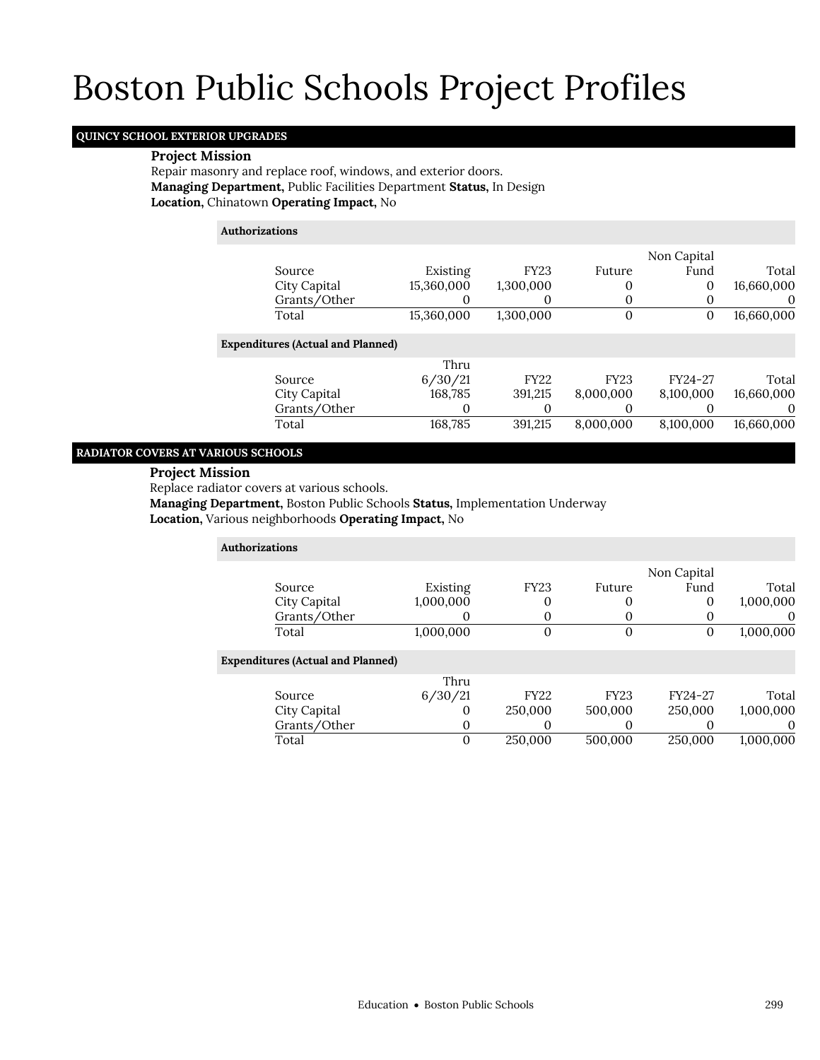# Boston Public Schools Project Profiles

## QUINCY SCHOOL EXTERIOR UPGRADES

**Project Mission**

Repair masonry and replace roof, windows, and exterior doors.

**Managing Department,** Public Facilities Department **Status,** In Design

**Location,** Chinatown **Operating Impact,** No

**Authorizations**

| Source | Existing | FY23 | Future | Non Capital Fund | Total |
|---|---|---|---|---|---|
| City Capital | 15,360,000 | 1,300,000 | 0 | 0 | 16,660,000 |
| Grants/Other | 0 | 0 | 0 | 0 | 0 |
| Total | 15,360,000 | 1,300,000 | 0 | 0 | 16,660,000 |

**Expenditures (Actual and Planned)**

| Source | Thru 6/30/21 | FY22 | FY23 | FY24-27 | Total |
|---|---|---|---|---|---|
| City Capital | 168,785 | 391,215 | 8,000,000 | 8,100,000 | 16,660,000 |
| Grants/Other | 0 | 0 | 0 | 0 | 0 |
| Total | 168,785 | 391,215 | 8,000,000 | 8,100,000 | 16,660,000 |

## RADIATOR COVERS AT VARIOUS SCHOOLS

**Project Mission**

Replace radiator covers at various schools.

**Managing Department,** Boston Public Schools **Status,** Implementation Underway

**Location,** Various neighborhoods **Operating Impact,** No

**Authorizations**

| Source | Existing | FY23 | Future | Non Capital Fund | Total |
|---|---|---|---|---|---|
| City Capital | 1,000,000 | 0 | 0 | 0 | 1,000,000 |
| Grants/Other | 0 | 0 | 0 | 0 | 0 |
| Total | 1,000,000 | 0 | 0 | 0 | 1,000,000 |

**Expenditures (Actual and Planned)**

| Source | Thru 6/30/21 | FY22 | FY23 | FY24-27 | Total |
|---|---|---|---|---|---|
| City Capital | 0 | 250,000 | 500,000 | 250,000 | 1,000,000 |
| Grants/Other | 0 | 0 | 0 | 0 | 0 |
| Total | 0 | 250,000 | 500,000 | 250,000 | 1,000,000 |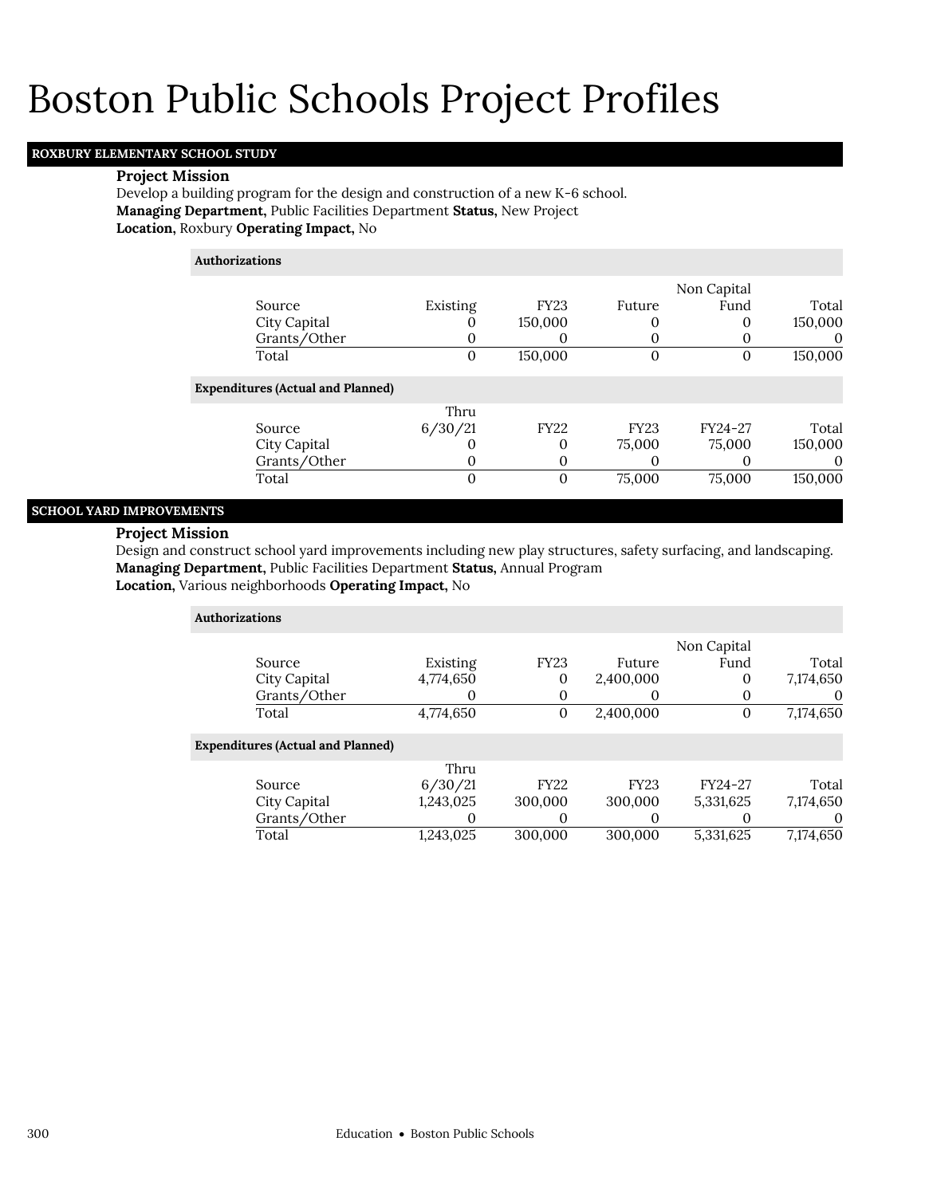# Boston Public Schools Project Profiles

## ROXBURY ELEMENTARY SCHOOL STUDY

**Project Mission**

Develop a building program for the design and construction of a new K-6 school.

**Managing Department,** Public Facilities Department **Status,** New Project

**Location,** Roxbury **Operating Impact,** No

**Authorizations**

| Source | Existing | FY23 | Future | Non Capital Fund | Total |
|---|---|---|---|---|---|
| City Capital | 0 | 150,000 | 0 | 0 | 150,000 |
| Grants/Other | 0 | 0 | 0 | 0 | 0 |
| Total | 0 | 150,000 | 0 | 0 | 150,000 |

**Expenditures (Actual and Planned)**

| Source | Thru 6/30/21 | FY22 | FY23 | FY24-27 | Total |
|---|---|---|---|---|---|
| City Capital | 0 | 0 | 75,000 | 75,000 | 150,000 |
| Grants/Other | 0 | 0 | 0 | 0 | 0 |
| Total | 0 | 0 | 75,000 | 75,000 | 150,000 |

## SCHOOL YARD IMPROVEMENTS

**Project Mission**

Design and construct school yard improvements including new play structures, safety surfacing, and landscaping.

**Managing Department,** Public Facilities Department **Status,** Annual Program

**Location,** Various neighborhoods **Operating Impact,** No

**Authorizations**

| Source | Existing | FY23 | Future | Non Capital Fund | Total |
|---|---|---|---|---|---|
| City Capital | 4,774,650 | 0 | 2,400,000 | 0 | 7,174,650 |
| Grants/Other | 0 | 0 | 0 | 0 | 0 |
| Total | 4,774,650 | 0 | 2,400,000 | 0 | 7,174,650 |

**Expenditures (Actual and Planned)**

| Source | Thru 6/30/21 | FY22 | FY23 | FY24-27 | Total |
|---|---|---|---|---|---|
| City Capital | 1,243,025 | 300,000 | 300,000 | 5,331,625 | 7,174,650 |
| Grants/Other | 0 | 0 | 0 | 0 | 0 |
| Total | 1,243,025 | 300,000 | 300,000 | 5,331,625 | 7,174,650 |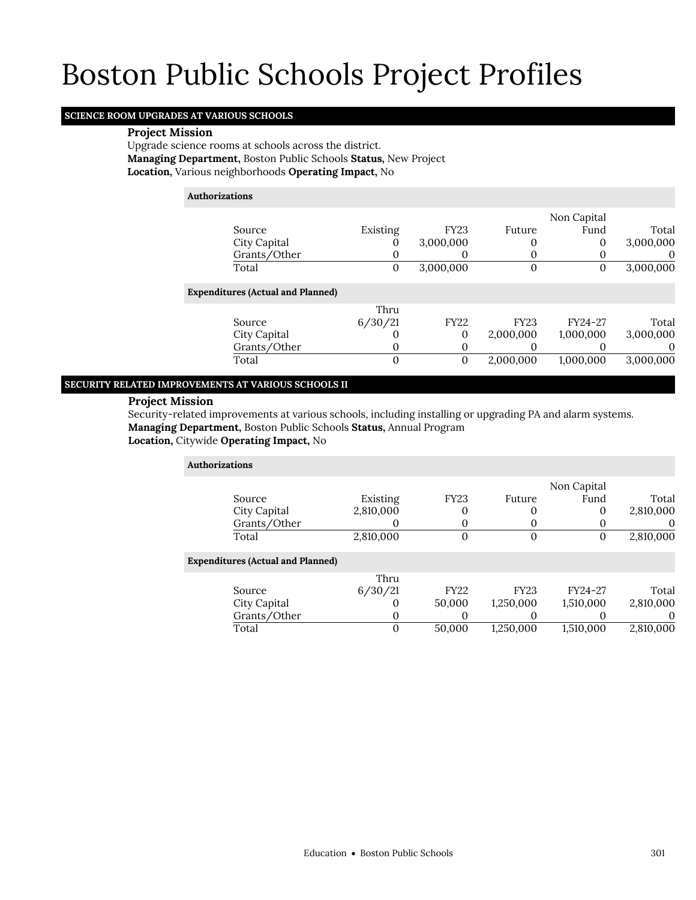# Boston Public Schools Project Profiles

## SCIENCE ROOM UPGRADES AT VARIOUS SCHOOLS

**Project Mission**

Upgrade science rooms at schools across the district.

**Managing Department,** Boston Public Schools **Status,** New Project

**Location,** Various neighborhoods **Operating Impact,** No

**Authorizations**

| Source | Existing | FY23 | Future | Non Capital Fund | Total |
|---|---|---|---|---|---|
| City Capital | 0 | 3,000,000 | 0 | 0 | 3,000,000 |
| Grants/Other | 0 | 0 | 0 | 0 | 0 |
| Total | 0 | 3,000,000 | 0 | 0 | 3,000,000 |

**Expenditures (Actual and Planned)**

| Source | Thru 6/30/21 | FY22 | FY23 | FY24-27 | Total |
|---|---|---|---|---|---|
| City Capital | 0 | 0 | 2,000,000 | 1,000,000 | 3,000,000 |
| Grants/Other | 0 | 0 | 0 | 0 | 0 |
| Total | 0 | 0 | 2,000,000 | 1,000,000 | 3,000,000 |

## SECURITY RELATED IMPROVEMENTS AT VARIOUS SCHOOLS II

**Project Mission**

Security-related improvements at various schools, including installing or upgrading PA and alarm systems.

**Managing Department,** Boston Public Schools **Status,** Annual Program

**Location,** Citywide **Operating Impact,** No

**Authorizations**

| Source | Existing | FY23 | Future | Non Capital Fund | Total |
|---|---|---|---|---|---|
| City Capital | 2,810,000 | 0 | 0 | 0 | 2,810,000 |
| Grants/Other | 0 | 0 | 0 | 0 | 0 |
| Total | 2,810,000 | 0 | 0 | 0 | 2,810,000 |

**Expenditures (Actual and Planned)**

| Source | Thru 6/30/21 | FY22 | FY23 | FY24-27 | Total |
|---|---|---|---|---|---|
| City Capital | 0 | 50,000 | 1,250,000 | 1,510,000 | 2,810,000 |
| Grants/Other | 0 | 0 | 0 | 0 | 0 |
| Total | 0 | 50,000 | 1,250,000 | 1,510,000 | 2,810,000 |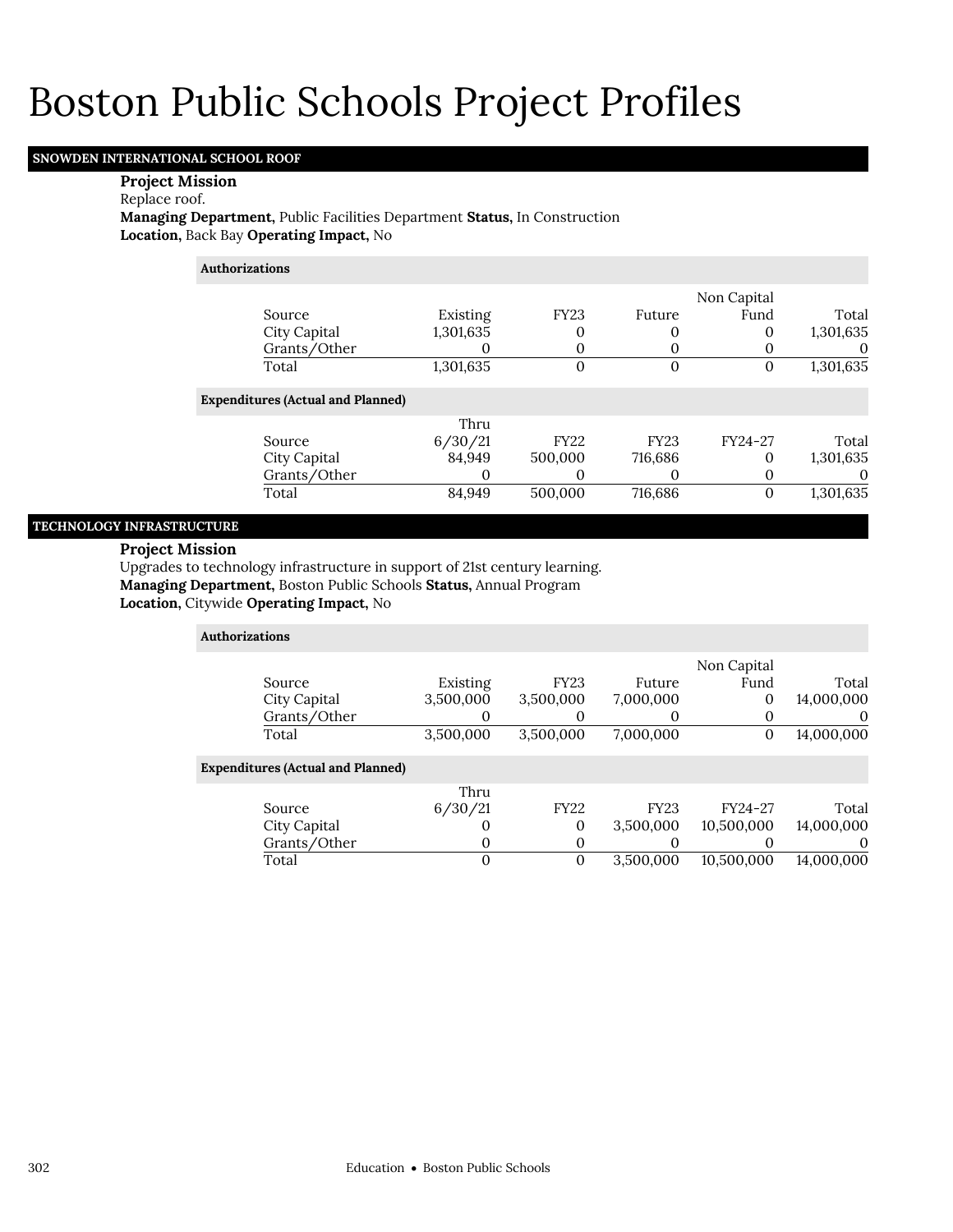# Boston Public Schools Project Profiles

## SNOWDEN INTERNATIONAL SCHOOL ROOF

**Project Mission**

Replace roof.

**Managing Department,** Public Facilities Department **Status,** In Construction

**Location,** Back Bay **Operating Impact,** No

**Authorizations**

| Source | Existing | FY23 | Future | Non Capital Fund | Total |
|---|---|---|---|---|---|
| City Capital | 1,301,635 | 0 | 0 | 0 | 1,301,635 |
| Grants/Other | 0 | 0 | 0 | 0 | 0 |
| Total | 1,301,635 | 0 | 0 | 0 | 1,301,635 |

**Expenditures (Actual and Planned)**

| Source | Thru 6/30/21 | FY22 | FY23 | FY24-27 | Total |
|---|---|---|---|---|---|
| City Capital | 84,949 | 500,000 | 716,686 | 0 | 1,301,635 |
| Grants/Other | 0 | 0 | 0 | 0 | 0 |
| Total | 84,949 | 500,000 | 716,686 | 0 | 1,301,635 |

## TECHNOLOGY INFRASTRUCTURE

**Project Mission**

Upgrades to technology infrastructure in support of 21st century learning.

**Managing Department,** Boston Public Schools **Status,** Annual Program

**Location,** Citywide **Operating Impact,** No

**Authorizations**

| Source | Existing | FY23 | Future | Non Capital Fund | Total |
|---|---|---|---|---|---|
| City Capital | 3,500,000 | 3,500,000 | 7,000,000 | 0 | 14,000,000 |
| Grants/Other | 0 | 0 | 0 | 0 | 0 |
| Total | 3,500,000 | 3,500,000 | 7,000,000 | 0 | 14,000,000 |

**Expenditures (Actual and Planned)**

| Source | Thru 6/30/21 | FY22 | FY23 | FY24-27 | Total |
|---|---|---|---|---|---|
| City Capital | 0 | 0 | 3,500,000 | 10,500,000 | 14,000,000 |
| Grants/Other | 0 | 0 | 0 | 0 | 0 |
| Total | 0 | 0 | 3,500,000 | 10,500,000 | 14,000,000 |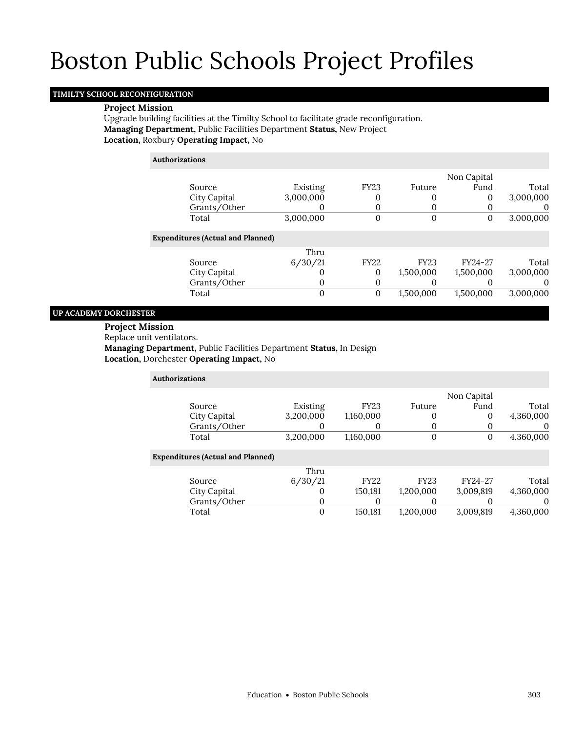# Boston Public Schools Project Profiles

## TIMILTY SCHOOL RECONFIGURATION

**Project Mission**

Upgrade building facilities at the Timilty School to facilitate grade reconfiguration.

**Managing Department,** Public Facilities Department **Status,** New Project

**Location,** Roxbury **Operating Impact,** No

**Authorizations**

| Source | Existing | FY23 | Future | Non Capital Fund | Total |
|---|---|---|---|---|---|
| City Capital | 3,000,000 | 0 | 0 | 0 | 3,000,000 |
| Grants/Other | 0 | 0 | 0 | 0 | 0 |
| Total | 3,000,000 | 0 | 0 | 0 | 3,000,000 |

**Expenditures (Actual and Planned)**

| Source | Thru 6/30/21 | FY22 | FY23 | FY24-27 | Total |
|---|---|---|---|---|---|
| City Capital | 0 | 0 | 1,500,000 | 1,500,000 | 3,000,000 |
| Grants/Other | 0 | 0 | 0 | 0 | 0 |
| Total | 0 | 0 | 1,500,000 | 1,500,000 | 3,000,000 |

## UP ACADEMY DORCHESTER

**Project Mission**

Replace unit ventilators.

**Managing Department,** Public Facilities Department **Status,** In Design

**Location,** Dorchester **Operating Impact,** No

**Authorizations**

| Source | Existing | FY23 | Future | Non Capital Fund | Total |
|---|---|---|---|---|---|
| City Capital | 3,200,000 | 1,160,000 | 0 | 0 | 4,360,000 |
| Grants/Other | 0 | 0 | 0 | 0 | 0 |
| Total | 3,200,000 | 1,160,000 | 0 | 0 | 4,360,000 |

**Expenditures (Actual and Planned)**

| Source | Thru 6/30/21 | FY22 | FY23 | FY24-27 | Total |
|---|---|---|---|---|---|
| City Capital | 0 | 150,181 | 1,200,000 | 3,009,819 | 4,360,000 |
| Grants/Other | 0 | 0 | 0 | 0 | 0 |
| Total | 0 | 150,181 | 1,200,000 | 3,009,819 | 4,360,000 |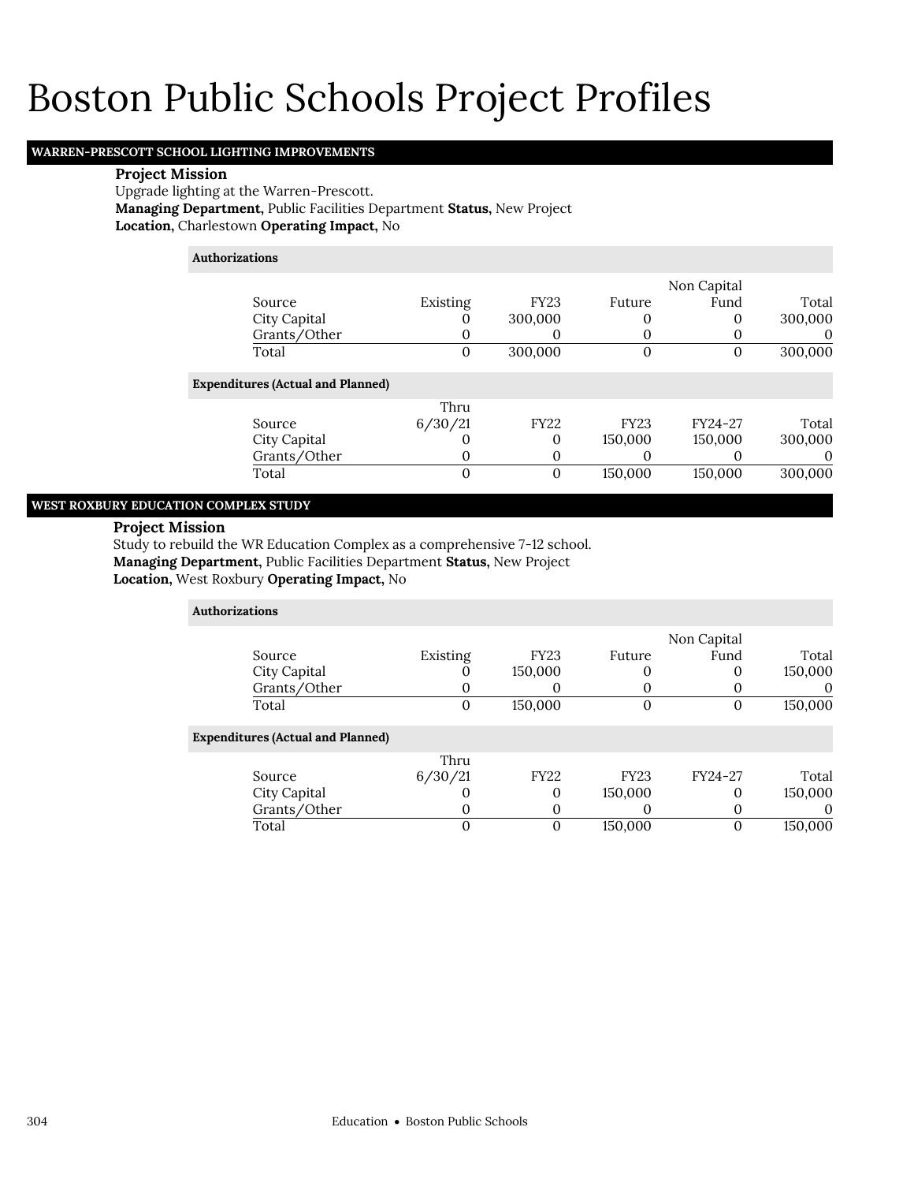# Boston Public Schools Project Profiles

## WARREN-PRESCOTT SCHOOL LIGHTING IMPROVEMENTS

**Project Mission**

Upgrade lighting at the Warren-Prescott.

**Managing Department,** Public Facilities Department **Status,** New Project

**Location,** Charlestown **Operating Impact,** No

**Authorizations**

| Source | Existing | FY23 | Future | Non Capital Fund | Total |
|---|---|---|---|---|---|
| City Capital | 0 | 300,000 | 0 | 0 | 300,000 |
| Grants/Other | 0 | 0 | 0 | 0 | 0 |
| Total | 0 | 300,000 | 0 | 0 | 300,000 |

**Expenditures (Actual and Planned)**

| Source | Thru 6/30/21 | FY22 | FY23 | FY24-27 | Total |
|---|---|---|---|---|---|
| City Capital | 0 | 0 | 150,000 | 150,000 | 300,000 |
| Grants/Other | 0 | 0 | 0 | 0 | 0 |
| Total | 0 | 0 | 150,000 | 150,000 | 300,000 |

## WEST ROXBURY EDUCATION COMPLEX STUDY

**Project Mission**

Study to rebuild the WR Education Complex as a comprehensive 7-12 school.

**Managing Department,** Public Facilities Department **Status,** New Project

**Location,** West Roxbury **Operating Impact,** No

**Authorizations**

| Source | Existing | FY23 | Future | Non Capital Fund | Total |
|---|---|---|---|---|---|
| City Capital | 0 | 150,000 | 0 | 0 | 150,000 |
| Grants/Other | 0 | 0 | 0 | 0 | 0 |
| Total | 0 | 150,000 | 0 | 0 | 150,000 |

**Expenditures (Actual and Planned)**

| Source | Thru 6/30/21 | FY22 | FY23 | FY24-27 | Total |
|---|---|---|---|---|---|
| City Capital | 0 | 0 | 150,000 | 0 | 150,000 |
| Grants/Other | 0 | 0 | 0 | 0 | 0 |
| Total | 0 | 0 | 150,000 | 0 | 150,000 |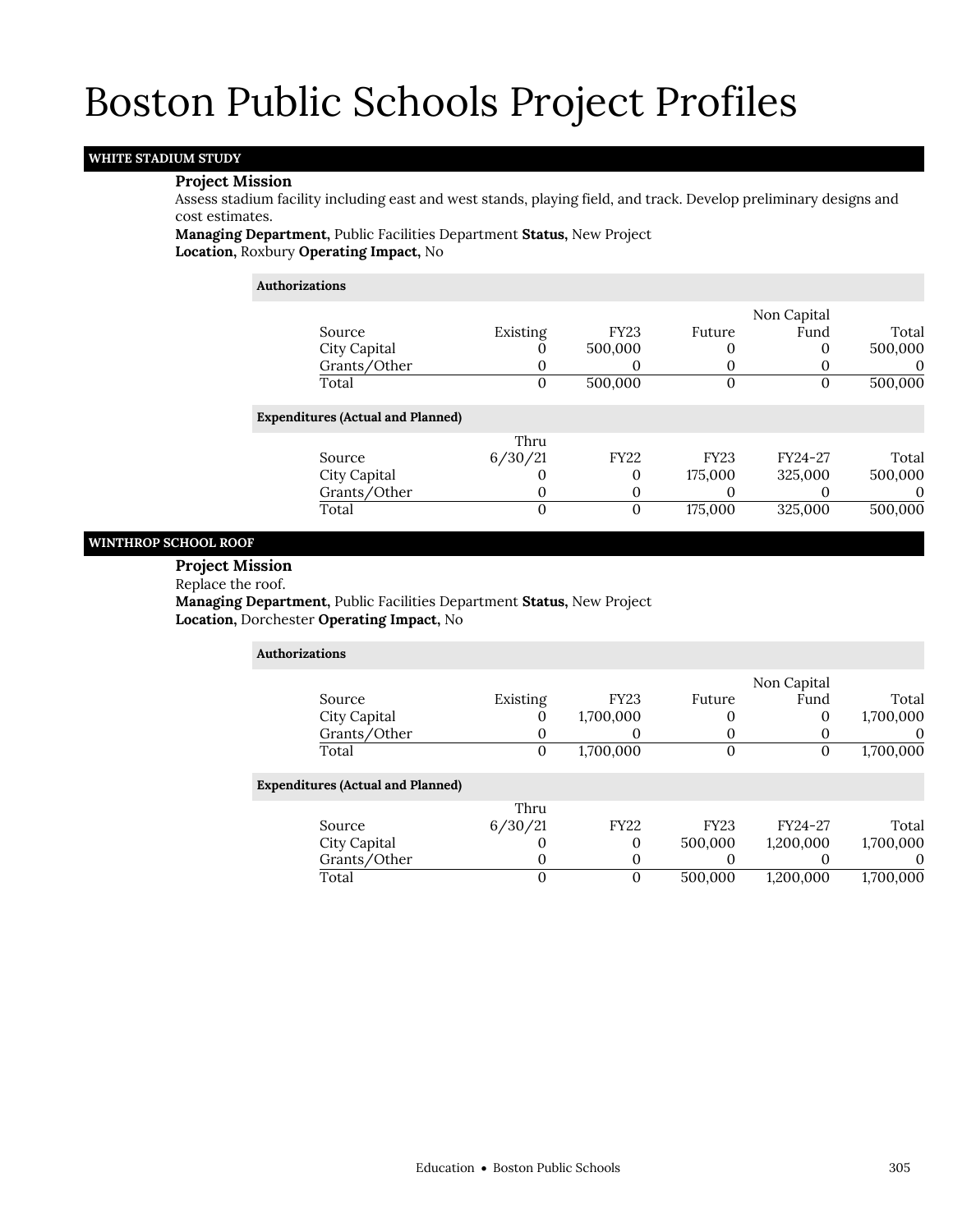# Boston Public Schools Project Profiles

## WHITE STADIUM STUDY

**Project Mission**

Assess stadium facility including east and west stands, playing field, and track. Develop preliminary designs and cost estimates.

**Managing Department,** Public Facilities Department **Status,** New Project

**Location,** Roxbury **Operating Impact,** No

**Authorizations**

| Source | Existing | FY23 | Future | Non Capital Fund | Total |
|---|---|---|---|---|---|
| City Capital | 0 | 500,000 | 0 | 0 | 500,000 |
| Grants/Other | 0 | 0 | 0 | 0 | 0 |
| Total | 0 | 500,000 | 0 | 0 | 500,000 |

**Expenditures (Actual and Planned)**

| Source | Thru 6/30/21 | FY22 | FY23 | FY24-27 | Total |
|---|---|---|---|---|---|
| City Capital | 0 | 0 | 175,000 | 325,000 | 500,000 |
| Grants/Other | 0 | 0 | 0 | 0 | 0 |
| Total | 0 | 0 | 175,000 | 325,000 | 500,000 |

## WINTHROP SCHOOL ROOF

**Project Mission**

Replace the roof.

**Managing Department,** Public Facilities Department **Status,** New Project

**Location,** Dorchester **Operating Impact,** No

**Authorizations**

| Source | Existing | FY23 | Future | Non Capital Fund | Total |
|---|---|---|---|---|---|
| City Capital | 0 | 1,700,000 | 0 | 0 | 1,700,000 |
| Grants/Other | 0 | 0 | 0 | 0 | 0 |
| Total | 0 | 1,700,000 | 0 | 0 | 1,700,000 |

**Expenditures (Actual and Planned)**

| Source | Thru 6/30/21 | FY22 | FY23 | FY24-27 | Total |
|---|---|---|---|---|---|
| City Capital | 0 | 0 | 500,000 | 1,200,000 | 1,700,000 |
| Grants/Other | 0 | 0 | 0 | 0 | 0 |
| Total | 0 | 0 | 500,000 | 1,200,000 | 1,700,000 |